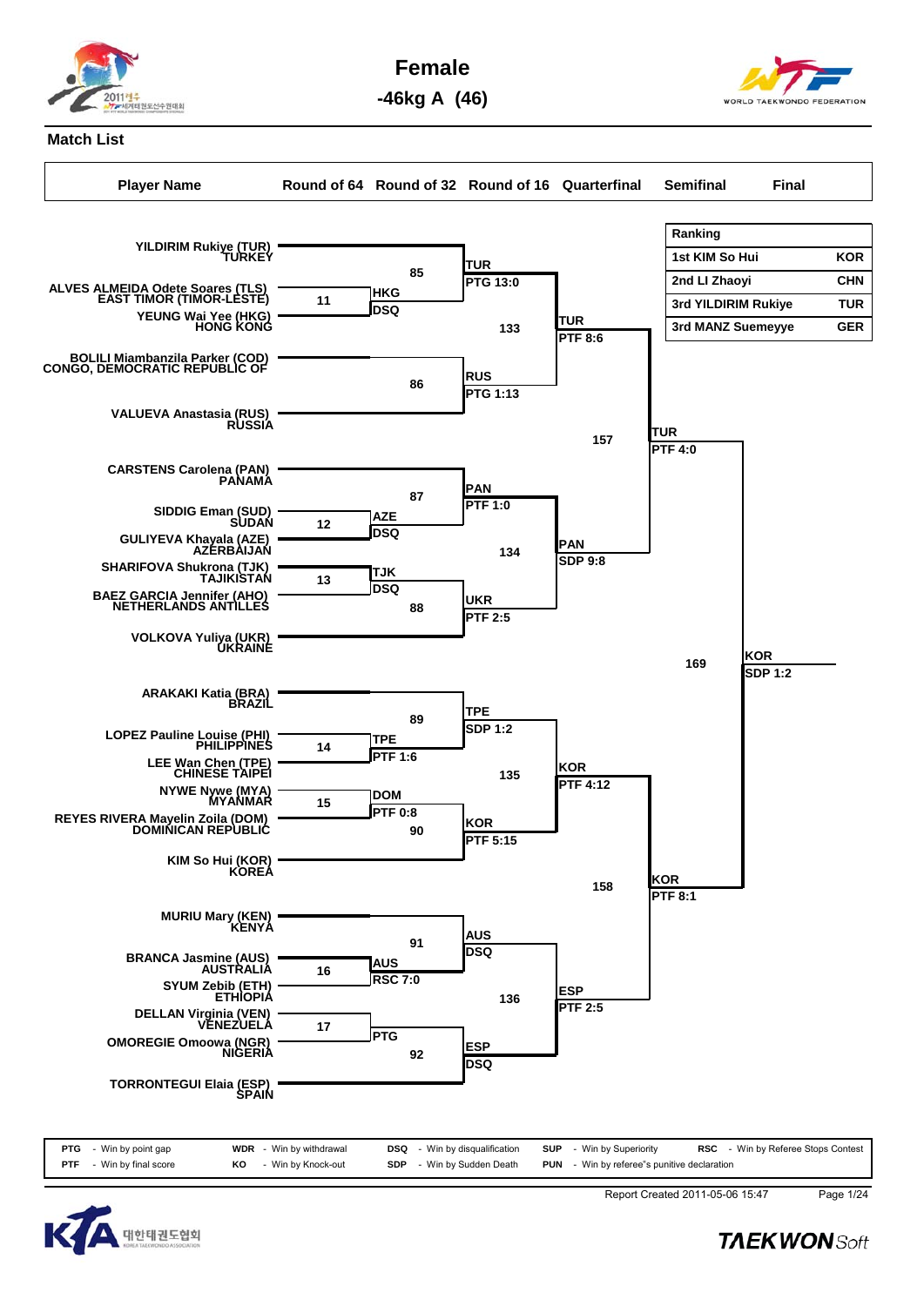# Female

## -46kg A (46)

### Match List

| Ranking | | |
|---|---|---|
| 1st | KIM So Hui | KOR |
| 2nd | LI Zhaoyi | CHN |
| 3rd | YILDIRIM Rukiye | TUR |
| 3rd | MANZ Suemeyye | GER |

| Player Name | Round of 64 | Round of 32 | Round of 16 | Quarterfinal | Semifinal | Final |
|---|---|---|---|---|---|---|
| YILDIRIM Rukiye (TUR) TURKEY | | | | | | |
| ALVES ALMEIDA Odete Soares (TLS) EAST TIMOR (TIMOR-LESTE) | 11 | HKG DSQ | | | | |
| YEUNG Wai Yee (HKG) HONG KONG | | 85 | TUR PTG 13:0 | | | |
| BOLILI Miambanzila Parker (COD) CONGO, DEMOCRATIC REPUBLIC OF | | | 133 | TUR PTF 8:6 | | |
| VALUEVA Anastasia (RUS) RUSSIA | | 86 | RUS PTG 1:13 | | | |
| | | | | 157 | TUR PTF 4:0 | |
| CARSTENS Carolena (PAN) PANAMA | | 87 | PAN PTF 1:0 | | | |
| SIDDIG Eman (SUD) SUDAN | 12 | AZE DSQ | | | | |
| GULIYEVA Khayala (AZE) AZERBAIJAN | | | 134 | PAN SDP 9:8 | | |
| SHARIFOVA Shukrona (TJK) TAJIKISTAN | 13 | TJK DSQ | | | | |
| BAEZ GARCIA Jennifer (AHO) NETHERLANDS ANTILLES | | 88 | UKR PTF 2:5 | | | |
| VOLKOVA Yuliya (UKR) UKRAINE | | | | | 169 | KOR SDP 1:2 |
| ARAKAKI Katia (BRA) BRAZIL | | 89 | TPE SDP 1:2 | | | |
| LOPEZ Pauline Louise (PHI) PHILIPPINES | 14 | TPE PTF 1:6 | | | | |
| LEE Wan Chen (TPE) CHINESE TAIPEI | | | 135 | KOR PTF 4:12 | | |
| NYWE Nywe (MYA) MYANMAR | 15 | DOM PTF 0:8 | | | | |
| REYES RIVERA Mayelin Zoila (DOM) DOMINICAN REPUBLIC | | 90 | KOR PTF 5:15 | | | |
| KIM So Hui (KOR) KOREA | | | | 158 | KOR PTF 8:1 | |
| MURIU Mary (KEN) KENYA | | 91 | AUS DSQ | | | |
| BRANCA Jasmine (AUS) AUSTRALIA | 16 | AUS RSC 7:0 | | | | |
| SYUM Zebib (ETH) ETHIOPIA | | | 136 | ESP PTF 2:5 | | |
| DELLAN Virginia (VEN) VENEZUELA | 17 | PTG | | | | |
| OMOREGIE Omoowa (NGR) NIGERIA | | 92 | ESP DSQ | | | |
| TORRONTEGUI Elaia (ESP) SPAIN | | | | | | |

PTG - Win by point gap; WDR - Win by withdrawal; DSQ - Win by disqualification; SUP - Win by Superiority; RSC - Win by Referee Stops Contest
PTF - Win by final score; KO - Win by Knock-out; SDP - Win by Sudden Death; PUN - Win by referee"s punitive declaration

Report Created 2011-05-06 15:47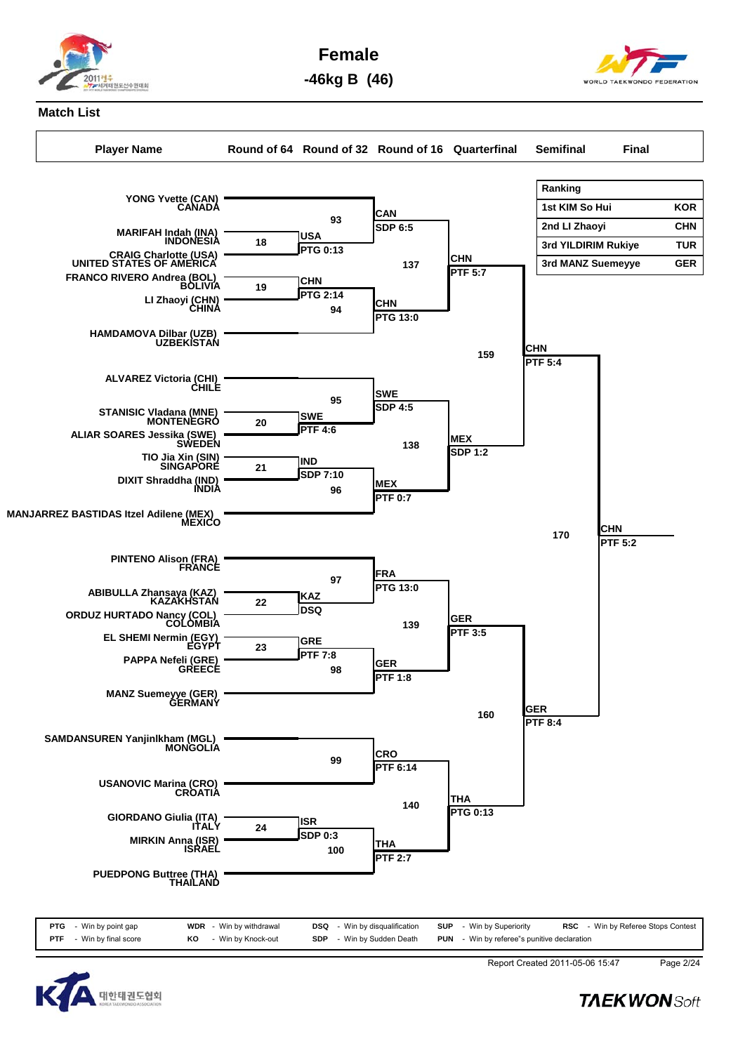# Female

## -46kg B (46)

### Match List

| Player Name | Round of 64 | Round of 32 | Round of 16 | Quarterfinal | Semifinal | Final |
|---|---|---|---|---|---|---|

**Ranking**

| Ranking | |
|---|---|
| 1st KIM So Hui | KOR |
| 2nd LI Zhaoyi | CHN |
| 3rd YILDIRIM Rukiye | TUR |
| 3rd MANZ Suemeyye | GER |

**Players (bracket order)**

1. YONG Yvette (CAN) CANADA
2. MARIFAH Indah (INA) INDONESIA
3. CRAIG Charlotte (USA) UNITED STATES OF AMERICA
4. FRANCO RIVERO Andrea (BOL) BOLIVIA
5. LI Zhaoyi (CHN) CHINA
6. HAMDAMOVA Dilbar (UZB) UZBEKISTAN
7. ALVAREZ Victoria (CHI) CHILE
8. STANISIC Vladana (MNE) MONTENEGRO
9. ALIAR SOARES Jessika (SWE) SWEDEN
10. TIO Jia Xin (SIN) SINGAPORE
11. DIXIT Shraddha (IND) INDIA
12. MANJARREZ BASTIDAS Itzel Adilene (MEX) MEXICO
13. PINTENO Alison (FRA) FRANCE
14. ABIBULLA Zhansaya (KAZ) KAZAKHSTAN
15. ORDUZ HURTADO Nancy (COL) COLOMBIA
16. EL SHEMI Nermin (EGY) EGYPT
17. PAPPA Nefeli (GRE) GREECE
18. MANZ Suemeyye (GER) GERMANY
19. SAMDANSUREN Yanjinlkham (MGL) MONGOLIA
20. USANOVIC Marina (CRO) CROATIA
21. GIORDANO Giulia (ITA) ITALY
22. MIRKIN Anna (ISR) ISRAEL
23. PUEDPONG Buttree (THA) THAILAND

**Round of 32**

| Match | Contest | Winner | Result |
|---|---|---|---|
| 18 | MARIFAH Indah (INA) vs CRAIG Charlotte (USA) | USA | PTG 0:13 |
| 19 | FRANCO RIVERO Andrea (BOL) vs LI Zhaoyi (CHN) | CHN | PTG 2:14 |
| 20 | STANISIC Vladana (MNE) vs ALIAR SOARES Jessika (SWE) | SWE | PTF 4:6 |
| 21 | TIO Jia Xin (SIN) vs DIXIT Shraddha (IND) | IND | SDP 7:10 |
| 22 | ABIBULLA Zhansaya (KAZ) vs ORDUZ HURTADO Nancy (COL) | KAZ | DSQ |
| 23 | EL SHEMI Nermin (EGY) vs PAPPA Nefeli (GRE) | GRE | PTF 7:8 |
| 24 | GIORDANO Giulia (ITA) vs MIRKIN Anna (ISR) | ISR | SDP 0:3 |

**Round of 16**

| Match | Contest | Winner | Result |
|---|---|---|---|
| 93 | YONG Yvette (CAN) vs USA | CAN | SDP 6:5 |
| 94 | CHN vs HAMDAMOVA Dilbar (UZB) | CHN | PTG 13:0 |
| 95 | ALVAREZ Victoria (CHI) vs SWE | SWE | SDP 4:5 |
| 96 | IND vs MANJARREZ BASTIDAS Itzel Adilene (MEX) | MEX | PTF 0:7 |
| 97 | PINTENO Alison (FRA) vs KAZ | FRA | PTG 13:0 |
| 98 | GRE vs MANZ Suemeyye (GER) | GER | PTF 1:8 |
| 99 | SAMDANSUREN Yanjinlkham (MGL) vs USANOVIC Marina (CRO) | CRO | PTF 6:14 |
| 100 | ISR vs PUEDPONG Buttree (THA) | THA | PTF 2:7 |

**Quarterfinal**

| Match | Contest | Winner | Result |
|---|---|---|---|
| 137 | CAN vs CHN | CHN | PTF 5:7 |
| 138 | SWE vs MEX | MEX | SDP 1:2 |
| 139 | FRA vs GER | GER | PTF 3:5 |
| 140 | CRO vs THA | THA | PTG 0:13 |

**Semifinal**

| Match | Contest | Winner | Result |
|---|---|---|---|
| 159 | CHN vs MEX | CHN | PTF 5:4 |
| 160 | GER vs THA | GER | PTF 8:4 |

**Final**

| Match | Contest | Winner | Result |
|---|---|---|---|
| 170 | CHN vs GER | CHN | PTF 5:2 |

| | | | | |
|---|---|---|---|---|
| **PTG** - Win by point gap | **WDR** - Win by withdrawal | **DSQ** - Win by disqualification | **SUP** - Win by Superiority | **RSC** - Win by Referee Stops Contest |
| **PTF** - Win by final score | **KO** - Win by Knock-out | **SDP** - Win by Sudden Death | **PUN** - Win by referee"s punitive declaration | |

Report Created 2011-05-06 15:47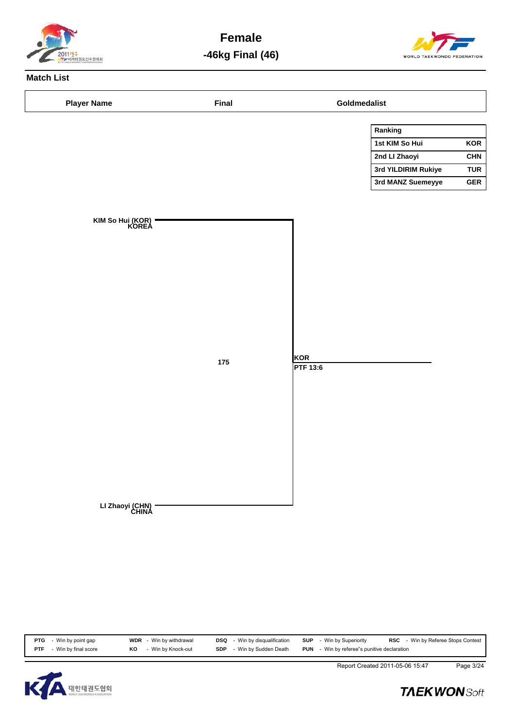# Female

## -46kg Final (46)

### Match List

| Player Name | Final | Goldmedalist |
|---|---|---|

| Ranking | |
|---|---|
| 1st KIM So Hui | KOR |
| 2nd LI Zhaoyi | CHN |
| 3rd YILDIRIM Rukiye | TUR |
| 3rd MANZ Suemeyye | GER |

KIM So Hui (KOR)
KOREA

175

KOR
PTF 13:6

LI Zhaoyi (CHN)
CHINA

| | | | | | | | | | |
|---|---|---|---|---|---|---|---|---|---|
| PTG | - Win by point gap | WDR | - Win by withdrawal | DSQ | - Win by disqualification | SUP | - Win by Superiority | RSC | - Win by Referee Stops Contest |
| PTF | - Win by final score | KO | - Win by Knock-out | SDP | - Win by Sudden Death | PUN | - Win by referee"s punitive declaration | | |

Report Created 2011-05-06 15:47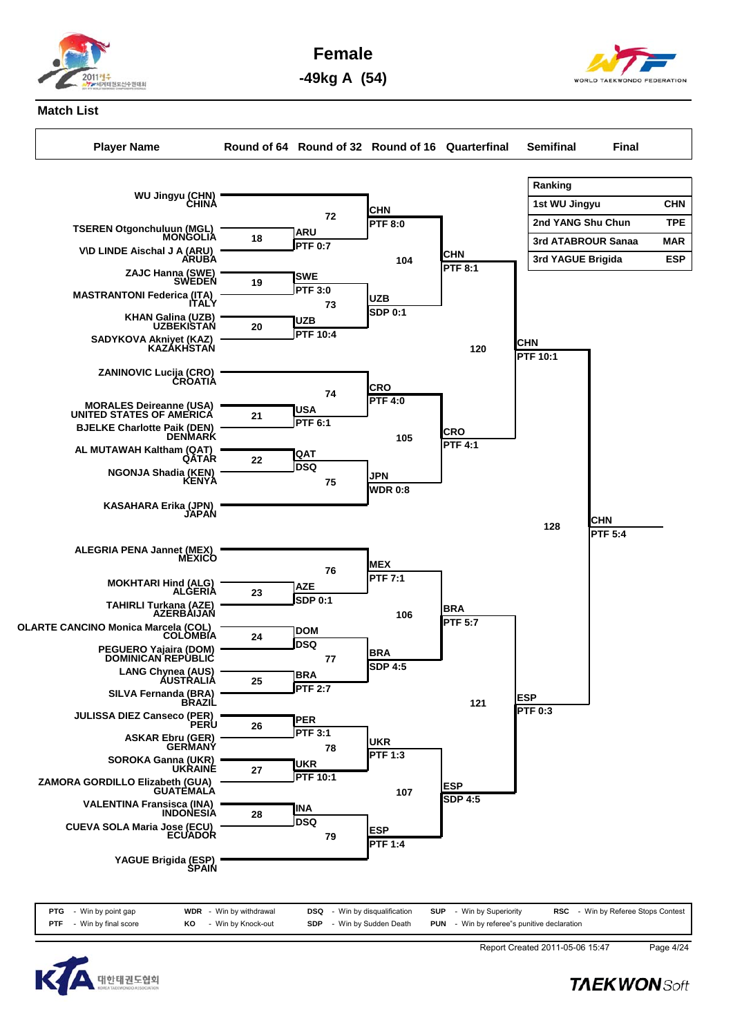# Female

## -49kg A (54)

### Match List

| Player Name | Round of 64 | Round of 32 | Round of 16 | Quarterfinal | Semifinal | Final |
|---|---|---|---|---|---|---|

**Ranking**

| Ranking | |
|---|---|
| 1st WU Jingyu | CHN |
| 2nd YANG Shu Chun | TPE |
| 3rd ATABROUR Sanaa | MAR |
| 3rd YAGUE Brigida | ESP |

**Round of 64**

| Match | Players | Winner | Result |
|---|---|---|---|
| 18 | TSEREN Otgonchuluun (MGL) MONGOLIA vs V\D LINDE Aischal J A (ARU) ARUBA | ARU | PTF 0:7 |
| 19 | ZAJC Hanna (SWE) SWEDEN vs MASTRANTONI Federica (ITA) ITALY | SWE | PTF 3:0 |
| 20 | KHAN Galina (UZB) UZBEKISTAN vs SADYKOVA Akniyet (KAZ) KAZAKHSTAN | UZB | PTF 10:4 |
| 21 | MORALES Deireanne (USA) UNITED STATES OF AMERICA vs BJELKE Charlotte Paik (DEN) DENMARK | USA | PTF 6:1 |
| 22 | AL MUTAWAH Kaltham (QAT) QATAR vs NGONJA Shadia (KEN) KENYA | QAT | DSQ |
| 23 | MOKHTARI Hind (ALG) ALGERIA vs TAHIRLI Turkana (AZE) AZERBAIJAN | AZE | SDP 0:1 |
| 24 | OLARTE CANCINO Monica Marcela (COL) COLOMBIA vs PEGUERO Yajaira (DOM) DOMINICAN REPUBLIC | DOM | DSQ |
| 25 | LANG Chynea (AUS) AUSTRALIA vs SILVA Fernanda (BRA) BRAZIL | BRA | PTF 2:7 |
| 26 | JULISSA DIEZ Canseco (PER) PERU vs ASKAR Ebru (GER) GERMANY | PER | PTF 3:1 |
| 27 | SOROKA Ganna (UKR) UKRAINE vs ZAMORA GORDILLO Elizabeth (GUA) GUATEMALA | UKR | PTF 10:1 |
| 28 | VALENTINA Fransisca (INA) INDONESIA vs CUEVA SOLA Maria Jose (ECU) ECUADOR | INA | DSQ |

**Round of 32**

| Match | Players | Winner | Result |
|---|---|---|---|
| 72 | WU Jingyu (CHN) CHINA vs ARU | CHN | PTF 8:0 |
| 73 | SWE vs UZB | UZB | SDP 0:1 |
| 74 | ZANINOVIC Lucija (CRO) CROATIA vs USA | CRO | PTF 4:0 |
| 75 | QAT vs KASAHARA Erika (JPN) JAPAN | JPN | WDR 0:8 |
| 76 | ALEGRIA PENA Jannet (MEX) MEXICO vs AZE | MEX | PTF 7:1 |
| 77 | DOM vs BRA | BRA | SDP 4:5 |
| 78 | PER vs UKR | UKR | PTF 1:3 |
| 79 | INA vs YAGUE Brigida (ESP) SPAIN | ESP | PTF 1:4 |

**Round of 16**

| Match | Players | Winner | Result |
|---|---|---|---|
| 104 | CHN vs UZB | CHN | PTF 8:1 |
| 105 | CRO vs JPN | CRO | PTF 4:1 |
| 106 | MEX vs BRA | BRA | PTF 5:7 |
| 107 | UKR vs ESP | ESP | SDP 4:5 |

**Quarterfinal**

| Match | Players | Winner | Result |
|---|---|---|---|
| 120 | CHN vs CRO | CHN | PTF 10:1 |
| 121 | BRA vs ESP | ESP | PTF 0:3 |

**Semifinal**

| Match | Players | Winner | Result |
|---|---|---|---|
| 128 | CHN vs ESP | CHN | PTF 5:4 |

PTG - Win by point gap; WDR - Win by withdrawal; DSQ - Win by disqualification; SUP - Win by Superiority; RSC - Win by Referee Stops Contest; PTF - Win by final score; KO - Win by Knock-out; SDP - Win by Sudden Death; PUN - Win by referee"s punitive declaration

Report Created 2011-05-06 15:47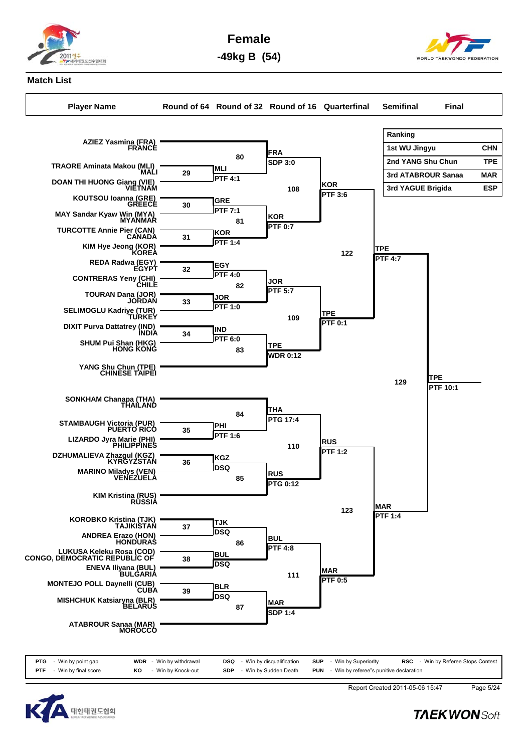# Female

## -49kg B (54)

### Match List

| Player Name | Round of 64 | Round of 32 | Round of 16 | Quarterfinal | Semifinal | Final |
|---|---|---|---|---|---|---|

| Ranking | |
|---|---|
| 1st WU Jingyu | CHN |
| 2nd YANG Shu Chun | TPE |
| 3rd ATABROUR Sanaa | MAR |
| 3rd YAGUE Brigida | ESP |

**Players (bracket order):**

- AZIEZ Yasmina (FRA) FRANCE
- TRAORE Aminata Makou (MLI) MALI
- DOAN THI HUONG Giang (VIE) VIETNAM
- KOUTSOU Ioanna (GRE) GREECE
- MAY Sandar Kyaw Win (MYA) MYANMAR
- TURCOTTE Annie Pier (CAN) CANADA
- KIM Hye Jeong (KOR) KOREA
- REDA Radwa (EGY) EGYPT
- CONTRERAS Yeny (CHI) CHILE
- TOURAN Dana (JOR) JORDAN
- SELIMOGLU Kadriye (TUR) TURKEY
- DIXIT Purva Dattatrey (IND) INDIA
- SHUM Pui Shan (HKG) HONG KONG
- YANG Shu Chun (TPE) CHINESE TAIPEI
- SONKHAM Chanapa (THA) THAILAND
- STAMBAUGH Victoria (PUR) PUERTO RICO
- LIZARDO Jyra Marie (PHI) PHILIPPINES
- DZHUMALIEVA Zhazgul (KGZ) KYRGYZSTAN
- MARINO Miladys (VEN) VENEZUELA
- KIM Kristina (RUS) RUSSIA
- KOROBKO Kristina (TJK) TAJIKISTAN
- ANDREA Erazo (HON) HONDURAS
- LUKUSA Keleku Rosa (COD) CONGO, DEMOCRATIC REPUBLIC OF
- ENEVA Iliyana (BUL) BULGARIA
- MONTEJO POLL Daynelli (CUB) CUBA
- MISHCHUK Katsiaryna (BLR) BELARUS
- ATABROUR Sanaa (MAR) MOROCCO

**Results:**

| Match | Winner | Result |
|---|---|---|
| 29 | MLI | PTF 4:1 |
| 30 | GRE | PTF 7:1 |
| 31 | KOR | PTF 1:4 |
| 32 | EGY | PTF 4:0 |
| 33 | JOR | PTF 1:0 |
| 34 | IND | PTF 6:0 |
| 35 | PHI | PTF 1:6 |
| 36 | KGZ | DSQ |
| 37 | TJK | DSQ |
| 38 | BUL | DSQ |
| 39 | BLR | DSQ |
| 80 | FRA | SDP 3:0 |
| 81 | KOR | PTF 0:7 |
| 82 | JOR | PTF 5:7 |
| 83 | TPE | WDR 0:12 |
| 84 | THA | PTG 17:4 |
| 85 | RUS | PTG 0:12 |
| 86 | BUL | PTF 4:8 |
| 87 | MAR | SDP 1:4 |
| 108 | KOR | PTF 3:6 |
| 109 | TPE | PTF 0:1 |
| 110 | RUS | PTF 1:2 |
| 111 | MAR | PTF 0:5 |
| 122 | TPE | PTF 4:7 |
| 123 | MAR | PTF 1:4 |
| 129 | TPE | PTF 10:1 |

PTG - Win by point gap | WDR - Win by withdrawal | DSQ - Win by disqualification | SUP - Win by Superiority | RSC - Win by Referee Stops Contest
PTF - Win by final score | KO - Win by Knock-out | SDP - Win by Sudden Death | PUN - Win by referee"s punitive declaration

Report Created 2011-05-06 15:47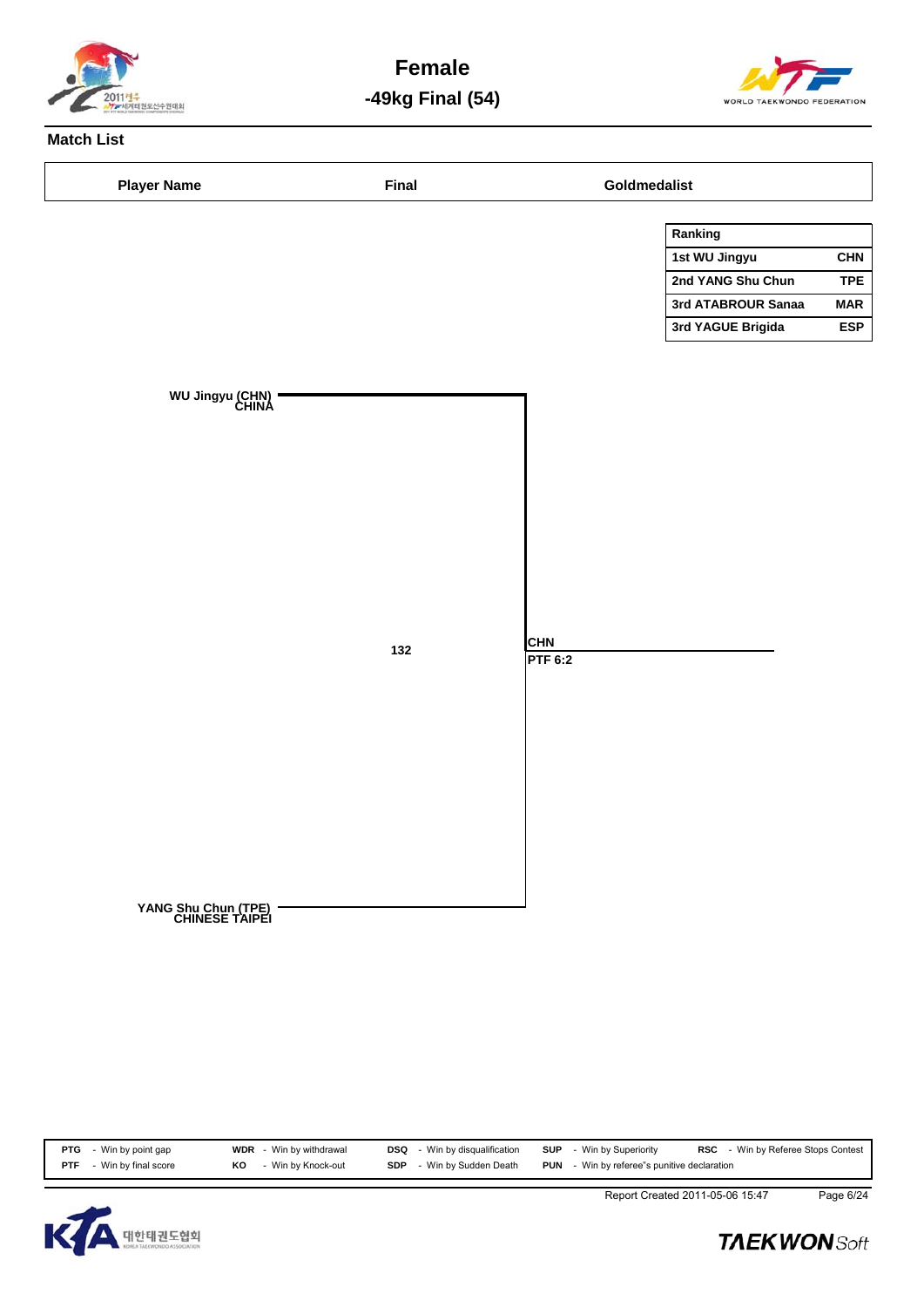# Female

## -49kg Final (54)

**Match List**

| Player Name | Final | Goldmedalist |
|---|---|---|

| Ranking | |
|---|---|
| 1st WU Jingyu | CHN |
| 2nd YANG Shu Chun | TPE |
| 3rd ATABROUR Sanaa | MAR |
| 3rd YAGUE Brigida | ESP |

**WU Jingyu (CHN)**
**CHINA**

**132**

**CHN**
**PTF 6:2**

**YANG Shu Chun (TPE)**
**CHINESE TAIPEI**

| | | | | | | | | | |
|---|---|---|---|---|---|---|---|---|---|
| **PTG** | - Win by point gap | **WDR** | - Win by withdrawal | **DSQ** | - Win by disqualification | **SUP** | - Win by Superiority | **RSC** | - Win by Referee Stops Contest |
| **PTF** | - Win by final score | **KO** | - Win by Knock-out | **SDP** | - Win by Sudden Death | **PUN** | - Win by referee"s punitive declaration | | |

Report Created 2011-05-06 15:47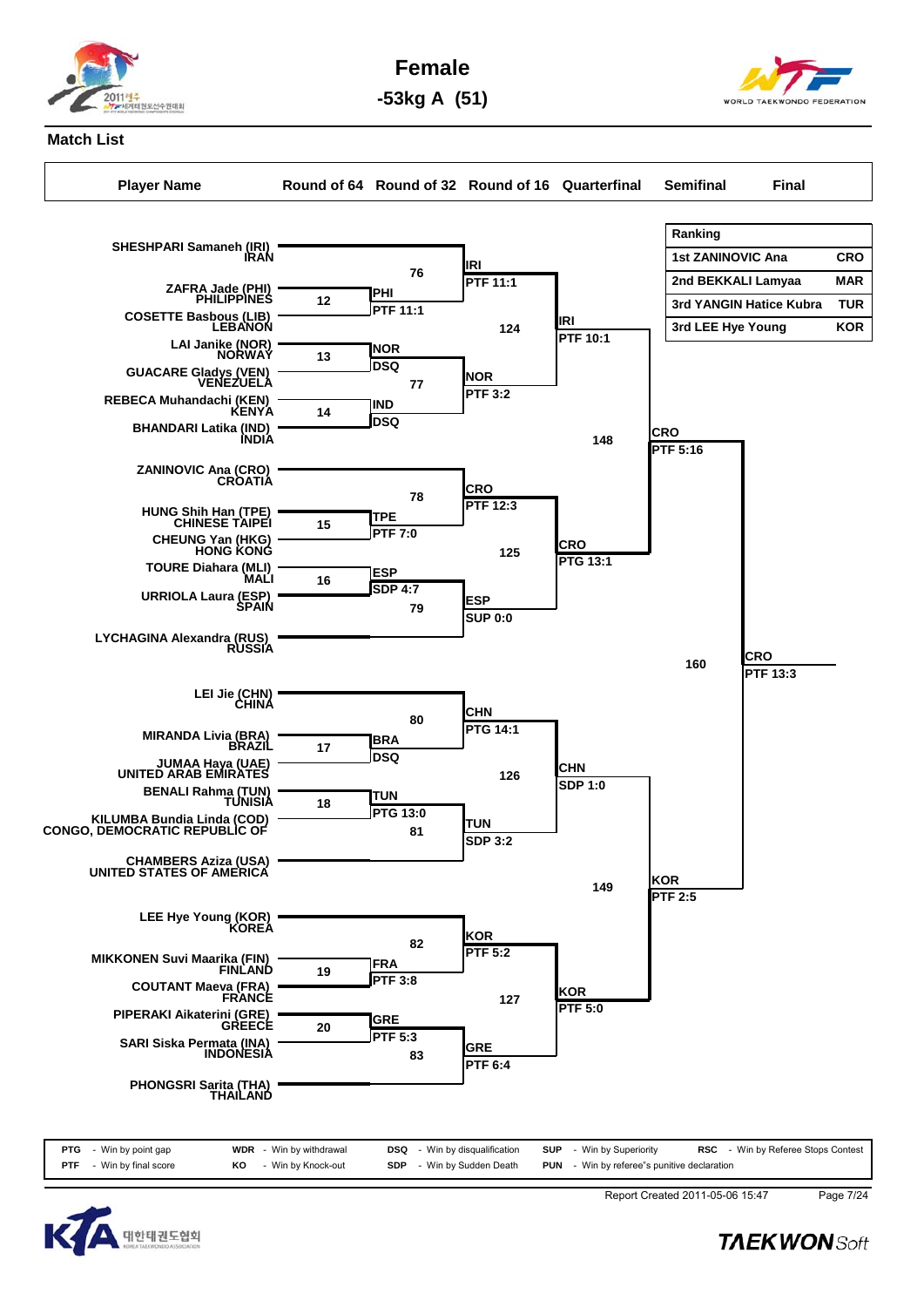# Female

## -53kg A (51)

### Match List

| Player Name | Round of 64 | Round of 32 | Round of 16 | Quarterfinal | Semifinal | Final |
|---|---|---|---|---|---|---|

| Ranking | | |
|---|---|---|
| 1st | ZANINOVIC Ana | CRO |
| 2nd | BEKKALI Lamyaa | MAR |
| 3rd | YANGIN Hatice Kubra | TUR |
| 3rd | LEE Hye Young | KOR |

**Players (in bracket order):**

- SHESHPARI Samaneh (IRI) IRAN
- ZAFRA Jade (PHI) PHILIPPINES
- COSETTE Basbous (LIB) LEBANON
- LAI Janike (NOR) NORWAY
- GUACARE Gladys (VEN) VENEZUELA
- REBECA Muhandachi (KEN) KENYA
- BHANDARI Latika (IND) INDIA
- ZANINOVIC Ana (CRO) CROATIA
- HUNG Shih Han (TPE) CHINESE TAIPEI
- CHEUNG Yan (HKG) HONG KONG
- TOURE Diahara (MLI) MALI
- URRIOLA Laura (ESP) SPAIN
- LYCHAGINA Alexandra (RUS) RUSSIA
- LEI Jie (CHN) CHINA
- MIRANDA Livia (BRA) BRAZIL
- JUMAA Haya (UAE) UNITED ARAB EMIRATES
- BENALI Rahma (TUN) TUNISIA
- KILUMBA Bundia Linda (COD) CONGO, DEMOCRATIC REPUBLIC OF
- CHAMBERS Aziza (USA) UNITED STATES OF AMERICA
- LEE Hye Young (KOR) KOREA
- MIKKONEN Suvi Maarika (FIN) FINLAND
- COUTANT Maeva (FRA) FRANCE
- PIPERAKI Aikaterini (GRE) GREECE
- SARI Siska Permata (INA) INDONESIA
- PHONGSRI Sarita (THA) THAILAND

**Round of 64:**

| Match | Winner | Result |
|---|---|---|
| 12 | PHI | PTF 11:1 |
| 13 | NOR | DSQ |
| 14 | IND | DSQ |
| 15 | TPE | PTF 7:0 |
| 16 | ESP | SDP 4:7 |
| 17 | BRA | DSQ |
| 18 | TUN | PTG 13:0 |
| 19 | FRA | PTF 3:8 |
| 20 | GRE | PTF 5:3 |

**Round of 32:**

| Match | Winner | Result |
|---|---|---|
| 76 | IRI | PTF 11:1 |
| 77 | NOR | PTF 3:2 |
| 78 | CRO | PTF 12:3 |
| 79 | ESP | SUP 0:0 |
| 80 | CHN | PTG 14:1 |
| 81 | TUN | SDP 3:2 |
| 82 | KOR | PTF 5:2 |
| 83 | GRE | PTF 6:4 |

**Round of 16:**

| Match | Winner | Result |
|---|---|---|
| 124 | IRI | PTF 10:1 |
| 125 | CRO | PTG 13:1 |
| 126 | CHN | SDP 1:0 |
| 127 | KOR | PTF 5:0 |

**Quarterfinal:**

| Match | Winner | Result |
|---|---|---|
| 148 | CRO | PTF 5:16 |
| 149 | KOR | PTF 2:5 |

**Semifinal:**

| Match | Winner | Result |
|---|---|---|
| 160 | CRO | PTF 13:3 |

| | | | | | | | | | |
|---|---|---|---|---|---|---|---|---|---|
| PTG | - Win by point gap | WDR | - Win by withdrawal | DSQ | - Win by disqualification | SUP | - Win by Superiority | RSC | - Win by Referee Stops Contest |
| PTF | - Win by final score | KO | - Win by Knock-out | SDP | - Win by Sudden Death | PUN | - Win by referee"s punitive declaration | | |

Report Created 2011-05-06 15:47 Page 7/24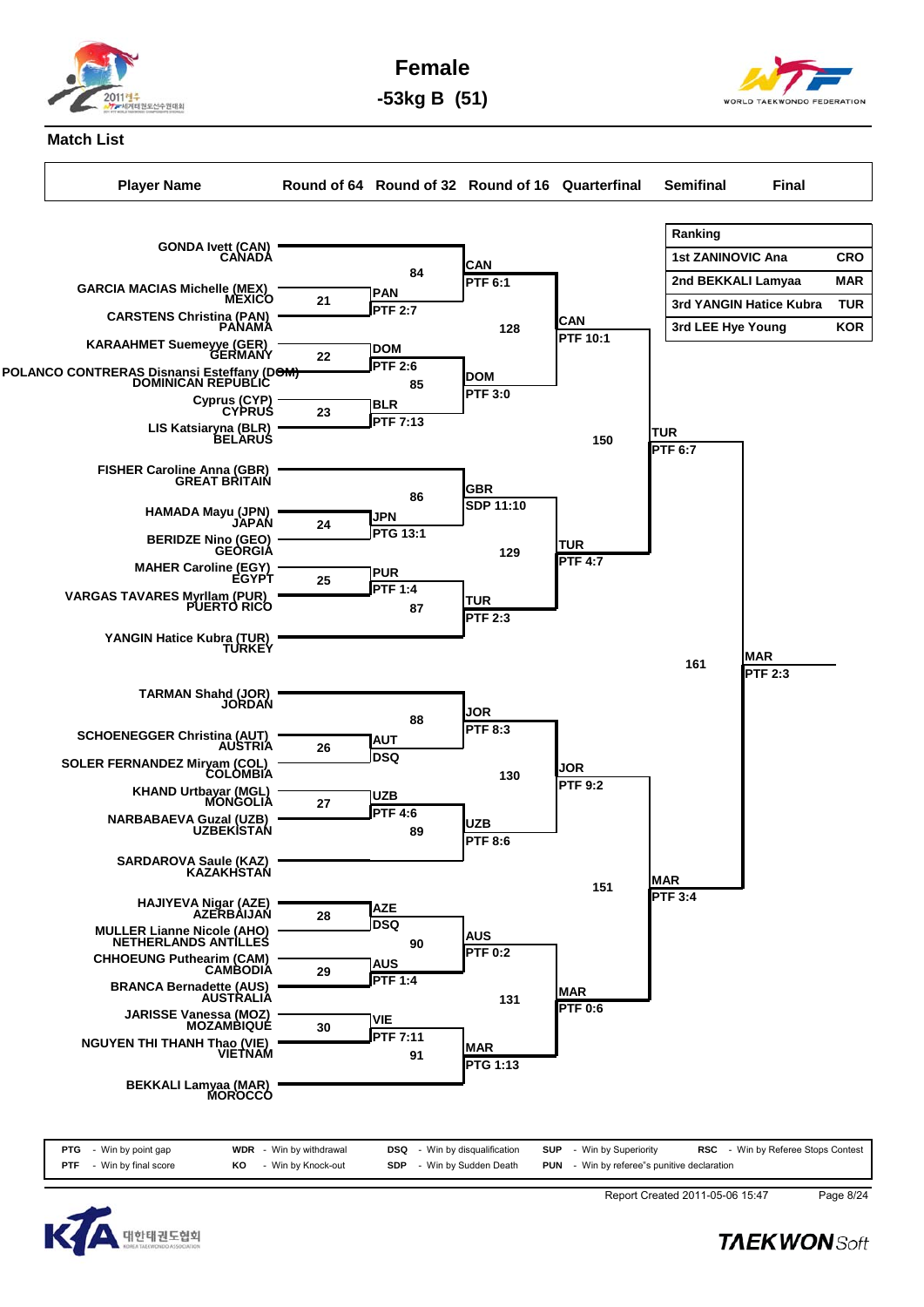# Female

## -53kg B (51)

### Match List

| Player Name | Round of 64 | Round of 32 | Round of 16 | Quarterfinal | Semifinal | Final |
|---|---|---|---|---|---|---|

| Ranking | | |
|---|---|---|
| 1st | ZANINOVIC Ana | CRO |
| 2nd | BEKKALI Lamyaa | MAR |
| 3rd | YANGIN Hatice Kubra | TUR |
| 3rd | LEE Hye Young | KOR |

**Players (draw order):**

1. GONDA Ivett (CAN) – CANADA
2. GARCIA MACIAS Michelle (MEX) – MEXICO
3. CARSTENS Christina (PAN) – PANAMA
4. KARAAHMET Suemeyye (GER) – GERMANY
5. POLANCO CONTRERAS Disnansi Esteffany (DOM) – DOMINICAN REPUBLIC
6. Cyprus (CYP) – CYPRUS
7. LIS Katsiaryna (BLR) – BELARUS
8. FISHER Caroline Anna (GBR) – GREAT BRITAIN
9. HAMADA Mayu (JPN) – JAPAN
10. BERIDZE Nino (GEO) – GEORGIA
11. MAHER Caroline (EGY) – EGYPT
12. VARGAS TAVARES Myrllam (PUR) – PUERTO RICO
13. YANGIN Hatice Kubra (TUR) – TURKEY
14. TARMAN Shahd (JOR) – JORDAN
15. SCHOENEGGER Christina (AUT) – AUSTRIA
16. SOLER FERNANDEZ Miryam (COL) – COLOMBIA
17. KHAND Urtbayar (MGL) – MONGOLIA
18. NARBABAEVA Guzal (UZB) – UZBEKISTAN
19. SARDAROVA Saule (KAZ) – KAZAKHSTAN
20. HAJIYEVA Nigar (AZE) – AZERBAIJAN
21. MULLER Lianne Nicole (AHO) – NETHERLANDS ANTILLES
22. CHHOEUNG Puthearim (CAM) – CAMBODIA
23. BRANCA Bernadette (AUS) – AUSTRALIA
24. JARISSE Vanessa (MOZ) – MOZAMBIQUE
25. NGUYEN THI THANH Thao (VIE) – VIETNAM
26. BEKKALI Lamyaa (MAR) – MOROCCO

**Round of 64:**

- Match 21: MEX vs PAN – PAN PTF 2:7
- Match 22: GER vs DOM – DOM PTF 2:6
- Match 23: CYP vs BLR – BLR PTF 7:13
- Match 24: JPN vs GEO – JPN PTG 13:1
- Match 25: EGY vs PUR – PUR PTF 1:4
- Match 26: AUT vs COL – AUT DSQ
- Match 27: MGL vs UZB – UZB PTF 4:6
- Match 28: AZE vs AHO – AZE DSQ
- Match 29: CAM vs AUS – AUS PTF 1:4
- Match 30: MOZ vs VIE – VIE PTF 7:11

**Round of 32:**

- Match 84: CAN vs PAN – CAN PTF 6:1
- Match 85: DOM vs BLR – DOM PTF 3:0
- Match 86: GBR vs JPN – GBR SDP 11:10
- Match 87: PUR vs TUR – TUR PTF 2:3
- Match 88: JOR vs AUT – JOR PTF 8:3
- Match 89: UZB vs KAZ – UZB PTF 8:6
- Match 90: AZE vs AUS – AUS PTF 0:2
- Match 91: VIE vs MAR – MAR PTG 1:13

**Round of 16:**

- Match 128: CAN vs DOM – CAN PTF 10:1
- Match 129: GBR vs TUR – TUR PTF 4:7
- Match 130: JOR vs UZB – JOR PTF 9:2
- Match 131: AUS vs MAR – MAR PTF 0:6

**Quarterfinal:**

- Match 150: CAN vs TUR – TUR PTF 6:7
- Match 151: JOR vs MAR – MAR PTF 3:4

**Semifinal:**

- Match 161: TUR vs MAR – MAR PTF 2:3

| Code | Description | Code | Description | Code | Description | Code | Description | Code | Description |
|---|---|---|---|---|---|---|---|---|---|
| PTG | Win by point gap | WDR | Win by withdrawal | DSQ | Win by disqualification | SUP | Win by Superiority | RSC | Win by Referee Stops Contest |
| PTF | Win by final score | KO | Win by Knock-out | SDP | Win by Sudden Death | PUN | Win by referee"s punitive declaration | | |

Report Created 2011-05-06 15:47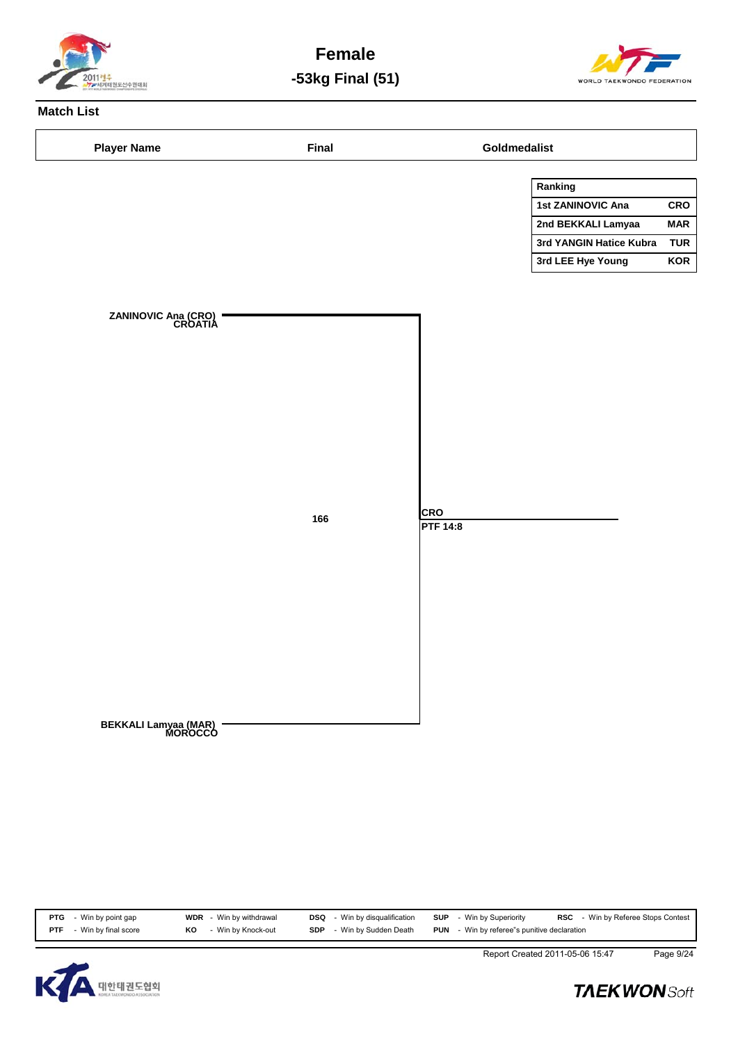# Female

## -53kg Final (51)

### Match List

| Player Name | Final | Goldmedalist |
|---|---|---|

| Ranking | |
|---|---|
| 1st ZANINOVIC Ana | CRO |
| 2nd BEKKALI Lamyaa | MAR |
| 3rd YANGIN Hatice Kubra | TUR |
| 3rd LEE Hye Young | KOR |

ZANINOVIC Ana (CRO)
CROATIA

166

CRO
PTF 14:8

BEKKALI Lamyaa (MAR)
MOROCCO

| | | | | | | | | | |
|---|---|---|---|---|---|---|---|---|---|
| **PTG** | - Win by point gap | **WDR** | - Win by withdrawal | **DSQ** | - Win by disqualification | **SUP** | - Win by Superiority | **RSC** | - Win by Referee Stops Contest |
| **PTF** | - Win by final score | **KO** | - Win by Knock-out | **SDP** | - Win by Sudden Death | **PUN** | - Win by referee"s punitive declaration | | |

Report Created 2011-05-06 15:47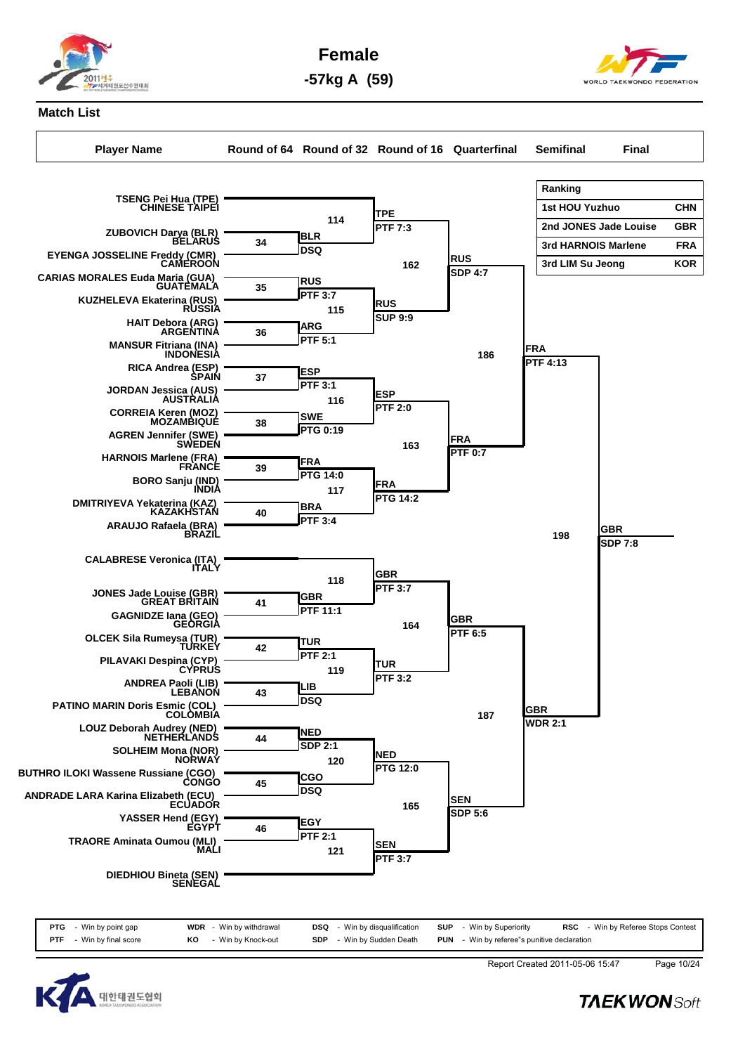# Female

## -57kg A (59)

### Match List

**Ranking**

| Ranking | |
|---|---|
| 1st HOU Yuzhuo | CHN |
| 2nd JONES Jade Louise | GBR |
| 3rd HARNOIS Marlene | FRA |
| 3rd LIM Su Jeong | KOR |

**Player Name**

- TSENG Pei Hua (TPE) CHINESE TAIPEI
- ZUBOVICH Darya (BLR) BELARUS
- EYENGA JOSSELINE Freddy (CMR) CAMEROON
- CARIAS MORALES Euda Maria (GUA) GUATEMALA
- KUZHELEVA Ekaterina (RUS) RUSSIA
- HAIT Debora (ARG) ARGENTINA
- MANSUR Fitriana (INA) INDONESIA
- RICA Andrea (ESP) SPAIN
- JORDAN Jessica (AUS) AUSTRALIA
- CORREIA Keren (MOZ) MOZAMBIQUE
- AGREN Jennifer (SWE) SWEDEN
- HARNOIS Marlene (FRA) FRANCE
- BORO Sanju (IND) INDIA
- DMITRIYEVA Yekaterina (KAZ) KAZAKHSTAN
- ARAUJO Rafaela (BRA) BRAZIL
- CALABRESE Veronica (ITA) ITALY
- JONES Jade Louise (GBR) GREAT BRITAIN
- GAGNIDZE Iana (GEO) GEORGIA
- OLCEK Sila Rumeysa (TUR) TURKEY
- PILAVAKI Despina (CYP) CYPRUS
- ANDREA Paoli (LIB) LEBANON
- PATINO MARIN Doris Esmic (COL) COLOMBIA
- LOUZ Deborah Audrey (NED) NETHERLANDS
- SOLHEIM Mona (NOR) NORWAY
- BUTHRO ILOKI Wassene Russiane (CGO) CONGO
- ANDRADE LARA Karina Elizabeth (ECU) ECUADOR
- YASSER Hend (EGY) EGYPT
- TRAORE Aminata Oumou (MLI) MALI
- DIEDHIOU Bineta (SEN) SENEGAL

**Round of 64**

| Match | Winner | Result |
|---|---|---|
| 34 | BLR | DSQ |
| 35 | RUS | PTF 3:7 |
| 36 | ARG | PTF 5:1 |
| 37 | ESP | PTF 3:1 |
| 38 | SWE | PTG 0:19 |
| 39 | FRA | PTG 14:0 |
| 40 | BRA | PTF 3:4 |
| 41 | GBR | PTF 11:1 |
| 42 | TUR | PTF 2:1 |
| 43 | LIB | DSQ |
| 44 | NED | SDP 2:1 |
| 45 | CGO | DSQ |
| 46 | EGY | PTF 2:1 |

**Round of 32**

| Match | Winner | Result |
|---|---|---|
| 114 | TPE | PTF 7:3 |
| 115 | RUS | SUP 9:9 |
| 116 | ESP | PTF 2:0 |
| 117 | FRA | PTG 14:2 |
| 118 | GBR | PTF 3:7 |
| 119 | TUR | PTF 3:2 |
| 120 | NED | PTG 12:0 |
| 121 | SEN | PTF 3:7 |

**Round of 16**

| Match | Winner | Result |
|---|---|---|
| 162 | RUS | SDP 4:7 |
| 163 | FRA | PTF 0:7 |
| 164 | GBR | PTF 6:5 |
| 165 | SEN | SDP 5:6 |

**Quarterfinal**

| Match | Winner | Result |
|---|---|---|
| 186 | FRA | PTF 4:13 |
| 187 | GBR | WDR 2:1 |

**Semifinal**

| Match | Winner | Result |
|---|---|---|
| 198 | GBR | SDP 7:8 |

| | | | | | | | | | |
|---|---|---|---|---|---|---|---|---|---|
| PTG | - Win by point gap | WDR | - Win by withdrawal | DSQ | - Win by disqualification | SUP | - Win by Superiority | RSC | - Win by Referee Stops Contest |
| PTF | - Win by final score | KO | - Win by Knock-out | SDP | - Win by Sudden Death | PUN | - Win by referee"s punitive declaration | | |

Report Created 2011-05-06 15:47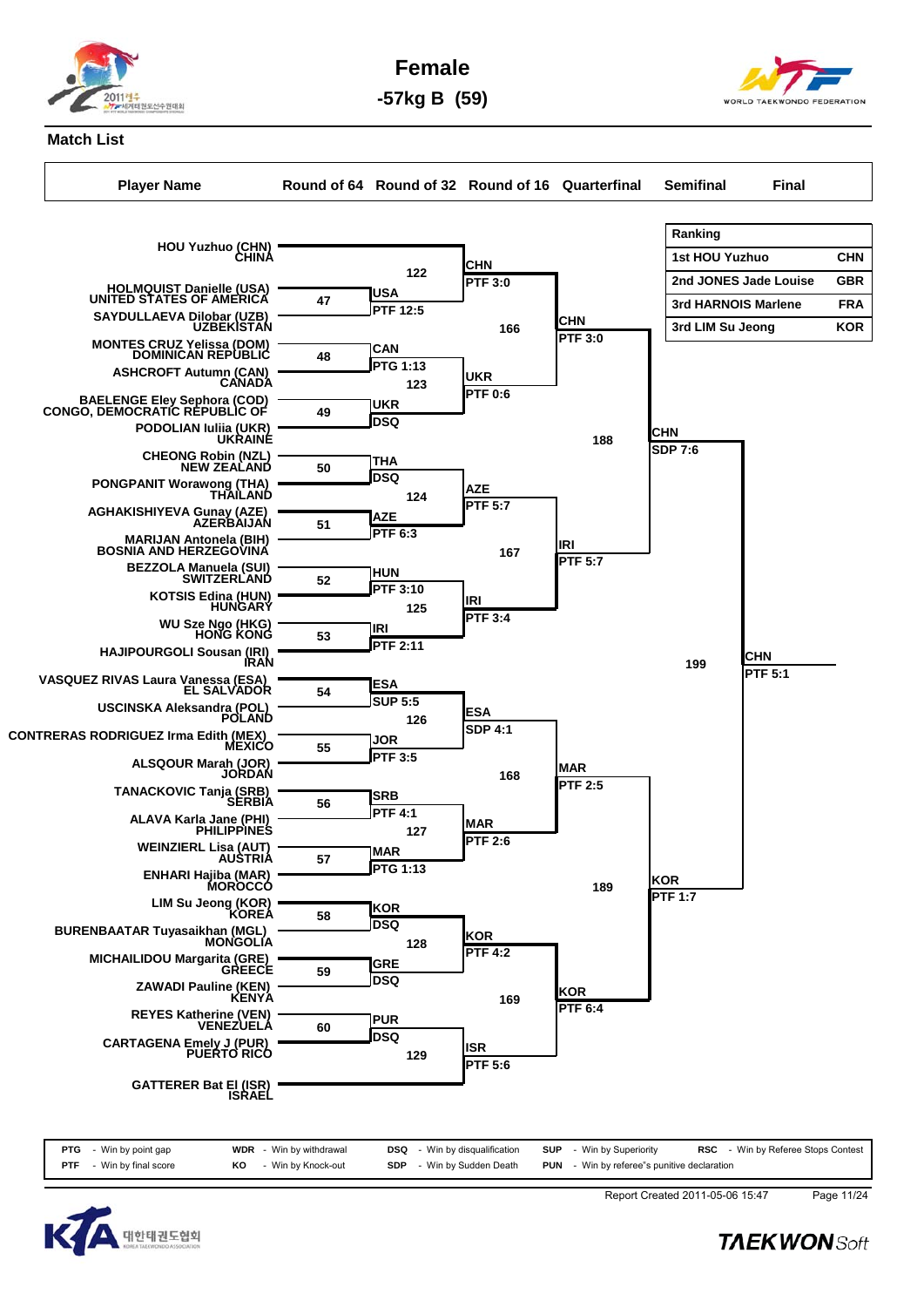# Female

## -57kg B (59)

### Match List

| Player Name | Round of 64 | Round of 32 | Round of 16 | Quarterfinal | Semifinal | Final |
|---|---|---|---|---|---|---|

**Ranking**

| Rank | Name | Country |
|---|---|---|
| 1st | HOU Yuzhuo | CHN |
| 2nd | JONES Jade Louise | GBR |
| 3rd | HARNOIS Marlene | FRA |
| 3rd | LIM Su Jeong | KOR |

**Players (bracket order)**

- HOU Yuzhuo (CHN) CHINA
- HOLMQUIST Danielle (USA) UNITED STATES OF AMERICA
- SAYDULLAEVA Dilobar (UZB) UZBEKISTAN
- MONTES CRUZ Yelissa (DOM) DOMINICAN REPUBLIC
- ASHCROFT Autumn (CAN) CANADA
- BAELENGE Eley Sephora (COD) CONGO, DEMOCRATIC REPUBLIC OF
- PODOLIAN Iuliia (UKR) UKRAINE
- CHEONG Robin (NZL) NEW ZEALAND
- PONGPANIT Worawong (THA) THAILAND
- AGHAKISHIYEVA Gunay (AZE) AZERBAIJAN
- MARIJAN Antonela (BIH) BOSNIA AND HERZEGOVINA
- BEZZOLA Manuela (SUI) SWITZERLAND
- KOTSIS Edina (HUN) HUNGARY
- WU Sze Ngo (HKG) HONG KONG
- HAJIPOURGOLI Sousan (IRI) IRAN
- VASQUEZ RIVAS Laura Vanessa (ESA) EL SALVADOR
- USCINSKA Aleksandra (POL) POLAND
- CONTRERAS RODRIGUEZ Irma Edith (MEX) MEXICO
- ALSQOUR Marah (JOR) JORDAN
- TANACKOVIC Tanja (SRB) SERBIA
- ALAVA Karla Jane (PHI) PHILIPPINES
- WEINZIERL Lisa (AUT) AUSTRIA
- ENHARI Hajiba (MAR) MOROCCO
- LIM Su Jeong (KOR) KOREA
- BURENBAATAR Tuyasaikhan (MGL) MONGOLIA
- MICHAILIDOU Margarita (GRE) GREECE
- ZAWADI Pauline (KEN) KENYA
- REYES Katherine (VEN) VENEZUELA
- CARTAGENA Emely J (PUR) PUERTO RICO
- GATTERER Bat El (ISR) ISRAEL

**Round of 64**

| Match | Winner | Result |
|---|---|---|
| 47 | USA | PTF 12:5 |
| 48 | CAN | PTG 1:13 |
| 49 | UKR | DSQ |
| 50 | THA | DSQ |
| 51 | AZE | PTF 6:3 |
| 52 | HUN | PTF 3:10 |
| 53 | IRI | PTF 2:11 |
| 54 | ESA | SUP 5:5 |
| 55 | JOR | PTF 3:5 |
| 56 | SRB | PTF 4:1 |
| 57 | MAR | PTG 1:13 |
| 58 | KOR | DSQ |
| 59 | GRE | DSQ |
| 60 | PUR | DSQ |

**Round of 32**

| Match | Winner | Result |
|---|---|---|
| 122 | CHN | PTF 3:0 |
| 123 | UKR | PTF 0:6 |
| 124 | AZE | PTF 5:7 |
| 125 | IRI | PTF 3:4 |
| 126 | ESA | SDP 4:1 |
| 127 | MAR | PTF 2:6 |
| 128 | KOR | PTF 4:2 |
| 129 | ISR | PTF 5:6 |

**Round of 16**

| Match | Winner | Result |
|---|---|---|
| 166 | CHN | PTF 3:0 |
| 167 | IRI | PTF 5:7 |
| 168 | MAR | PTF 2:5 |
| 169 | KOR | PTF 6:4 |

**Quarterfinal**

| Match | Winner | Result |
|---|---|---|
| 188 | CHN | SDP 7:6 |
| 189 | KOR | PTF 1:7 |

**Semifinal**

| Match | Winner | Result |
|---|---|---|
| 199 | CHN | PTF 5:1 |

| Code | Meaning | Code | Meaning | Code | Meaning | Code | Meaning | Code | Meaning |
|---|---|---|---|---|---|---|---|---|---|
| PTG | Win by point gap | WDR | Win by withdrawal | DSQ | Win by disqualification | SUP | Win by Superiority | RSC | Win by Referee Stops Contest |
| PTF | Win by final score | KO | Win by Knock-out | SDP | Win by Sudden Death | PUN | Win by referee"s punitive declaration | | |

Report Created 2011-05-06 15:47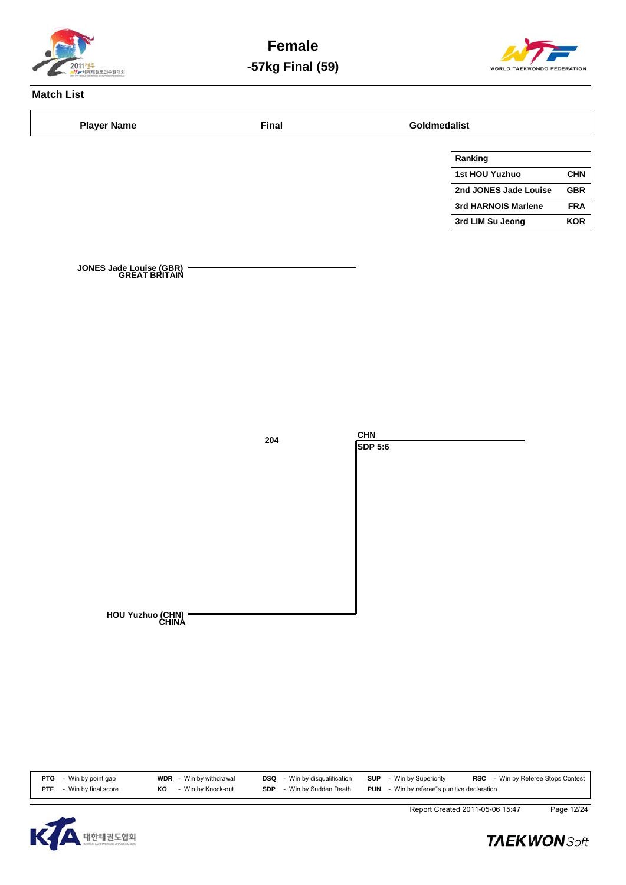# Female

## -57kg Final (59)

**Match List**

| Player Name | Final | Goldmedalist |
|---|---|---|

| Ranking | |
|---|---|
| 1st HOU Yuzhuo | CHN |
| 2nd JONES Jade Louise | GBR |
| 3rd HARNOIS Marlene | FRA |
| 3rd LIM Su Jeong | KOR |

**JONES Jade Louise (GBR)**
**GREAT BRITAIN**

**204**

**CHN**
**SDP 5:6**

**HOU Yuzhuo (CHN)**
**CHINA**

| | | | | | | | | | |
|---|---|---|---|---|---|---|---|---|---|
| **PTG** | - Win by point gap | **WDR** | - Win by withdrawal | **DSQ** | - Win by disqualification | **SUP** | - Win by Superiority | **RSC** | - Win by Referee Stops Contest |
| **PTF** | - Win by final score | **KO** | - Win by Knock-out | **SDP** | - Win by Sudden Death | **PUN** | - Win by referee"s punitive declaration | | |

Report Created 2011-05-06 15:47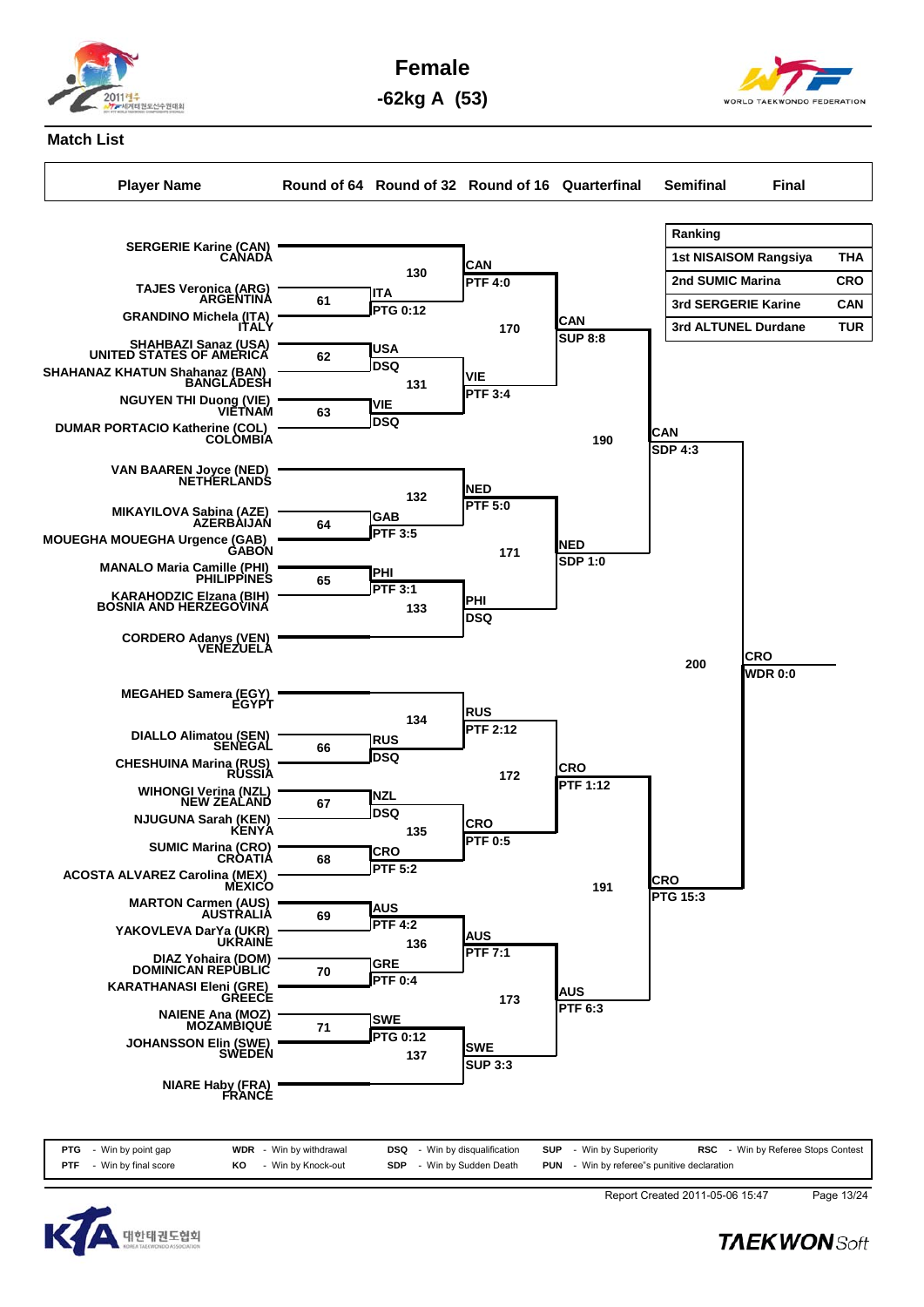# Female

## -62kg A (53)

### Match List

| Ranking | | |
|---|---|---|
| 1st | NISAISOM Rangsiya | THA |
| 2nd | SUMIC Marina | CRO |
| 3rd | SERGERIE Karine | CAN |
| 3rd | ALTUNEL Durdane | TUR |

**Players (in bracket order):**

1. SERGERIE Karine (CAN) – CANADA
2. TAJES Veronica (ARG) – ARGENTINA
3. GRANDINO Michela (ITA) – ITALY
4. SHAHBAZI Sanaz (USA) – UNITED STATES OF AMERICA
5. SHAHANAZ KHATUN Shahanaz (BAN) – BANGLADESH
6. NGUYEN THI Duong (VIE) – VIETNAM
7. DUMAR PORTACIO Katherine (COL) – COLOMBIA
8. VAN BAAREN Joyce (NED) – NETHERLANDS
9. MIKAYILOVA Sabina (AZE) – AZERBAIJAN
10. MOUEGHA MOUEGHA Urgence (GAB) – GABON
11. MANALO Maria Camille (PHI) – PHILIPPINES
12. KARAHODZIC Elzana (BIH) – BOSNIA AND HERZEGOVINA
13. CORDERO Adanys (VEN) – VENEZUELA
14. MEGAHED Samera (EGY) – EGYPT
15. DIALLO Alimatou (SEN) – SENEGAL
16. CHESHUINA Marina (RUS) – RUSSIA
17. WIHONGI Verina (NZL) – NEW ZEALAND
18. NJUGUNA Sarah (KEN) – KENYA
19. SUMIC Marina (CRO) – CROATIA
20. ACOSTA ALVAREZ Carolina (MEX) – MEXICO
21. MARTON Carmen (AUS) – AUSTRALIA
22. YAKOVLEVA DarYa (UKR) – UKRAINE
23. DIAZ Yohaira (DOM) – DOMINICAN REPUBLIC
24. KARATHANASI Eleni (GRE) – GREECE
25. NAIENE Ana (MOZ) – MOZAMBIQUE
26. JOHANSSON Elin (SWE) – SWEDEN
27. NIARE Haby (FRA) – FRANCE

**Round of 64**

| Match | Players | Winner | Result |
|---|---|---|---|
| 61 | TAJES (ARG) vs GRANDINO (ITA) | ITA | PTG 0:12 |
| 62 | SHAHBAZI (USA) vs SHAHANAZ KHATUN (BAN) | USA | DSQ |
| 63 | NGUYEN THI (VIE) vs DUMAR PORTACIO (COL) | VIE | DSQ |
| 64 | MIKAYILOVA (AZE) vs MOUEGHA MOUEGHA (GAB) | GAB | PTF 3:5 |
| 65 | MANALO (PHI) vs KARAHODZIC (BIH) | PHI | PTF 3:1 |
| 66 | DIALLO (SEN) vs CHESHUINA (RUS) | RUS | DSQ |
| 67 | WIHONGI (NZL) vs NJUGUNA (KEN) | NZL | DSQ |
| 68 | SUMIC (CRO) vs ACOSTA ALVAREZ (MEX) | CRO | PTF 5:2 |
| 69 | MARTON (AUS) vs YAKOVLEVA (UKR) | AUS | PTF 4:2 |
| 70 | DIAZ (DOM) vs KARATHANASI (GRE) | GRE | PTF 0:4 |
| 71 | NAIENE (MOZ) vs JOHANSSON (SWE) | SWE | PTG 0:12 |

**Round of 32**

| Match | Players | Winner | Result |
|---|---|---|---|
| 130 | SERGERIE (CAN) vs ITA | CAN | PTF 4:0 |
| 131 | USA vs VIE | VIE | PTF 3:4 |
| 132 | VAN BAAREN (NED) vs GAB | NED | PTF 5:0 |
| 133 | PHI vs CORDERO (VEN) | PHI | DSQ |
| 134 | MEGAHED (EGY) vs RUS | RUS | PTF 2:12 |
| 135 | NZL vs CRO | CRO | PTF 0:5 |
| 136 | AUS vs GRE | AUS | PTF 7:1 |
| 137 | SWE vs NIARE (FRA) | SWE | SUP 3:3 |

**Round of 16**

| Match | Players | Winner | Result |
|---|---|---|---|
| 170 | CAN vs VIE | CAN | SUP 8:8 |
| 171 | NED vs PHI | NED | SDP 1:0 |
| 172 | RUS vs CRO | CRO | PTF 1:12 |
| 173 | AUS vs SWE | AUS | PTF 6:3 |

**Quarterfinal**

| Match | Players | Winner | Result |
|---|---|---|---|
| 190 | CAN vs NED | CAN | SDP 4:3 |
| 191 | CRO vs AUS | CRO | PTG 15:3 |

**Semifinal**

| Match | Players | Winner | Result |
|---|---|---|---|
| 200 | CAN vs CRO | CRO | WDR 0:0 |

| | | | | | | | | | |
|---|---|---|---|---|---|---|---|---|---|
| PTG | - Win by point gap | WDR | - Win by withdrawal | DSQ | - Win by disqualification | SUP | - Win by Superiority | RSC | - Win by Referee Stops Contest |
| PTF | - Win by final score | KO | - Win by Knock-out | SDP | - Win by Sudden Death | PUN | - Win by referee"s punitive declaration | | |

Report Created 2011-05-06 15:47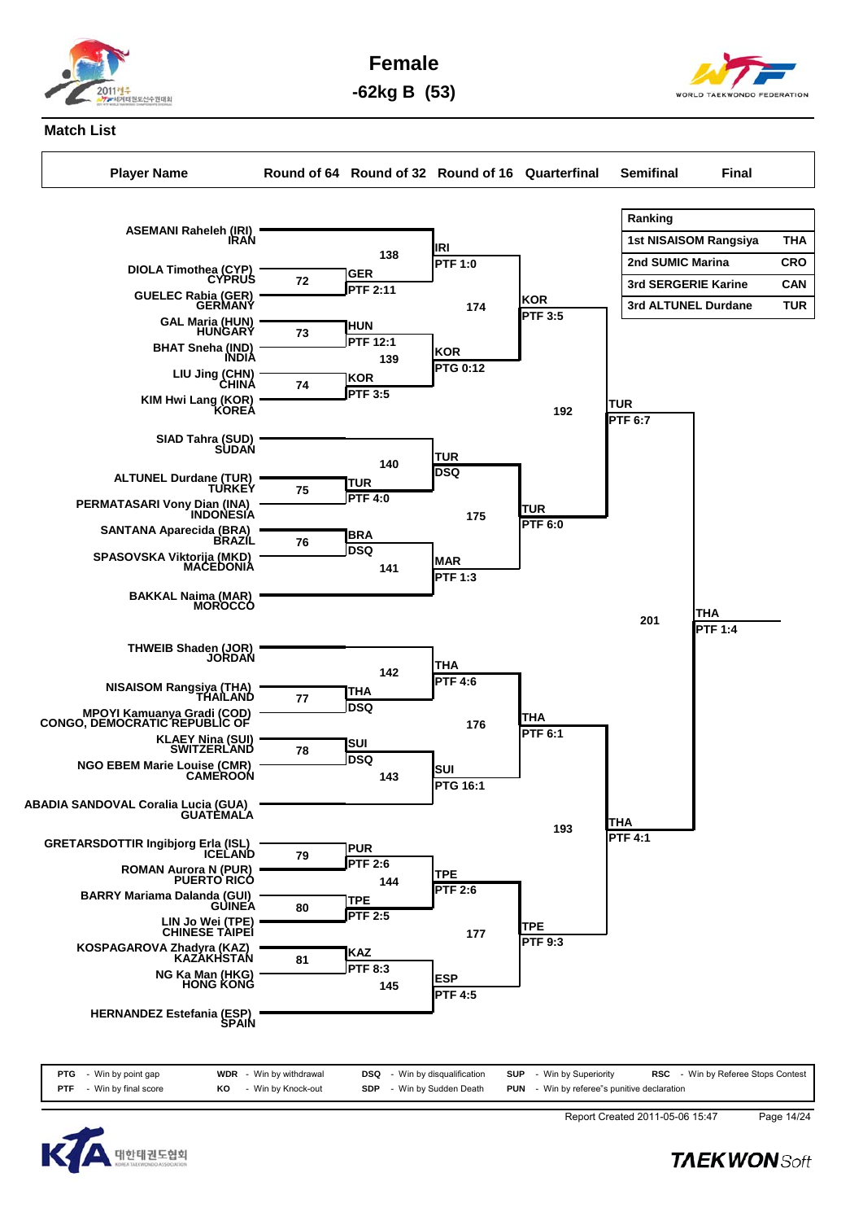# Female

## -62kg B (53)

### Match List

| Player Name |
|---|
| ASEMANI Raheleh (IRI) IRAN |
| DIOLA Timothea (CYP) CYPRUS |
| GUELEC Rabia (GER) GERMANY |
| GAL Maria (HUN) HUNGARY |
| BHAT Sneha (IND) INDIA |
| LIU Jing (CHN) CHINA |
| KIM Hwi Lang (KOR) KOREA |
| SIAD Tahra (SUD) SUDAN |
| ALTUNEL Durdane (TUR) TURKEY |
| PERMATASARI Vony Dian (INA) INDONESIA |
| SANTANA Aparecida (BRA) BRAZIL |
| SPASOVSKA Viktorija (MKD) MACEDONIA |
| BAKKAL Naima (MAR) MOROCCO |
| THWEIB Shaden (JOR) JORDAN |
| NISAISOM Rangsiya (THA) THAILAND |
| MPOYI Kamuanya Gradi (COD) CONGO, DEMOCRATIC REPUBLIC OF |
| KLAEY Nina (SUI) SWITZERLAND |
| NGO EBEM Marie Louise (CMR) CAMEROON |
| ABADIA SANDOVAL Coralia Lucia (GUA) GUATEMALA |
| GRETARSDOTTIR Ingibjorg Erla (ISL) ICELAND |
| ROMAN Aurora N (PUR) PUERTO RICO |
| BARRY Mariama Dalanda (GUI) GUINEA |
| LIN Jo Wei (TPE) CHINESE TAIPEI |
| KOSPAGAROVA Zhadyra (KAZ) KAZAKHSTAN |
| NG Ka Man (HKG) HONG KONG |
| HERNANDEZ Estefania (ESP) SPAIN |

**Round of 64**

| Match | Players | Winner | Result |
|---|---|---|---|
| 72 | DIOLA Timothea (CYP) vs GUELEC Rabia (GER) | GER | PTF 2:11 |
| 73 | GAL Maria (HUN) vs BHAT Sneha (IND) | HUN | PTF 12:1 |
| 74 | LIU Jing (CHN) vs KIM Hwi Lang (KOR) | KOR | PTF 3:5 |
| 75 | ALTUNEL Durdane (TUR) vs PERMATASARI Vony Dian (INA) | TUR | PTF 4:0 |
| 76 | SANTANA Aparecida (BRA) vs SPASOVSKA Viktorija (MKD) | BRA | DSQ |
| 77 | NISAISOM Rangsiya (THA) vs MPOYI Kamuanya Gradi (COD) | THA | DSQ |
| 78 | KLAEY Nina (SUI) vs NGO EBEM Marie Louise (CMR) | SUI | DSQ |
| 79 | GRETARSDOTTIR Ingibjorg Erla (ISL) vs ROMAN Aurora N (PUR) | PUR | PTF 2:6 |
| 80 | BARRY Mariama Dalanda (GUI) vs LIN Jo Wei (TPE) | TPE | PTF 2:5 |
| 81 | KOSPAGAROVA Zhadyra (KAZ) vs NG Ka Man (HKG) | KAZ | PTF 8:3 |

**Round of 32**

| Match | Winner | Result |
|---|---|---|
| 138 | IRI | PTF 1:0 |
| 139 | KOR | PTG 0:12 |
| 140 | TUR | DSQ |
| 141 | MAR | PTF 1:3 |
| 142 | THA | PTF 4:6 |
| 143 | SUI | PTG 16:1 |
| 144 | TPE | PTF 2:6 |
| 145 | ESP | PTF 4:5 |

**Round of 16**

| Match | Winner | Result |
|---|---|---|
| 174 | KOR | PTF 3:5 |
| 175 | TUR | PTF 6:0 |
| 176 | THA | PTF 6:1 |
| 177 | TPE | PTF 9:3 |

**Quarterfinal**

| Match | Winner | Result |
|---|---|---|
| 192 | TUR | PTF 6:7 |
| 193 | THA | PTF 4:1 |

**Semifinal**

| Match | Winner | Result |
|---|---|---|
| 201 | THA | PTF 1:4 |

**Ranking**

| Rank | Name | Country |
|---|---|---|
| 1st | NISAISOM Rangsiya | THA |
| 2nd | SUMIC Marina | CRO |
| 3rd | SERGERIE Karine | CAN |
| 3rd | ALTUNEL Durdane | TUR |

| | | | | | | | | | |
|---|---|---|---|---|---|---|---|---|---|
| PTG | - Win by point gap | WDR | - Win by withdrawal | DSQ | - Win by disqualification | SUP | - Win by Superiority | RSC | - Win by Referee Stops Contest |
| PTF | - Win by final score | KO | - Win by Knock-out | SDP | - Win by Sudden Death | PUN | - Win by referee"s punitive declaration | | |

Report Created 2011-05-06 15:47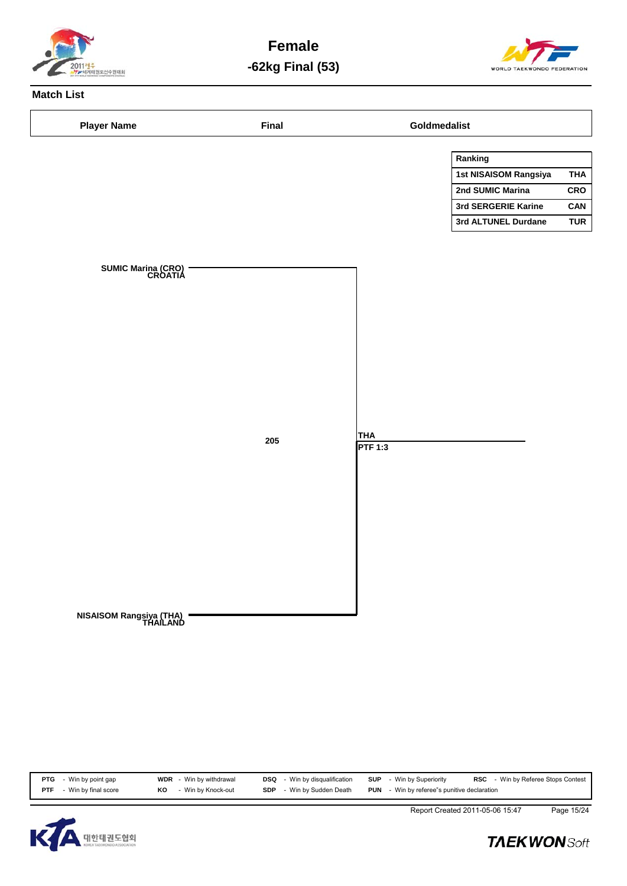# Female

## -62kg Final (53)

### Match List

| Player Name | Final | Goldmedalist |
|---|---|---|

| Ranking | |
|---|---|
| 1st NISAISOM Rangsiya | THA |
| 2nd SUMIC Marina | CRO |
| 3rd SERGERIE Karine | CAN |
| 3rd ALTUNEL Durdane | TUR |

SUMIC Marina (CRO)
CROATIA

205

THA
PTF 1:3

NISAISOM Rangsiya (THA)
THAILAND

| | | | | | | | | | |
|---|---|---|---|---|---|---|---|---|---|
| PTG | - Win by point gap | WDR | - Win by withdrawal | DSQ | - Win by disqualification | SUP | - Win by Superiority | RSC | - Win by Referee Stops Contest |
| PTF | - Win by final score | KO | - Win by Knock-out | SDP | - Win by Sudden Death | PUN | - Win by referee"s punitive declaration | | |

Report Created 2011-05-06 15:47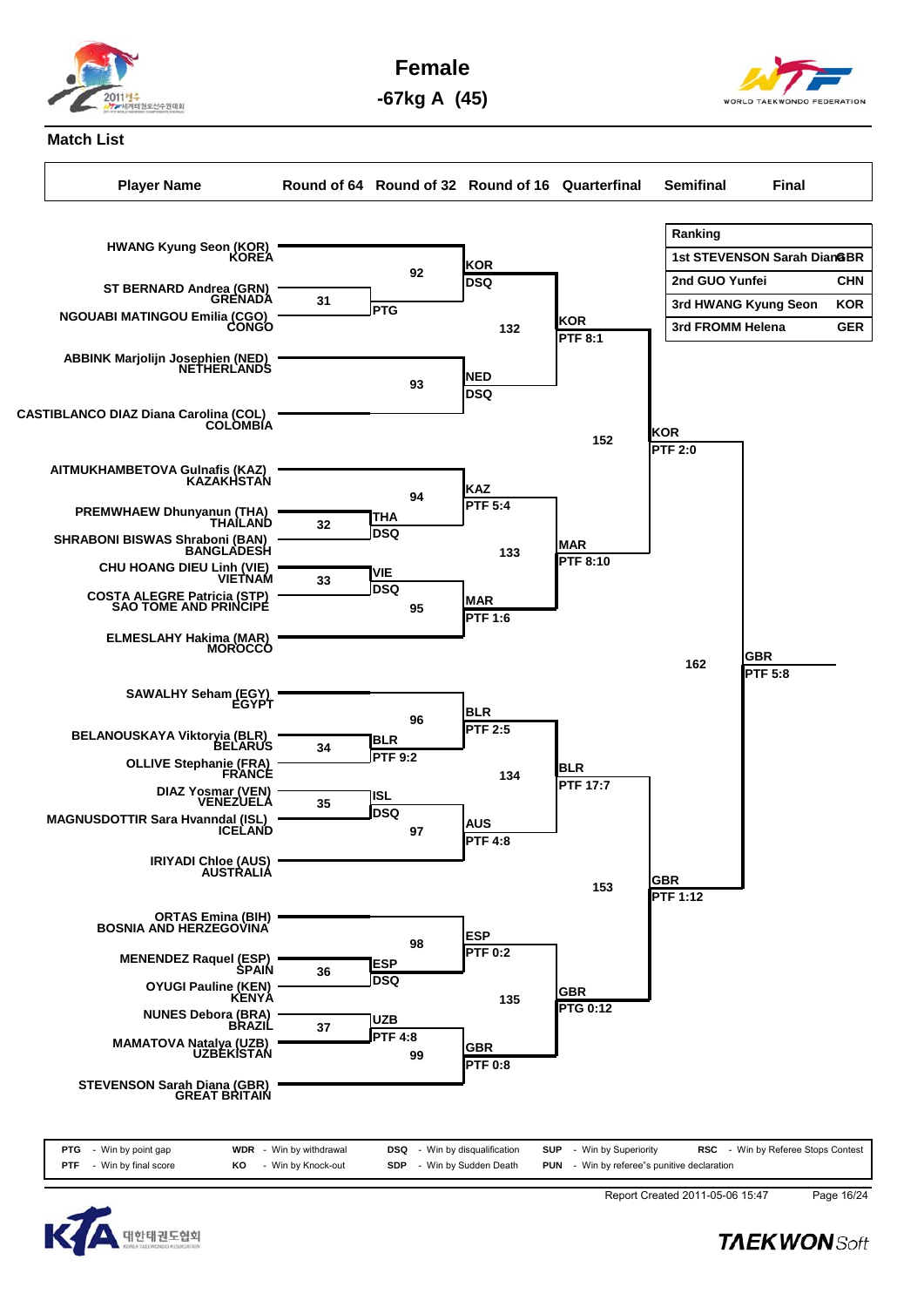# Female

## -67kg A (45)

### Match List

| Player Name | Round of 64 | Round of 32 | Round of 16 | Quarterfinal | Semifinal | Final |
|---|---|---|---|---|---|---|

**Ranking**

| Ranking | Name | Country |
|---|---|---|
| 1st | STEVENSON Sarah Diana | GBR |
| 2nd | GUO Yunfei | CHN |
| 3rd | HWANG Kyung Seon | KOR |
| 3rd | FROMM Helena | GER |

**Players (in bracket order)**

1. HWANG Kyung Seon (KOR) KOREA
2. ST BERNARD Andrea (GRN) GRENADA
3. NGOUABI MATINGOU Emilia (CGO) CONGO
4. ABBINK Marjolijn Josephien (NED) NETHERLANDS
5. CASTIBLANCO DIAZ Diana Carolina (COL) COLOMBIA
6. AITMUKHAMBETOVA Gulnafis (KAZ) KAZAKHSTAN
7. PREMWHAEW Dhunyanun (THA) THAILAND
8. SHRABONI BISWAS Shraboni (BAN) BANGLADESH
9. CHU HOANG DIEU Linh (VIE) VIETNAM
10. COSTA ALEGRE Patricia (STP) SAO TOME AND PRINCIPE
11. ELMESLAHY Hakima (MAR) MOROCCO
12. SAWALHY Seham (EGY) EGYPT
13. BELANOUSKAYA Viktoryia (BLR) BELARUS
14. OLLIVE Stephanie (FRA) FRANCE
15. DIAZ Yosmar (VEN) VENEZUELA
16. MAGNUSDOTTIR Sara Hvanndal (ISL) ICELAND
17. IRIYADI Chloe (AUS) AUSTRALIA
18. ORTAS Emina (BIH) BOSNIA AND HERZEGOVINA
19. MENENDEZ Raquel (ESP) SPAIN
20. OYUGI Pauline (KEN) KENYA
21. NUNES Debora (BRA) BRAZIL
22. MAMATOVA Natalya (UZB) UZBEKISTAN
23. STEVENSON Sarah Diana (GBR) GREAT BRITAIN

**Round of 32**

| Match | Winner | Result |
|---|---|---|
| 31 (GRN vs CGO) | | PTG |
| 32 (THA vs BAN) | THA | DSQ |
| 33 (VIE vs STP) | VIE | DSQ |
| 34 (BLR vs FRA) | BLR | PTF 9:2 |
| 35 (VEN vs ISL) | ISL | DSQ |
| 36 (ESP vs KEN) | ESP | DSQ |
| 37 (BRA vs UZB) | UZB | PTF 4:8 |

**Round of 16**

| Match | Winner | Result |
|---|---|---|
| 92 | KOR | DSQ |
| 93 | NED | DSQ |
| 94 | KAZ | PTF 5:4 |
| 95 | MAR | PTF 1:6 |
| 96 | BLR | PTF 2:5 |
| 97 | AUS | PTF 4:8 |
| 98 | ESP | PTF 0:2 |
| 99 | GBR | PTF 0:8 |

**Quarterfinal**

| Match | Winner | Result |
|---|---|---|
| 132 | KOR | PTF 8:1 |
| 133 | MAR | PTF 8:10 |
| 134 | BLR | PTF 17:7 |
| 135 | GBR | PTG 0:12 |

**Semifinal**

| Match | Winner | Result |
|---|---|---|
| 152 | KOR | PTF 2:0 |
| 153 | GBR | PTF 1:12 |

**Final**

| Match | Winner | Result |
|---|---|---|
| 162 | GBR | PTF 5:8 |

| | | | | | | | | | |
|---|---|---|---|---|---|---|---|---|---|
| PTG | - Win by point gap | WDR | - Win by withdrawal | DSQ | - Win by disqualification | SUP | - Win by Superiority | RSC | - Win by Referee Stops Contest |
| PTF | - Win by final score | KO | - Win by Knock-out | SDP | - Win by Sudden Death | PUN | - Win by referee"s punitive declaration | | |

Report Created 2011-05-06 15:47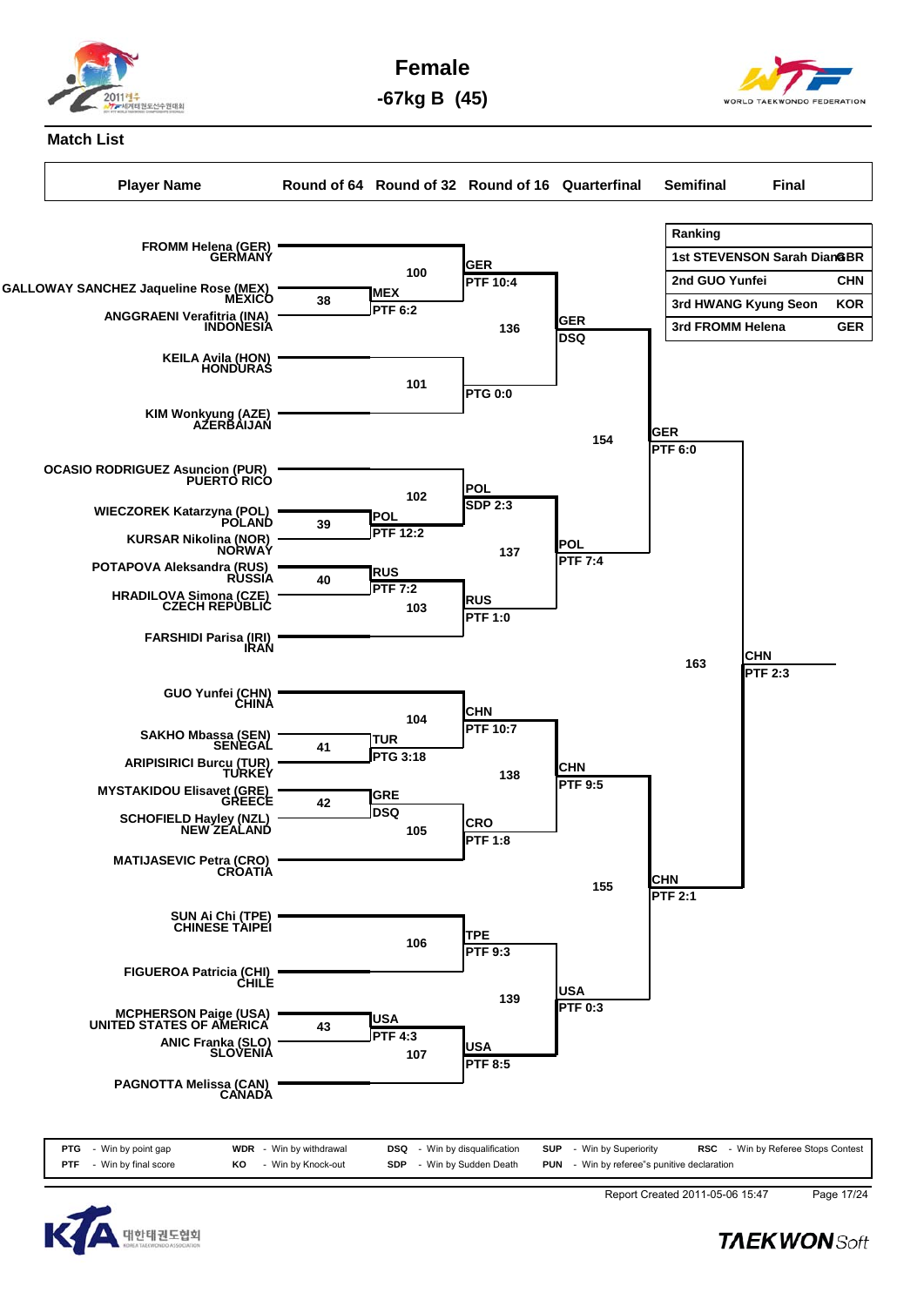# Female

## -67kg B (45)

### Match List

| Player Name | Round of 64 | Round of 32 | Round of 16 | Quarterfinal | Semifinal | Final |
|---|---|---|---|---|---|---|

**Ranking**

| Ranking | | |
|---|---|---|
| 1st | STEVENSON Sarah Diana | GBR |
| 2nd | GUO Yunfei | CHN |
| 3rd | HWANG Kyung Seon | KOR |
| 3rd | FROMM Helena | GER |

**Players (bracket order):**

- FROMM Helena (GER) GERMANY
- GALLOWAY SANCHEZ Jaqueline Rose (MEX) MEXICO
- ANGGRAENI Verafitria (INA) INDONESIA
- KEILA Avila (HON) HONDURAS
- KIM Wonkyung (AZE) AZERBAIJAN
- OCASIO RODRIGUEZ Asuncion (PUR) PUERTO RICO
- WIECZOREK Katarzyna (POL) POLAND
- KURSAR Nikolina (NOR) NORWAY
- POTAPOVA Aleksandra (RUS) RUSSIA
- HRADILOVA Simona (CZE) CZECH REPUBLIC
- FARSHIDI Parisa (IRI) IRAN
- GUO Yunfei (CHN) CHINA
- SAKHO Mbassa (SEN) SENEGAL
- ARIPISIRICI Burcu (TUR) TURKEY
- MYSTAKIDOU Elisavet (GRE) GREECE
- SCHOFIELD Hayley (NZL) NEW ZEALAND
- MATIJASEVIC Petra (CRO) CROATIA
- SUN Ai Chi (TPE) CHINESE TAIPEI
- FIGUEROA Patricia (CHI) CHILE
- MCPHERSON Paige (USA) UNITED STATES OF AMERICA
- ANIC Franka (SLO) SLOVENIA
- PAGNOTTA Melissa (CAN) CANADA

**Round of 64:**

- Match 38: GALLOWAY SANCHEZ vs ANGGRAENI — MEX, PTF 6:2
- Match 39: WIECZOREK vs KURSAR — POL, PTF 12:2
- Match 40: POTAPOVA vs HRADILOVA — RUS, PTF 7:2
- Match 41: SAKHO vs ARIPISIRICI — TUR, PTG 3:18
- Match 42: MYSTAKIDOU vs SCHOFIELD — GRE, DSQ
- Match 43: MCPHERSON vs ANIC — USA, PTF 4:3

**Round of 32:**

- Match 100: FROMM vs MEX — GER, PTF 10:4
- Match 101: KEILA vs KIM — PTG 0:0
- Match 102: OCASIO RODRIGUEZ vs POL — POL, SDP 2:3
- Match 103: RUS vs FARSHIDI — RUS, PTF 1:0
- Match 104: GUO vs TUR — CHN, PTF 10:7
- Match 105: GRE vs MATIJASEVIC — CRO, PTF 1:8
- Match 106: SUN vs FIGUEROA — TPE, PTF 9:3
- Match 107: USA vs PAGNOTTA — USA, PTF 8:5

**Round of 16:**

- Match 136: GER — GER, DSQ
- Match 137: POL vs RUS — POL, PTF 7:4
- Match 138: CHN vs CRO — CHN, PTF 9:5
- Match 139: TPE vs USA — USA, PTF 0:3

**Quarterfinal:**

- Match 154: GER vs POL — GER, PTF 6:0
- Match 155: CHN vs USA — CHN, PTF 2:1

**Semifinal:**

- Match 163: GER vs CHN — CHN, PTF 2:3

| | | | | | |
|---|---|---|---|---|---|
| PTG - Win by point gap | WDR - Win by withdrawal | DSQ - Win by disqualification | SUP - Win by Superiority | RSC - Win by Referee Stops Contest |
| PTF - Win by final score | KO - Win by Knock-out | SDP - Win by Sudden Death | PUN - Win by referee"s punitive declaration | |

Report Created 2011-05-06 15:47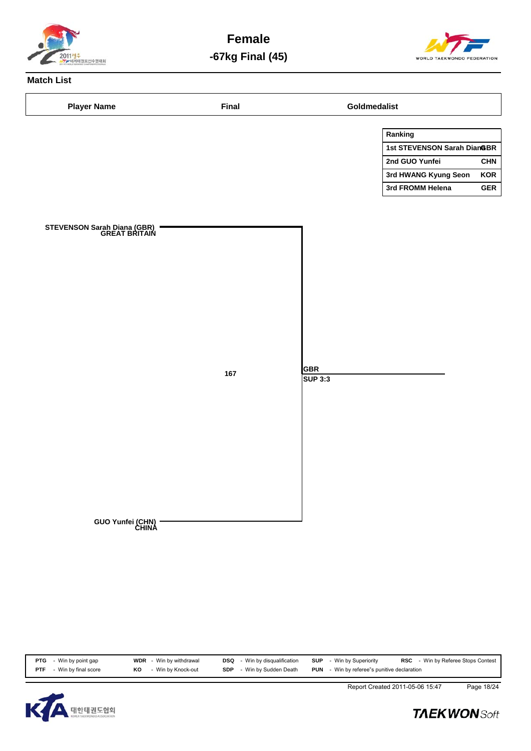# Female

## -67kg Final (45)

### Match List

| Player Name | Final | Goldmedalist |
|---|---|---|

| Ranking | |
|---|---|
| 1st STEVENSON Sarah Diana | GBR |
| 2nd GUO Yunfei | CHN |
| 3rd HWANG Kyung Seon | KOR |
| 3rd FROMM Helena | GER |

STEVENSON Sarah Diana (GBR)
GREAT BRITAIN

167

GBR
SUP 3:3

GUO Yunfei (CHN)
CHINA

| | | | | | | | | | |
|---|---|---|---|---|---|---|---|---|---|
| **PTG** | - Win by point gap | **WDR** | - Win by withdrawal | **DSQ** | - Win by disqualification | **SUP** | - Win by Superiority | **RSC** | - Win by Referee Stops Contest |
| **PTF** | - Win by final score | **KO** | - Win by Knock-out | **SDP** | - Win by Sudden Death | **PUN** | - Win by referee"s punitive declaration | | |

Report Created 2011-05-06 15:47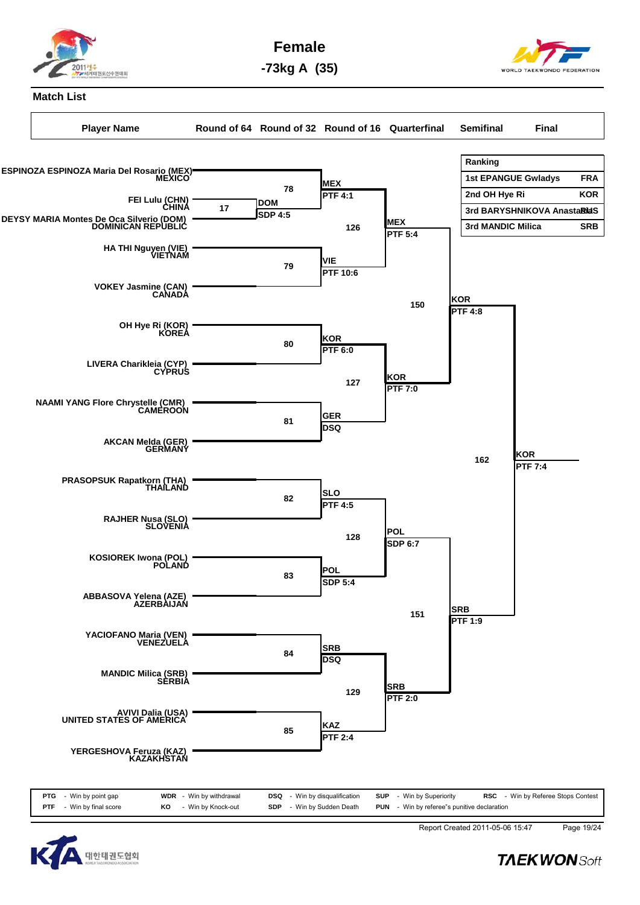# Female

## -73kg A (35)

### Match List

| Ranking | |
|---|---|
| 1st EPANGUE Gwladys | FRA |
| 2nd OH Hye Ri | KOR |
| 3rd BARYSHNIKOVA Anastasia | RUS |
| 3rd MANDIC Milica | SRB |

| Player Name | Round of 64 | Round of 32 | Round of 16 | Quarterfinal | Semifinal | Final |
|---|---|---|---|---|---|---|
| ESPINOZA ESPINOZA Maria Del Rosario (MEX) MEXICO | | 78 | MEX PTF 4:1 | 126: MEX PTF 5:4 | 150: KOR PTF 4:8 | 162: KOR PTF 7:4 |
| FEI Lulu (CHN) CHINA | 17: DOM SDP 4:5 | | | | | |
| DEYSY MARIA Montes De Oca Silverio (DOM) DOMINICAN REPUBLIC | | | | | | |
| HA THI Nguyen (VIE) VIETNAM | | 79 | VIE PTF 10:6 | | | |
| VOKEY Jasmine (CAN) CANADA | | | | | | |
| OH Hye Ri (KOR) KOREA | | 80 | KOR PTF 6:0 | 127: KOR PTF 7:0 | | |
| LIVERA Charikleia (CYP) CYPRUS | | | | | | |
| NAAMI YANG Flore Chrystelle (CMR) CAMEROON | | 81 | GER DSQ | | | |
| AKCAN Melda (GER) GERMANY | | | | | | |
| PRASOPSUK Rapatkorn (THA) THAILAND | | 82 | SLO PTF 4:5 | 128: POL SDP 6:7 | 151: SRB PTF 1:9 | |
| RAJHER Nusa (SLO) SLOVENIA | | | | | | |
| KOSIOREK Iwona (POL) POLAND | | 83 | POL SDP 5:4 | | | |
| ABBASOVA Yelena (AZE) AZERBAIJAN | | | | | | |
| YACIOFANO Maria (VEN) VENEZUELA | | 84 | SRB DSQ | 129: SRB PTF 2:0 | | |
| MANDIC Milica (SRB) SERBIA | | | | | | |
| AVIVI Dalia (USA) UNITED STATES OF AMERICA | | 85 | KAZ PTF 2:4 | | | |
| YERGESHOVA Feruza (KAZ) KAZAKHSTAN | | | | | | |

| | | | | | | | | | |
|---|---|---|---|---|---|---|---|---|---|
| PTG | - Win by point gap | WDR | - Win by withdrawal | DSQ | - Win by disqualification | SUP | - Win by Superiority | RSC | - Win by Referee Stops Contest |
| PTF | - Win by final score | KO | - Win by Knock-out | SDP | - Win by Sudden Death | PUN | - Win by referee"s punitive declaration | | |

Report Created 2011-05-06 15:47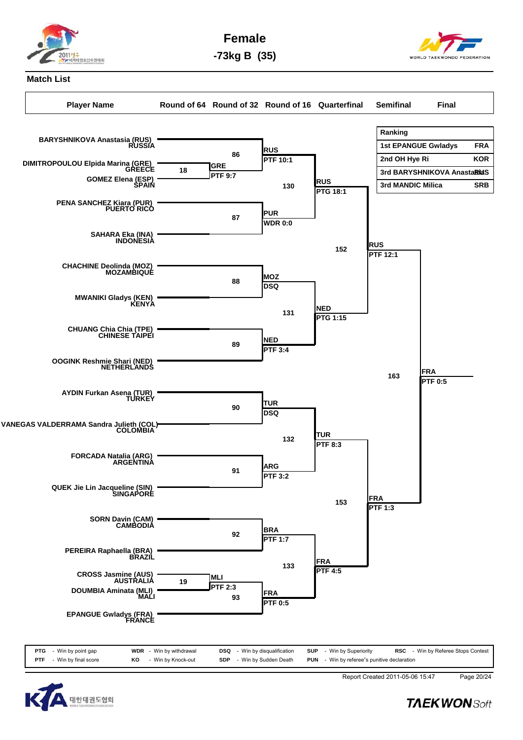# Female

## -73kg B (35)

### Match List

| Player Name | Round of 64 | Round of 32 | Round of 16 | Quarterfinal | Semifinal | Final |
|---|---|---|---|---|---|---|

**Ranking**

| Ranking | |
|---|---|
| 1st EPANGUE Gwladys | FRA |
| 2nd OH Hye Ri | KOR |
| 3rd BARYSHNIKOVA Anastasia | RUS |
| 3rd MANDIC Milica | SRB |

**Players (bracket order):**

- BARYSHNIKOVA Anastasia (RUS) RUSSIA
- DIMITROPOULOU Elpida Marina (GRE) GREECE
- GOMEZ Elena (ESP) SPAIN
- PENA SANCHEZ Kiara (PUR) PUERTO RICO
- SAHARA Eka (INA) INDONESIA
- CHACHINE Deolinda (MOZ) MOZAMBIQUE
- MWANIKI Gladys (KEN) KENYA
- CHUANG Chia Chia (TPE) CHINESE TAIPEI
- OOGINK Reshmie Shari (NED) NETHERLANDS
- AYDIN Furkan Asena (TUR) TURKEY
- VANEGAS VALDERRAMA Sandra Julieth (COL) COLOMBIA
- FORCADA Natalia (ARG) ARGENTINA
- QUEK Jie Lin Jacqueline (SIN) SINGAPORE
- SORN Davin (CAM) CAMBODIA
- PEREIRA Raphaella (BRA) BRAZIL
- CROSS Jasmine (AUS) AUSTRALIA
- DOUMBIA Aminata (MLI) MALI
- EPANGUE Gwladys (FRA) FRANCE

**Round of 64**

| Match | Winner | Result |
|---|---|---|
| 18 | GRE | PTF 9:7 |
| 19 | MLI | PTF 2:3 |

**Round of 32**

| Match | Winner | Result |
|---|---|---|
| 86 | RUS | PTF 10:1 |
| 87 | PUR | WDR 0:0 |
| 88 | MOZ | DSQ |
| 89 | NED | PTF 3:4 |
| 90 | TUR | DSQ |
| 91 | ARG | PTF 3:2 |
| 92 | BRA | PTF 1:7 |
| 93 | FRA | PTF 0:5 |

**Round of 16**

| Match | Winner | Result |
|---|---|---|
| 130 | RUS | PTG 18:1 |
| 131 | NED | PTG 1:15 |
| 132 | TUR | PTF 8:3 |
| 133 | FRA | PTF 4:5 |

**Quarterfinal**

| Match | Winner | Result |
|---|---|---|
| 152 | RUS | PTF 12:1 |
| 153 | FRA | PTF 1:3 |

**Semifinal**

| Match | Winner | Result |
|---|---|---|
| 163 | FRA | PTF 0:5 |

| | | | | | | | | | |
|---|---|---|---|---|---|---|---|---|---|
| PTG | - Win by point gap | WDR | - Win by withdrawal | DSQ | - Win by disqualification | SUP | - Win by Superiority | RSC | - Win by Referee Stops Contest |
| PTF | - Win by final score | KO | - Win by Knock-out | SDP | - Win by Sudden Death | PUN | - Win by referee"s punitive declaration | | |

Report Created 2011-05-06 15:47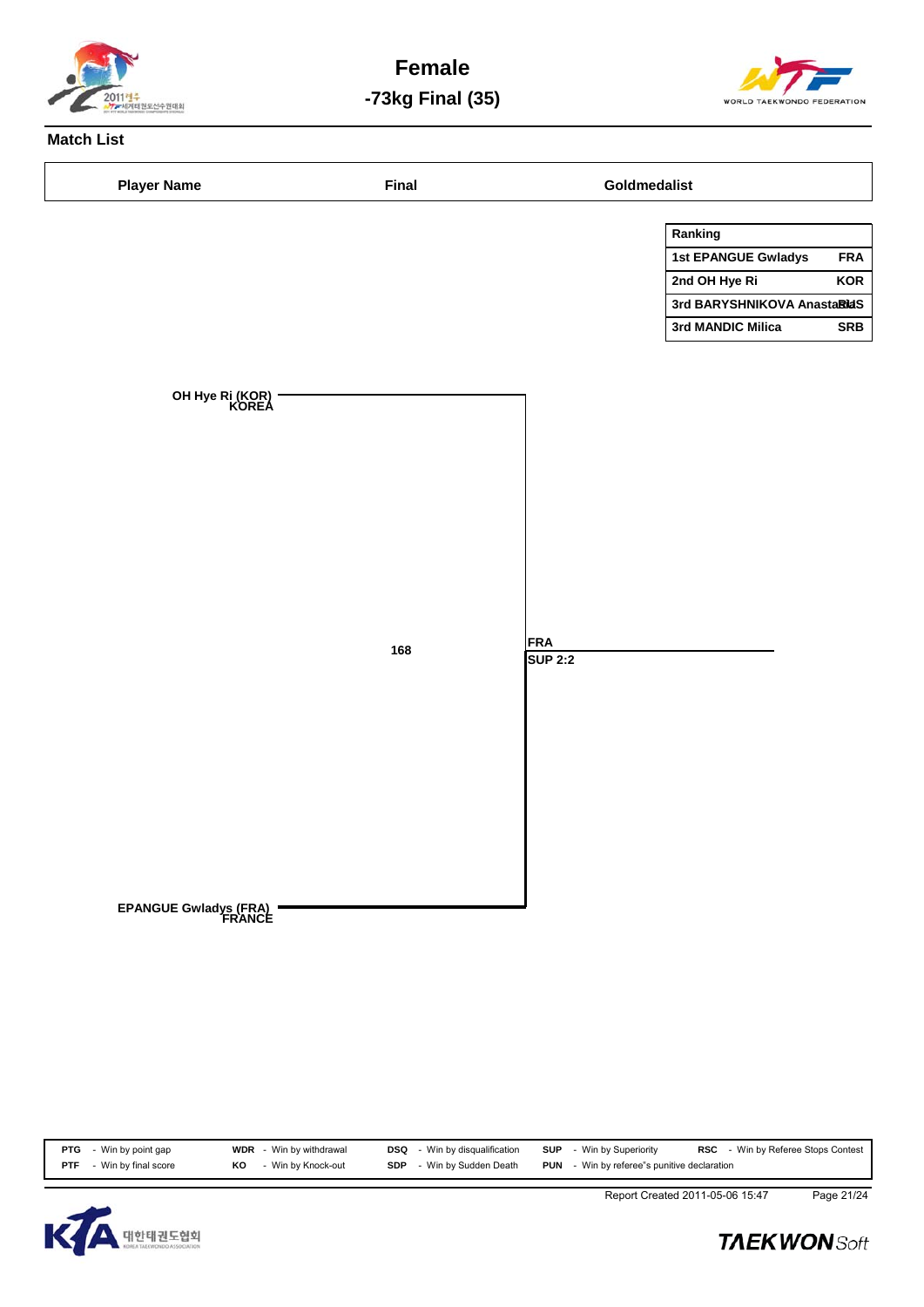# Female

## -73kg Final (35)

### Match List

| Player Name | Final | Goldmedalist |
|---|---|---|

| Ranking | |
|---|---|
| 1st EPANGUE Gwladys | FRA |
| 2nd OH Hye Ri | KOR |
| 3rd BARYSHNIKOVA Anastasia | RUS |
| 3rd MANDIC Milica | SRB |

OH Hye Ri (KOR)
KOREA

168

FRA
SUP 2:2

EPANGUE Gwladys (FRA)
FRANCE

| | | | | | | | | | |
|---|---|---|---|---|---|---|---|---|---|
| PTG | - Win by point gap | WDR | - Win by withdrawal | DSQ | - Win by disqualification | SUP | - Win by Superiority | RSC | - Win by Referee Stops Contest |
| PTF | - Win by final score | KO | - Win by Knock-out | SDP | - Win by Sudden Death | PUN | - Win by referee"s punitive declaration | | |

Report Created 2011-05-06 15:47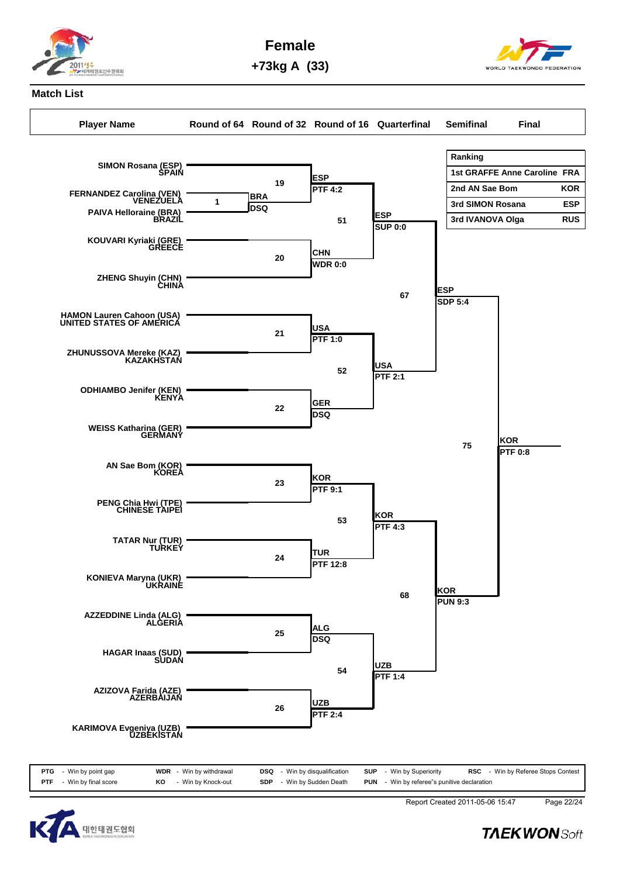# Female

## +73kg A (33)

### Match List

| Player Name | Round of 64 | Round of 32 | Round of 16 | Quarterfinal | Semifinal | Final |
|---|---|---|---|---|---|---|

| Ranking | |
|---|---|
| 1st GRAFFE Anne Caroline | FRA |
| 2nd AN Sae Bom | KOR |
| 3rd SIMON Rosana | ESP |
| 3rd IVANOVA Olga | RUS |

SIMON Rosana (ESP) SPAIN

FERNANDEZ Carolina (VEN) VENEZUELA

PAIVA Helloraine (BRA) BRAZIL

KOUVARI Kyriaki (GRE) GREECE

ZHENG Shuyin (CHN) CHINA

HAMON Lauren Cahoon (USA) UNITED STATES OF AMERICA

ZHUNUSSOVA Mereke (KAZ) KAZAKHSTAN

ODHIAMBO Jenifer (KEN) KENYA

WEISS Katharina (GER) GERMANY

AN Sae Bom (KOR) KOREA

PENG Chia Hwi (TPE) CHINESE TAIPEI

TATAR Nur (TUR) TURKEY

KONIEVA Maryna (UKR) UKRAINE

AZZEDDINE Linda (ALG) ALGERIA

HAGAR Inaas (SUD) SUDAN

AZIZOVA Farida (AZE) AZERBAIJAN

KARIMOVA Evgeniya (UZB) UZBEKISTAN

Match 1: BRA DSQ

Match 19: ESP PTF 4:2

Match 20: CHN WDR 0:0

Match 21: USA PTF 1:0

Match 22: GER DSQ

Match 23: KOR PTF 9:1

Match 24: TUR PTF 12:8

Match 25: ALG DSQ

Match 26: UZB PTF 2:4

Match 51: ESP SUP 0:0

Match 52: USA PTF 2:1

Match 53: KOR PTF 4:3

Match 54: UZB PTF 1:4

Match 67: ESP SDP 5:4

Match 68: KOR PUN 9:3

Match 75: KOR PTF 0:8

| | | | | | | | |
|---|---|---|---|---|---|---|---|
| **PTG** - Win by point gap | **WDR** - Win by withdrawal | **DSQ** - Win by disqualification | **SUP** - Win by Superiority | **RSC** - Win by Referee Stops Contest |
| **PTF** - Win by final score | **KO** - Win by Knock-out | **SDP** - Win by Sudden Death | **PUN** - Win by referee"s punitive declaration | |

Report Created 2011-05-06 15:47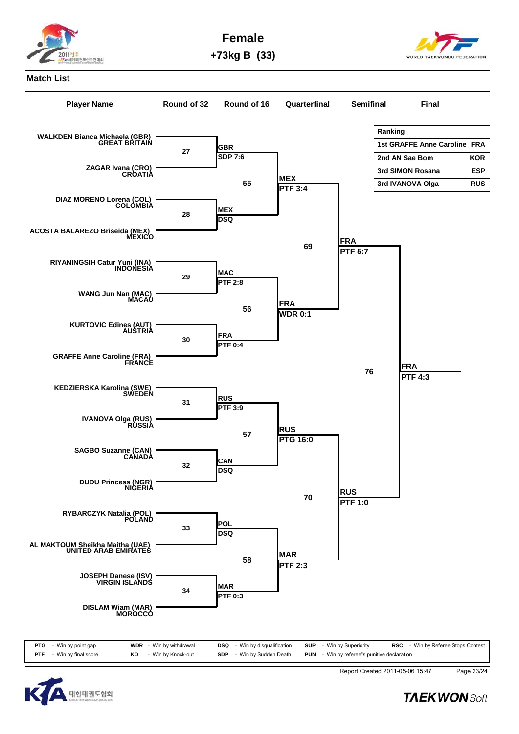# Female

## +73kg B (33)

### Match List

| Player Name | Round of 32 | Round of 16 | Quarterfinal | Semifinal | Final |
|---|---|---|---|---|---|
| WALKDEN Bianca Michaela (GBR) GREAT BRITAIN | 27 | GBR SDP 7:6 | | | |
| ZAGAR Ivana (CRO) CROATIA | | | 55 — MEX PTF 3:4 | | |
| DIAZ MORENO Lorena (COL) COLOMBIA | 28 | MEX DSQ | | | |
| ACOSTA BALAREZO Briseida (MEX) MEXICO | | | | 69 — FRA PTF 5:7 | |
| RIYANINGSIH Catur Yuni (INA) INDONESIA | 29 | MAC PTF 2:8 | | | |
| WANG Jun Nan (MAC) MACAU | | | 56 — FRA WDR 0:1 | | |
| KURTOVIC Edines (AUT) AUSTRIA | 30 | FRA PTF 0:4 | | | |
| GRAFFE Anne Caroline (FRA) FRANCE | | | | | 76 — FRA PTF 4:3 |
| KEDZIERSKA Karolina (SWE) SWEDEN | 31 | RUS PTF 3:9 | | | |
| IVANOVA Olga (RUS) RUSSIA | | | 57 — RUS PTG 16:0 | | |
| SAGBO Suzanne (CAN) CANADA | 32 | CAN DSQ | | | |
| DUDU Princess (NGR) NIGERIA | | | | 70 — RUS PTF 1:0 | |
| RYBARCZYK Natalia (POL) POLAND | 33 | POL DSQ | | | |
| AL MAKTOUM Sheikha Maitha (UAE) UNITED ARAB EMIRATES | | | 58 — MAR PTF 2:3 | | |
| JOSEPH Danese (ISV) VIRGIN ISLANDS | 34 | MAR PTF 0:3 | | | |
| DISLAM Wiam (MAR) MOROCCO | | | | | |

| Ranking | | |
|---|---|---|
| 1st | GRAFFE Anne Caroline | FRA |
| 2nd | AN Sae Bom | KOR |
| 3rd | SIMON Rosana | ESP |
| 3rd | IVANOVA Olga | RUS |

PTG - Win by point gap; PTF - Win by final score; WDR - Win by withdrawal; KO - Win by Knock-out; DSQ - Win by disqualification; SDP - Win by Sudden Death; SUP - Win by Superiority; PUN - Win by referee"s punitive declaration; RSC - Win by Referee Stops Contest

Report Created 2011-05-06 15:47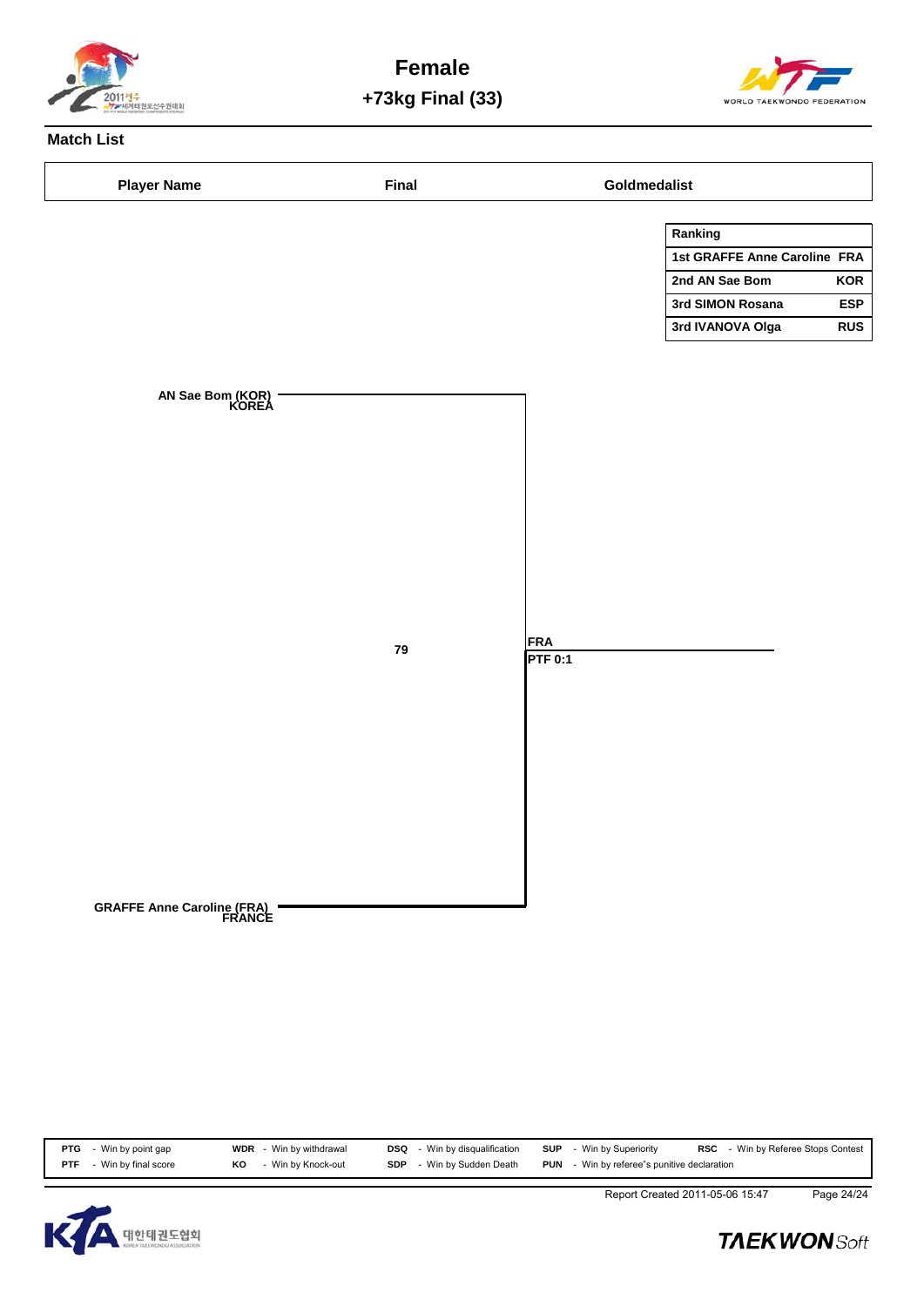# Female

## +73kg Final (33)

### Match List

| Player Name | Final | Goldmedalist |
|---|---|---|

| Ranking | |
|---|---|
| 1st GRAFFE Anne Caroline | FRA |
| 2nd AN Sae Bom | KOR |
| 3rd SIMON Rosana | ESP |
| 3rd IVANOVA Olga | RUS |

AN Sae Bom (KOR)
KOREA

79

FRA
PTF 0:1

GRAFFE Anne Caroline (FRA)
FRANCE

| | | | | | | | | | |
|---|---|---|---|---|---|---|---|---|---|
| **PTG** | - Win by point gap | **WDR** | - Win by withdrawal | **DSQ** | - Win by disqualification | **SUP** | - Win by Superiority | **RSC** | - Win by Referee Stops Contest |
| **PTF** | - Win by final score | **KO** | - Win by Knock-out | **SDP** | - Win by Sudden Death | **PUN** | - Win by referee"s punitive declaration | | |

Report Created 2011-05-06 15:47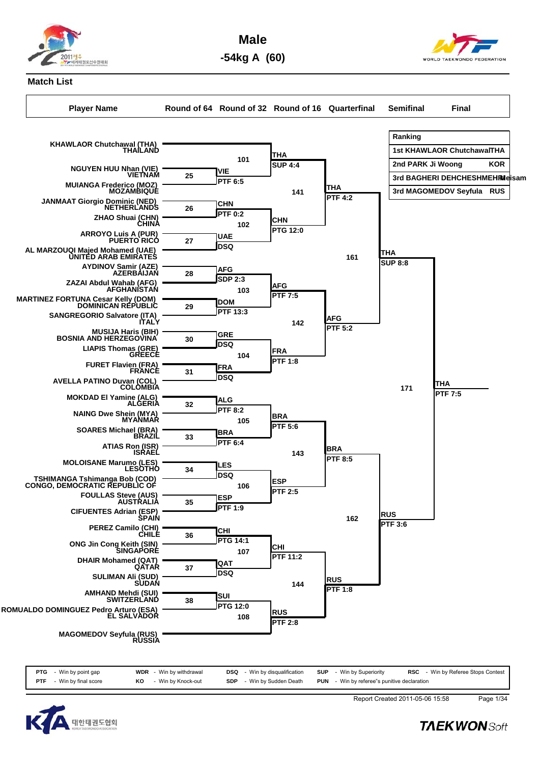# Male

## -54kg A (60)

### Match List

| Ranking | |
|---|---|
| 1st | KHAWLAOR Chutchawal THA |
| 2nd | PARK Ji Woong KOR |
| 3rd | BAGHERI DEHCHESHMEH Meisam |
| 3rd | MAGOMEDOV Seyfula RUS |

**Player Name** (in bracket order):

1. KHAWLAOR Chutchawal (THA) THAILAND
2. NGUYEN HUU Nhan (VIE) VIETNAM
3. MUIANGA Frederico (MOZ) MOZAMBIQUE
4. JANMAAT Giorgio Dominic (NED) NETHERLANDS
5. ZHAO Shuai (CHN) CHINA
6. ARROYO Luis A (PUR) PUERTO RICO
7. AL MARZOUQI Majed Mohamed (UAE) UNITED ARAB EMIRATES
8. AYDINOV Samir (AZE) AZERBAIJAN
9. ZAZAI Abdul Wahab (AFG) AFGHANISTAN
10. MARTINEZ FORTUNA Cesar Kelly (DOM) DOMINICAN REPUBLIC
11. SANGREGORIO Salvatore (ITA) ITALY
12. MUSIJA Haris (BIH) BOSNIA AND HERZEGOVINA
13. LIAPIS Thomas (GRE) GREECE
14. FURET Flavien (FRA) FRANCE
15. AVELLA PATINO Duvan (COL) COLOMBIA
16. MOKDAD El Yamine (ALG) ALGERIA
17. NAING Dwe Shein (MYA) MYANMAR
18. SOARES Michael (BRA) BRAZIL
19. ATIAS Ron (ISR) ISRAEL
20. MOLOISANE Marumo (LES) LESOTHO
21. TSHIMANGA Tshimanga Bob (COD) CONGO, DEMOCRATIC REPUBLIC OF
22. FOULLAS Steve (AUS) AUSTRALIA
23. CIFUENTES Adrian (ESP) SPAIN
24. PEREZ Camilo (CHI) CHILE
25. ONG Jin Cong Keith (SIN) SINGAPORE
26. DHAIR Mohamed (QAT) QATAR
27. SULIMAN Ali (SUD) SUDAN
28. AMHAND Mehdi (SUI) SWITZERLAND
29. ROMUALDO DOMINGUEZ Pedro Arturo (ESA) EL SALVADOR
30. MAGOMEDOV Seyfula (RUS) RUSSIA

**Round of 64**

| Match | Players | Winner | Result |
|---|---|---|---|
| 25 | NGUYEN HUU Nhan (VIE) vs MUIANGA Frederico (MOZ) | VIE | PTF 6:5 |
| 26 | JANMAAT Giorgio Dominic (NED) vs ZHAO Shuai (CHN) | CHN | PTF 0:2 |
| 27 | ARROYO Luis A (PUR) vs AL MARZOUQI Majed Mohamed (UAE) | UAE | DSQ |
| 28 | AYDINOV Samir (AZE) vs ZAZAI Abdul Wahab (AFG) | AFG | SDP 2:3 |
| 29 | MARTINEZ FORTUNA Cesar Kelly (DOM) vs SANGREGORIO Salvatore (ITA) | DOM | PTF 13:3 |
| 30 | MUSIJA Haris (BIH) vs LIAPIS Thomas (GRE) | GRE | DSQ |
| 31 | FURET Flavien (FRA) vs AVELLA PATINO Duvan (COL) | FRA | DSQ |
| 32 | MOKDAD El Yamine (ALG) vs NAING Dwe Shein (MYA) | ALG | PTF 8:2 |
| 33 | SOARES Michael (BRA) vs ATIAS Ron (ISR) | BRA | PTF 6:4 |
| 34 | MOLOISANE Marumo (LES) vs TSHIMANGA Tshimanga Bob (COD) | LES | DSQ |
| 35 | FOULLAS Steve (AUS) vs CIFUENTES Adrian (ESP) | ESP | PTF 1:9 |
| 36 | PEREZ Camilo (CHI) vs ONG Jin Cong Keith (SIN) | CHI | PTG 14:1 |
| 37 | DHAIR Mohamed (QAT) vs SULIMAN Ali (SUD) | QAT | DSQ |
| 38 | AMHAND Mehdi (SUI) vs ROMUALDO DOMINGUEZ Pedro Arturo (ESA) | SUI | PTG 12:0 |

**Round of 32**

| Match | Players | Winner | Result |
|---|---|---|---|
| 101 | THA vs VIE | THA | SUP 4:4 |
| 102 | CHN vs UAE | CHN | PTG 12:0 |
| 103 | AFG vs DOM | AFG | PTF 7:5 |
| 104 | GRE vs FRA | FRA | PTF 1:8 |
| 105 | ALG vs BRA | BRA | PTF 5:6 |
| 106 | LES vs ESP | ESP | PTF 2:5 |
| 107 | CHI vs QAT | CHI | PTF 11:2 |
| 108 | SUI vs RUS | RUS | PTF 2:8 |

**Round of 16**

| Match | Players | Winner | Result |
|---|---|---|---|
| 141 | THA vs CHN | THA | PTF 4:2 |
| 142 | AFG vs FRA | AFG | PTF 5:2 |
| 143 | BRA vs ESP | BRA | PTF 8:5 |
| 144 | CHI vs RUS | RUS | PTF 1:8 |

**Quarterfinal**

| Match | Players | Winner | Result |
|---|---|---|---|
| 161 | THA vs AFG | THA | SUP 8:8 |
| 162 | BRA vs RUS | RUS | PTF 3:6 |

**Semifinal**

| Match | Players | Winner | Result |
|---|---|---|---|
| 171 | THA vs RUS | THA | PTF 7:5 |

| | | | | | | | | | |
|---|---|---|---|---|---|---|---|---|---|
| PTG | - Win by point gap | WDR | - Win by withdrawal | DSQ | - Win by disqualification | SUP | - Win by Superiority | RSC | - Win by Referee Stops Contest |
| PTF | - Win by final score | KO | - Win by Knock-out | SDP | - Win by Sudden Death | PUN | - Win by referee"s punitive declaration | | |

Report Created 2011-05-06 15:58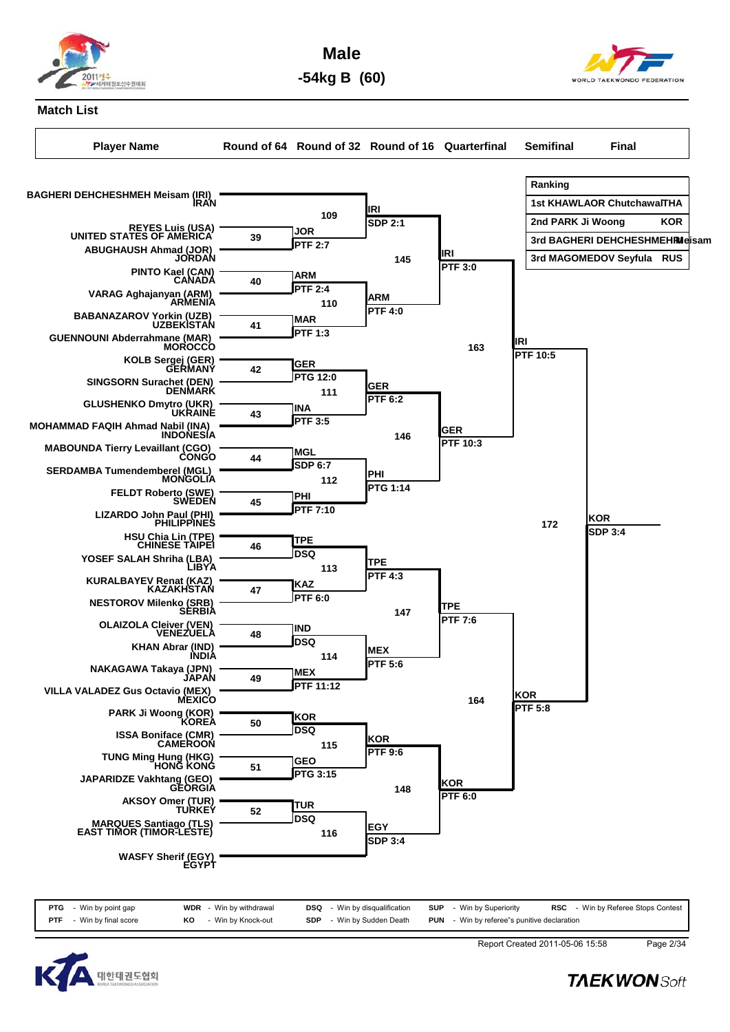# Male

## -54kg B (60)

### Match List

| Player Name | Round of 64 | Round of 32 | Round of 16 | Quarterfinal | Semifinal | Final |
|---|---|---|---|---|---|---|
| BAGHERI DEHCHESHMEH Meisam (IRI) IRAN | | 109: JOR PTF 2:7 | 145: IRI SDP 2:1 | 163: IRI PTF 3:0 | 172: IRI PTF 10:5 | KOR SDP 3:4 |
| REYES Luis (USA) UNITED STATES OF AMERICA | 39: JOR PTF 2:7 | | | | | |
| ABUGHAUSH Ahmad (JOR) JORDAN | | | | | | |
| PINTO Kael (CAN) CANADA | 40: ARM PTF 2:4 | 110: ARM PTF 4:0 | | | | |
| VARAG Aghajanyan (ARM) ARMENIA | | | | | | |
| BABANAZAROV Yorkin (UZB) UZBEKISTAN | 41: MAR PTF 1:3 | | | | | |
| GUENNOUNI Abderrahmane (MAR) MOROCCO | | | | | | |
| KOLB Sergej (GER) GERMANY | 42: GER PTG 12:0 | 111: GER PTF 6:2 | 146: GER PTF 10:3 | | | |
| SINGSORN Surachet (DEN) DENMARK | | | | | | |
| GLUSHENKO Dmytro (UKR) UKRAINE | 43: INA PTF 3:5 | | | | | |
| MOHAMMAD FAQIH Ahmad Nabil (INA) INDONESIA | | | | | | |
| MABOUNDA Tierry Levaillant (CGO) CONGO | 44: MGL SDP 6:7 | 112: PHI PTG 1:14 | | | | |
| SERDAMBA Tumendemberel (MGL) MONGOLIA | | | | | | |
| FELDT Roberto (SWE) SWEDEN | 45: PHI PTF 7:10 | | | | | |
| LIZARDO John Paul (PHI) PHILIPPINES | | | | | | |
| HSU Chia Lin (TPE) CHINESE TAIPEI | 46: TPE DSQ | 113: TPE PTF 4:3 | 147: TPE PTF 7:6 | 164: KOR PTF 5:8 | | |
| YOSEF SALAH Shriha (LBA) LIBYA | | | | | | |
| KURALBAYEV Renat (KAZ) KAZAKHSTAN | 47: KAZ PTF 6:0 | | | | | |
| NESTOROV Milenko (SRB) SERBIA | | | | | | |
| OLAIZOLA Cleiver (VEN) VENEZUELA | 48: IND DSQ | 114: MEX PTF 5:6 | | | | |
| KHAN Abrar (IND) INDIA | | | | | | |
| NAKAGAWA Takaya (JPN) JAPAN | 49: MEX PTF 11:12 | | | | | |
| VILLA VALADEZ Gus Octavio (MEX) MEXICO | | | | | | |
| PARK Ji Woong (KOR) KOREA | 50: KOR DSQ | 115: KOR PTF 9:6 | 148: KOR PTF 6:0 | | | |
| ISSA Boniface (CMR) CAMEROON | | | | | | |
| TUNG Ming Hung (HKG) HONG KONG | 51: GEO PTG 3:15 | | | | | |
| JAPARIDZE Vakhtang (GEO) GEORGIA | | | | | | |
| AKSOY Omer (TUR) TURKEY | 52: TUR DSQ | 116: EGY SDP 3:4 | | | | |
| MARQUES Santiago (TLS) EAST TIMOR (TIMOR-LESTE) | | | | | | |
| WASFY Sherif (EGY) EGYPT | | | | | | |

| Ranking | |
|---|---|
| 1st KHAWLAOR Chutchawal | THA |
| 2nd PARK Ji Woong | KOR |
| 3rd BAGHERI DEHCHESHMEH Meisam | |
| 3rd MAGOMEDOV Seyfula | RUS |

PTG - Win by point gap | PTF - Win by final score | WDR - Win by withdrawal | KO - Win by Knock-out | DSQ - Win by disqualification | SDP - Win by Sudden Death | SUP - Win by Superiority | PUN - Win by referee's punitive declaration | RSC - Win by Referee Stops Contest

Report Created 2011-05-06 15:58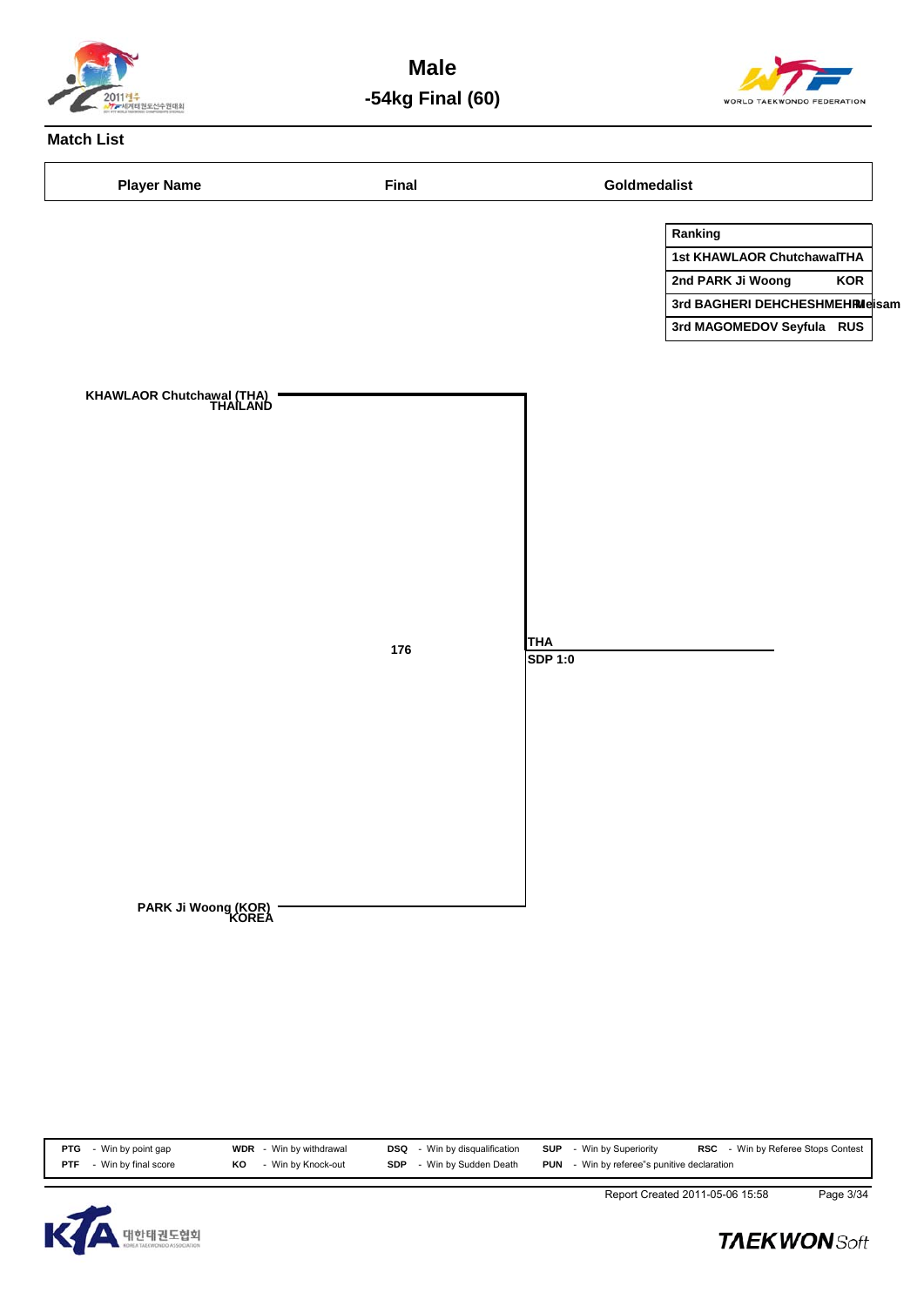# Male

## -54kg Final (60)

### Match List

| Player Name | Final | Goldmedalist |
|---|---|---|

| Ranking |  |
|---|---|
| 1st KHAWLAOR Chutchawal | THA |
| 2nd PARK Ji Woong | KOR |
| 3rd BAGHERI DEHCHESHMEH Meisam |  |
| 3rd MAGOMEDOV Seyfula | RUS |

KHAWLAOR Chutchawal (THA)
THAILAND

176

THA
SDP 1:0

PARK Ji Woong (KOR)
KOREA

| | | | | | | | | | |
|---|---|---|---|---|---|---|---|---|---|
| **PTG** | - Win by point gap | **WDR** | - Win by withdrawal | **DSQ** | - Win by disqualification | **SUP** | - Win by Superiority | **RSC** | - Win by Referee Stops Contest |
| **PTF** | - Win by final score | **KO** | - Win by Knock-out | **SDP** | - Win by Sudden Death | **PUN** | - Win by referee"s punitive declaration | | |

Report Created 2011-05-06 15:58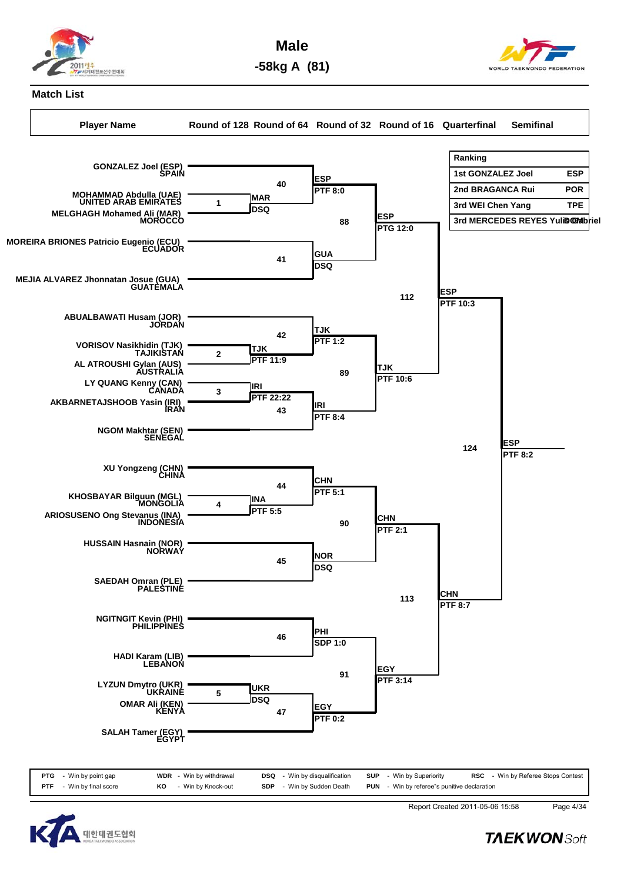# Male

## -58kg A (81)

### Match List

| Player Name | Round of 128 | Round of 64 | Round of 32 | Round of 16 | Quarterfinal | Semifinal |
|---|---|---|---|---|---|---|

**Ranking**

| Ranking | | |
|---|---|---|
| 1st | GONZALEZ Joel | ESP |
| 2nd | BRAGANCA Rui | POR |
| 3rd | WEI Chen Yang | TPE |
| 3rd | MERCEDES REYES Yulis Gabriel | DOM |

**Players (bracket order):**

- GONZALEZ Joel (ESP) SPAIN
- MOHAMMAD Abdulla (UAE) UNITED ARAB EMIRATES
- MELGHAGH Mohamed Ali (MAR) MOROCCO
- MOREIRA BRIONES Patricio Eugenio (ECU) ECUADOR
- MEJIA ALVAREZ Jhonnatan Josue (GUA) GUATEMALA
- ABUALBAWATI Husam (JOR) JORDAN
- VORISOV Nasikhidin (TJK) TAJIKISTAN
- AL ATROUSHI Gylan (AUS) AUSTRALIA
- LY QUANG Kenny (CAN) CANADA
- AKBARNETAJSHOOB Yasin (IRI) IRAN
- NGOM Makhtar (SEN) SENEGAL
- XU Yongzeng (CHN) CHINA
- KHOSBAYAR Bilguun (MGL) MONGOLIA
- ARIOSUSENO Ong Stevanus (INA) INDONESIA
- HUSSAIN Hasnain (NOR) NORWAY
- SAEDAH Omran (PLE) PALESTINE
- NGITNGIT Kevin (PHI) PHILIPPINES
- HADI Karam (LIB) LEBANON
- LYZUN Dmytro (UKR) UKRAINE
- OMAR Ali (KEN) KENYA
- SALAH Tamer (EGY) EGYPT

**Results:**

| Match | Round | Winner | Result |
|---|---|---|---|
| 1 | Round of 128 | MAR | DSQ |
| 2 | Round of 128 | TJK | PTF 11:9 |
| 3 | Round of 128 | IRI | PTF 22:22 |
| 4 | Round of 128 | INA | PTF 5:5 |
| 5 | Round of 128 | UKR | DSQ |
| 40 | Round of 64 | ESP | PTF 8:0 |
| 41 | Round of 64 | GUA | DSQ |
| 42 | Round of 64 | TJK | PTF 1:2 |
| 43 | Round of 64 | IRI | PTF 8:4 |
| 44 | Round of 64 | CHN | PTF 5:1 |
| 45 | Round of 64 | NOR | DSQ |
| 46 | Round of 64 | PHI | SDP 1:0 |
| 47 | Round of 64 | EGY | PTF 0:2 |
| 88 | Round of 32 | ESP | PTG 12:0 |
| 89 | Round of 32 | TJK | PTF 10:6 |
| 90 | Round of 32 | CHN | PTF 2:1 |
| 91 | Round of 32 | EGY | PTF 3:14 |
| 112 | Round of 16 | ESP | PTF 10:3 |
| 113 | Round of 16 | CHN | PTF 8:7 |
| 124 | Quarterfinal | ESP | PTF 8:2 |

| | | | | | | | |
|---|---|---|---|---|---|---|---|
| PTG | - Win by point gap | WDR | - Win by withdrawal | DSQ | - Win by disqualification | SUP | - Win by Superiority |
| PTF | - Win by final score | KO | - Win by Knock-out | SDP | - Win by Sudden Death | PUN | - Win by referee"s punitive declaration |
| RSC | - Win by Referee Stops Contest | | | | | | |

Report Created 2011-05-06 15:58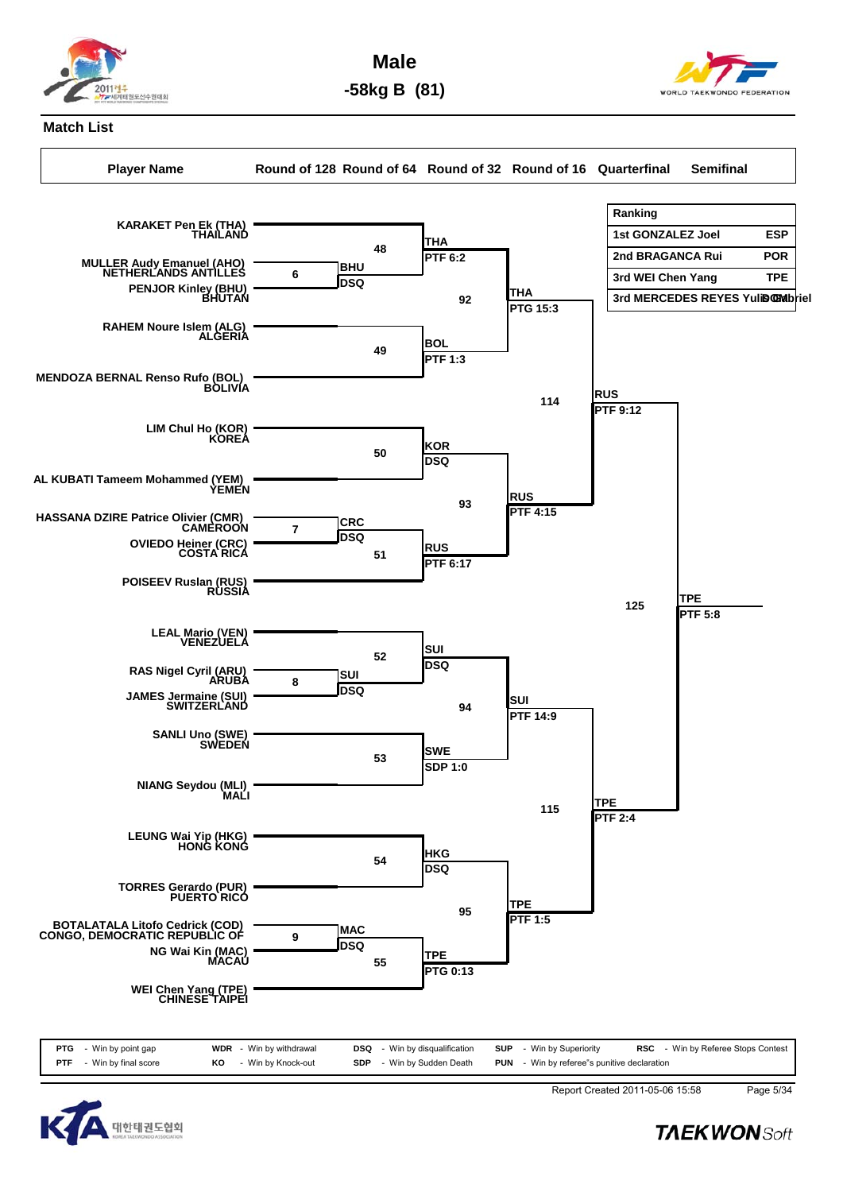# Male

## -58kg B (81)

### Match List

| Player Name | Round of 128 | Round of 64 | Round of 32 | Round of 16 | Quarterfinal | Semifinal |
|---|---|---|---|---|---|---|

| Ranking | |
|---|---|
| 1st GONZALEZ Joel | ESP |
| 2nd BRAGANCA Rui | POR |
| 3rd WEI Chen Yang | TPE |
| 3rd MERCEDES REYES Yulio Gabriel | DOM |

**Players (bracket order):**

- KARAKET Pen Ek (THA) THAILAND
- MULLER Audy Emanuel (AHO) NETHERLANDS ANTILLES
- PENJOR Kinley (BHU) BHUTAN
- RAHEM Noure Islem (ALG) ALGERIA
- MENDOZA BERNAL Renso Rufo (BOL) BOLIVIA
- LIM Chul Ho (KOR) KOREA
- AL KUBATI Tameem Mohammed (YEM) YEMEN
- HASSANA DZIRE Patrice Olivier (CMR) CAMEROON
- OVIEDO Heiner (CRC) COSTA RICA
- POISEEV Ruslan (RUS) RUSSIA
- LEAL Mario (VEN) VENEZUELA
- RAS Nigel Cyril (ARU) ARUBA
- JAMES Jermaine (SUI) SWITZERLAND
- SANLI Uno (SWE) SWEDEN
- NIANG Seydou (MLI) MALI
- LEUNG Wai Yip (HKG) HONG KONG
- TORRES Gerardo (PUR) PUERTO RICO
- BOTALATALA Litofo Cedrick (COD) CONGO, DEMOCRATIC REPUBLIC OF
- NG Wai Kin (MAC) MACAU
- WEI Chen Yang (TPE) CHINESE TAIPEI

**Round of 64:**

- Match 6: MULLER (AHO) vs PENJOR (BHU) — BHU, DSQ
- Match 7: HASSANA DZIRE (CMR) vs OVIEDO (CRC) — CRC, DSQ
- Match 8: RAS (ARU) vs JAMES (SUI) — SUI, DSQ
- Match 9: BOTALATALA (COD) vs NG (MAC) — MAC, DSQ

**Round of 32:**

- Match 48: KARAKET (THA) vs BHU — THA, PTF 6:2
- Match 49: RAHEM (ALG) vs MENDOZA BERNAL (BOL) — BOL, PTF 1:3
- Match 50: LIM (KOR) vs AL KUBATI (YEM) — KOR, DSQ
- Match 51: CRC vs POISEEV (RUS) — RUS, PTF 6:17
- Match 52: LEAL (VEN) vs SUI — SUI, DSQ
- Match 53: SANLI (SWE) vs NIANG (MLI) — SWE, SDP 1:0
- Match 54: LEUNG (HKG) vs TORRES (PUR) — HKG, DSQ
- Match 55: MAC vs WEI (TPE) — TPE, PTG 0:13

**Round of 16:**

- Match 92: THA vs BOL — THA, PTG 15:3
- Match 93: KOR vs RUS — RUS, PTF 4:15
- Match 94: SUI vs SWE — SUI, PTF 14:9
- Match 95: HKG vs TPE — TPE, PTF 1:5

**Quarterfinal:**

- Match 114: THA vs RUS — RUS, PTF 9:12
- Match 115: SUI vs TPE — TPE, PTF 2:4

**Semifinal:**

- Match 125: RUS vs TPE — TPE, PTF 5:8

| | | | | | | | | | |
|---|---|---|---|---|---|---|---|---|---|
| PTG | Win by point gap | WDR | Win by withdrawal | DSQ | Win by disqualification | SUP | Win by Superiority | RSC | Win by Referee Stops Contest |
| PTF | Win by final score | KO | Win by Knock-out | SDP | Win by Sudden Death | PUN | Win by referee"s punitive declaration | | |

Report Created 2011-05-06 15:58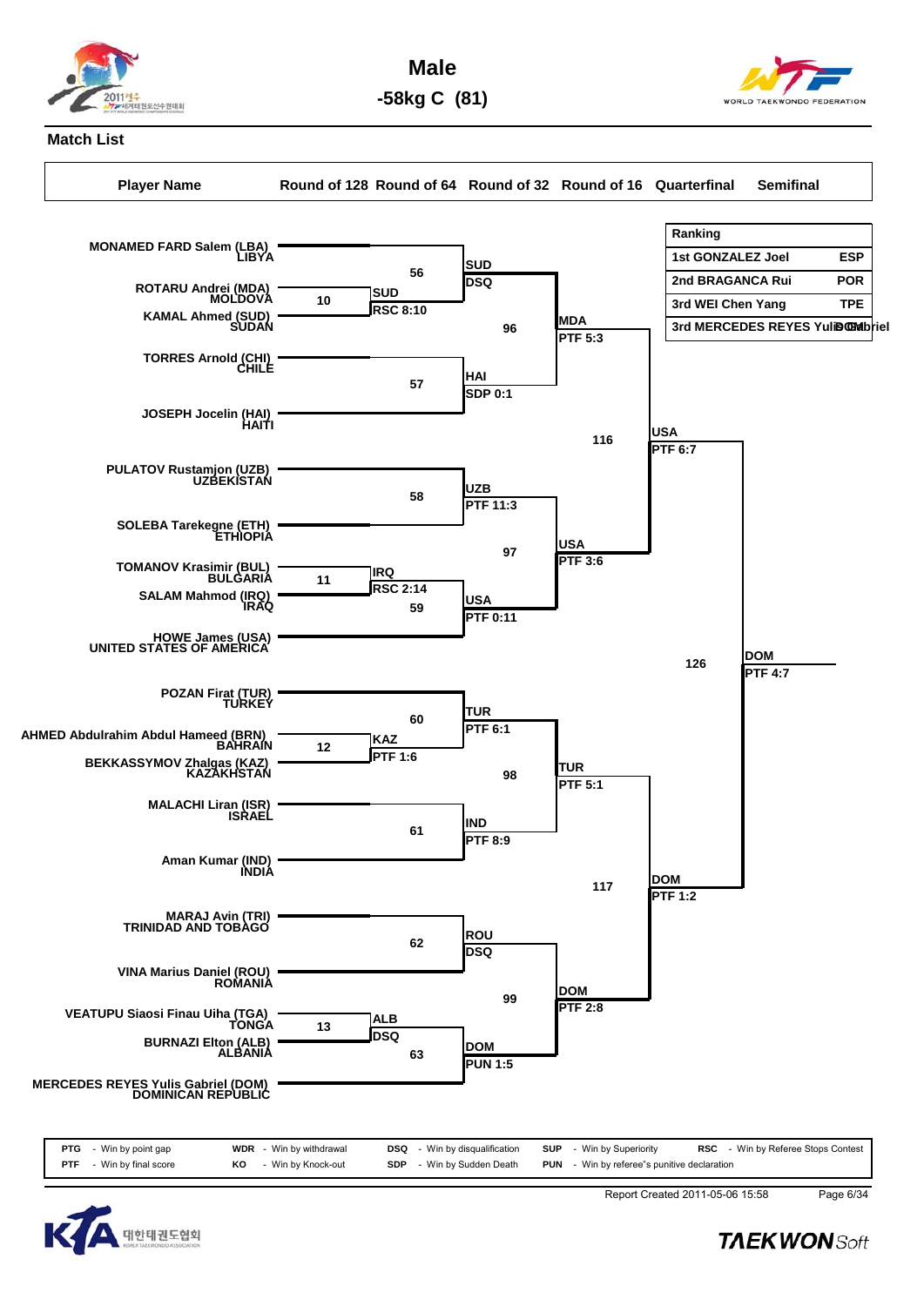# Male

## -58kg C (81)

### Match List

| Player Name | Round of 128 | Round of 64 | Round of 32 | Round of 16 | Quarterfinal | Semifinal |
|---|---|---|---|---|---|---|

| Ranking | |
|---|---|
| 1st GONZALEZ Joel | ESP |
| 2nd BRAGANCA Rui | POR |
| 3rd WEI Chen Yang | TPE |
| 3rd MERCEDES REYES Yulis Gabriel | DOM |

**Players:**

- MONAMED FARD Salem (LBA) LIBYA
- ROTARU Andrei (MDA) MOLDOVA
- KAMAL Ahmed (SUD) SUDAN
- TORRES Arnold (CHI) CHILE
- JOSEPH Jocelin (HAI) HAITI
- PULATOV Rustamjon (UZB) UZBEKISTAN
- SOLEBA Tarekegne (ETH) ETHIOPIA
- TOMANOV Krasimir (BUL) BULGARIA
- SALAM Mahmod (IRQ) IRAQ
- HOWE James (USA) UNITED STATES OF AMERICA
- POZAN Firat (TUR) TURKEY
- AHMED Abdulrahim Abdul Hameed (BRN) BAHRAIN
- BEKKASSYMOV Zhalgas (KAZ) KAZAKHSTAN
- MALACHI Liran (ISR) ISRAEL
- Aman Kumar (IND) INDIA
- MARAJ Avin (TRI) TRINIDAD AND TOBAGO
- VINA Marius Daniel (ROU) ROMANIA
- VEATUPU Siaosi Finau Uiha (TGA) TONGA
- BURNAZI Elton (ALB) ALBANIA
- MERCEDES REYES Yulis Gabriel (DOM) DOMINICAN REPUBLIC

**Results:**

| Match | Winner | Result |
|---|---|---|
| 10 (ROTARU vs KAMAL) | SUD | RSC 8:10 |
| 56 (MONAMED FARD vs SUD) | SUD | DSQ |
| 57 (TORRES vs JOSEPH) | HAI | SDP 0:1 |
| 96 (SUD vs HAI) | MDA | PTF 5:3 |
| 58 (PULATOV vs SOLEBA) | UZB | PTF 11:3 |
| 11 (TOMANOV vs SALAM) | IRQ | RSC 2:14 |
| 59 (IRQ vs HOWE) | USA | PTF 0:11 |
| 97 (UZB vs USA) | USA | PTF 3:6 |
| 116 (MDA vs USA) | USA | PTF 6:7 |
| 12 (AHMED vs BEKKASSYMOV) | KAZ | PTF 1:6 |
| 60 (POZAN vs KAZ) | TUR | PTF 6:1 |
| 61 (MALACHI vs Aman Kumar) | IND | PTF 8:9 |
| 98 (TUR vs IND) | TUR | PTF 5:1 |
| 62 (MARAJ vs VINA) | ROU | DSQ |
| 13 (VEATUPU vs BURNAZI) | ALB | DSQ |
| 63 (ALB vs MERCEDES REYES) | DOM | PUN 1:5 |
| 99 (ROU vs DOM) | DOM | PTF 2:8 |
| 117 (TUR vs DOM) | DOM | PTF 1:2 |
| 126 (USA vs DOM) | DOM | PTF 4:7 |

| | | | | | | | | | |
|---|---|---|---|---|---|---|---|---|---|
| PTG | - Win by point gap | WDR | - Win by withdrawal | DSQ | - Win by disqualification | SUP | - Win by Superiority | RSC | - Win by Referee Stops Contest |
| PTF | - Win by final score | KO | - Win by Knock-out | SDP | - Win by Sudden Death | PUN | - Win by referee"s punitive declaration | | |

Report Created 2011-05-06 15:58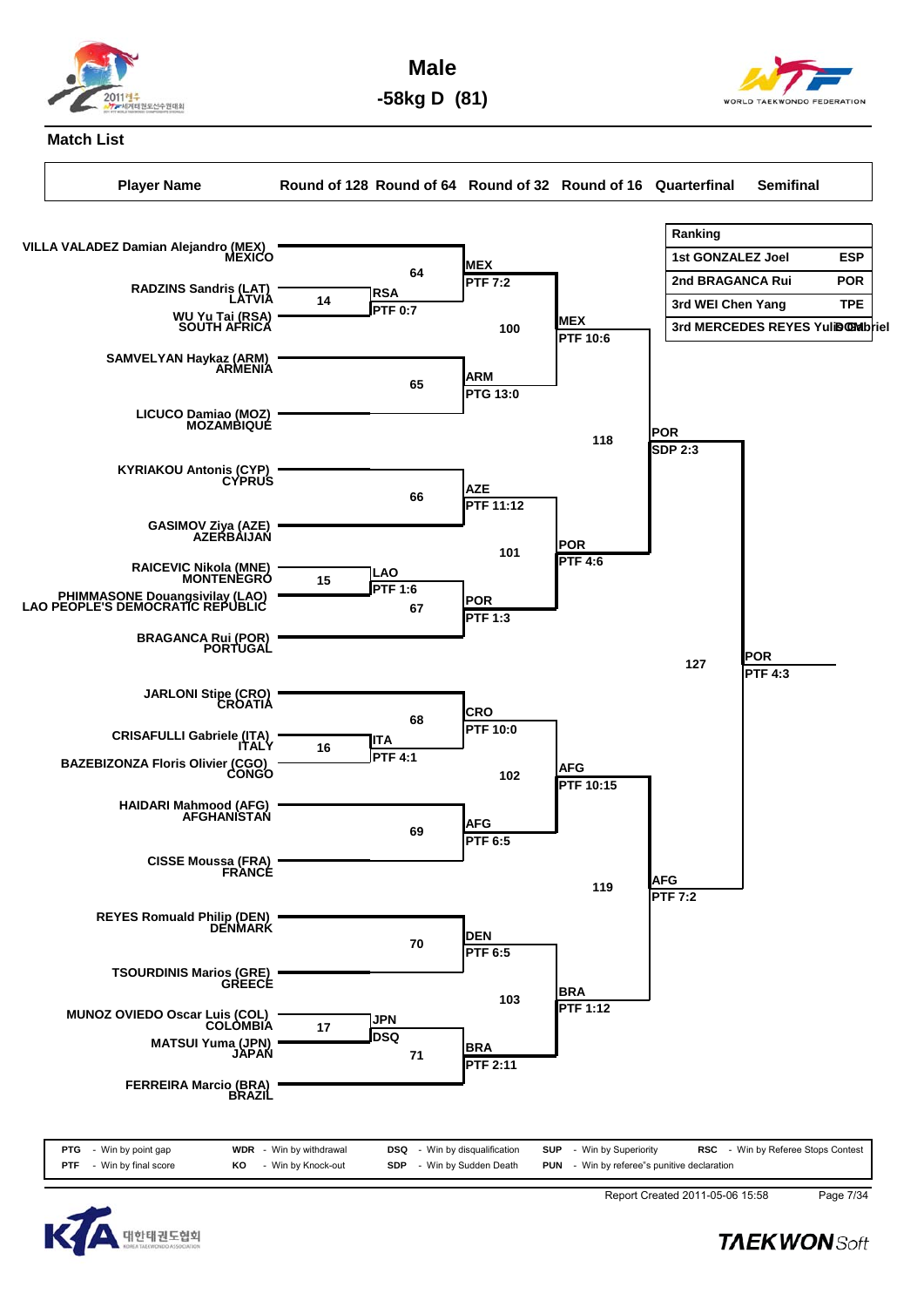# Male

## -58kg D (81)

### Match List

| Player Name | Round of 128 | Round of 64 | Round of 32 | Round of 16 | Quarterfinal | Semifinal |
|---|---|---|---|---|---|---|

| Ranking | | |
|---|---|---|
| 1st | GONZALEZ Joel | ESP |
| 2nd | BRAGANCA Rui | POR |
| 3rd | WEI Chen Yang | TPE |
| 3rd | MERCEDES REYES Yuli Gabriel | DOM |

**Players:**

- VILLA VALADEZ Damian Alejandro (MEX) MEXICO
- RADZINS Sandris (LAT) LATVIA
- WU Yu Tai (RSA) SOUTH AFRICA
- SAMVELYAN Haykaz (ARM) ARMENIA
- LICUCO Damiao (MOZ) MOZAMBIQUE
- KYRIAKOU Antonis (CYP) CYPRUS
- GASIMOV Ziya (AZE) AZERBAIJAN
- RAICEVIC Nikola (MNE) MONTENEGRO
- PHIMMASONE Douangsivilay (LAO) LAO PEOPLE'S DEMOCRATIC REPUBLIC
- BRAGANCA Rui (POR) PORTUGAL
- JARLONI Stipe (CRO) CROATIA
- CRISAFULLI Gabriele (ITA) ITALY
- BAZEBIZONZA Floris Olivier (CGO) CONGO
- HAIDARI Mahmood (AFG) AFGHANISTAN
- CISSE Moussa (FRA) FRANCE
- REYES Romuald Philip (DEN) DENMARK
- TSOURDINIS Marios (GRE) GREECE
- MUNOZ OVIEDO Oscar Luis (COL) COLOMBIA
- MATSUI Yuma (JPN) JAPAN
- FERREIRA Marcio (BRA) BRAZIL

**Results:**

| Match | Winner | Result |
|---|---|---|
| 14 | RSA | PTF 0:7 |
| 15 | LAO | PTF 1:6 |
| 16 | ITA | PTF 4:1 |
| 17 | JPN | DSQ |
| 64 | MEX | PTF 7:2 |
| 65 | ARM | PTG 13:0 |
| 66 | AZE | PTF 11:12 |
| 67 | POR | PTF 1:3 |
| 68 | CRO | PTF 10:0 |
| 69 | AFG | PTF 6:5 |
| 70 | DEN | PTF 6:5 |
| 71 | BRA | PTF 2:11 |
| 100 | MEX | PTF 10:6 |
| 101 | POR | PTF 4:6 |
| 102 | AFG | PTF 10:15 |
| 103 | BRA | PTF 1:12 |
| 118 | POR | SDP 2:3 |
| 119 | AFG | PTF 7:2 |
| 127 | POR | PTF 4:3 |

| | | | | | | | | | |
|---|---|---|---|---|---|---|---|---|---|
| PTG | - Win by point gap | WDR | - Win by withdrawal | DSQ | - Win by disqualification | SUP | - Win by Superiority | RSC | - Win by Referee Stops Contest |
| PTF | - Win by final score | KO | - Win by Knock-out | SDP | - Win by Sudden Death | PUN | - Win by referee"s punitive declaration | | |

Report Created 2011-05-06 15:58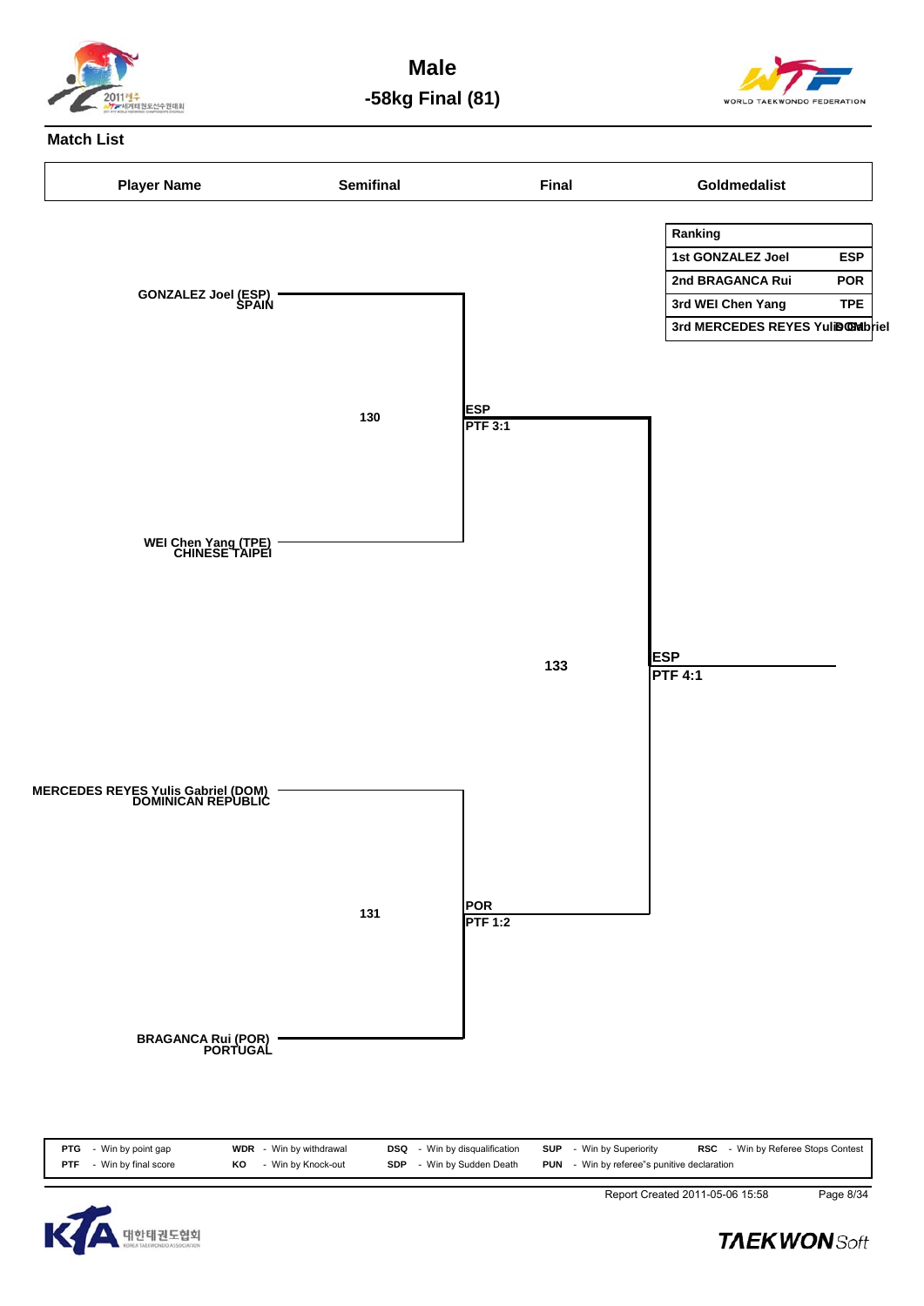# Male

## -58kg Final (81)

### Match List

| Player Name | Semifinal | Final | Goldmedalist |
|---|---|---|---|

| Ranking | |
|---|---|
| 1st GONZALEZ Joel | ESP |
| 2nd BRAGANCA Rui | POR |
| 3rd WEI Chen Yang | TPE |
| 3rd MERCEDES REYES Yulis Gabriel | DOM |

**GONZALEZ Joel (ESP)**
SPAIN

**130** — ESP, PTF 3:1

**WEI Chen Yang (TPE)**
CHINESE TAIPEI

**133** — ESP, PTF 4:1

**MERCEDES REYES Yulis Gabriel (DOM)**
DOMINICAN REPUBLIC

**131** — POR, PTF 1:2

**BRAGANCA Rui (POR)**
PORTUGAL

| | | | | | | | | | |
|---|---|---|---|---|---|---|---|---|---|
| PTG | - Win by point gap | WDR | - Win by withdrawal | DSQ | - Win by disqualification | SUP | - Win by Superiority | RSC | - Win by Referee Stops Contest |
| PTF | - Win by final score | KO | - Win by Knock-out | SDP | - Win by Sudden Death | PUN | - Win by referee"s punitive declaration | | |

Report Created 2011-05-06 15:58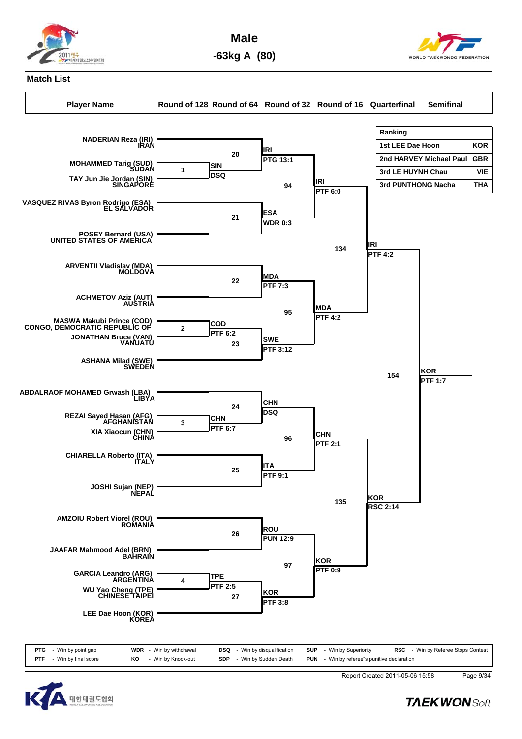# Male

## -63kg A (80)

### Match List

| Ranking | | |
|---|---|---|
| 1st | LEE Dae Hoon | KOR |
| 2nd | HARVEY Michael Paul | GBR |
| 3rd | LE HUYNH Chau | VIE |
| 3rd | PUNTHONG Nacha | THA |

| Player Name | Round of 128 | Round of 64 | Round of 32 | Round of 16 | Quarterfinal | Semifinal |
|---|---|---|---|---|---|---|
| NADERIAN Reza (IRI) IRAN | | | | | | |
| MOHAMMED Tarig (SUD) SUDAN | Match 1: SIN DSQ | | | | | |
| TAY Jun Jie Jordan (SIN) SINGAPORE | | Match 20: IRI PTG 13:1 | | | | |
| VASQUEZ RIVAS Byron Rodrigo (ESA) EL SALVADOR | | | Match 94: IRI PTF 6:0 | | | |
| POSEY Bernard (USA) UNITED STATES OF AMERICA | | Match 21: ESA WDR 0:3 | | Match 134: IRI PTF 4:2 | | |
| ARVENTII Vladislav (MDA) MOLDOVA | | Match 22: MDA PTF 7:3 | | | | |
| ACHMETOV Aziz (AUT) AUSTRIA | | | Match 95: MDA PTF 4:2 | | | |
| MASWA Makubi Prince (COD) CONGO, DEMOCRATIC REPUBLIC OF | Match 2: COD PTF 6:2 | | | | | |
| JONATHAN Bruce (VAN) VANUATU | | Match 23: SWE PTF 3:12 | | | | |
| ASHANA Milad (SWE) SWEDEN | | | | | Match 154: KOR PTF 1:7 | |
| ABDALRAOF MOHAMED Grwash (LBA) LIBYA | | Match 24: CHN DSQ | | | | |
| REZAI Sayed Hasan (AFG) AFGHANISTAN | Match 3: CHN PTF 6:7 | | | | | |
| XIA Xiaocun (CHN) CHINA | | | Match 96: CHN PTF 2:1 | | | |
| CHIARELLA Roberto (ITA) ITALY | | Match 25: ITA PTF 9:1 | | | | |
| JOSHI Sujan (NEP) NEPAL | | | | Match 135: KOR RSC 2:14 | | |
| AMZOIU Robert Viorel (ROU) ROMANIA | | Match 26: ROU PUN 12:9 | | | | |
| JAAFAR Mahmood Adel (BRN) BAHRAIN | | | Match 97: KOR PTF 0:9 | | | |
| GARCIA Leandro (ARG) ARGENTINA | Match 4: TPE PTF 2:5 | | | | | |
| WU Yao Cheng (TPE) CHINESE TAIPEI | | Match 27: KOR PTF 3:8 | | | | |
| LEE Dae Hoon (KOR) KOREA | | | | | | |

PTG - Win by point gap | WDR - Win by withdrawal | DSQ - Win by disqualification | SUP - Win by Superiority | RSC - Win by Referee Stops Contest
PTF - Win by final score | KO - Win by Knock-out | SDP - Win by Sudden Death | PUN - Win by referee"s punitive declaration

Report Created 2011-05-06 15:58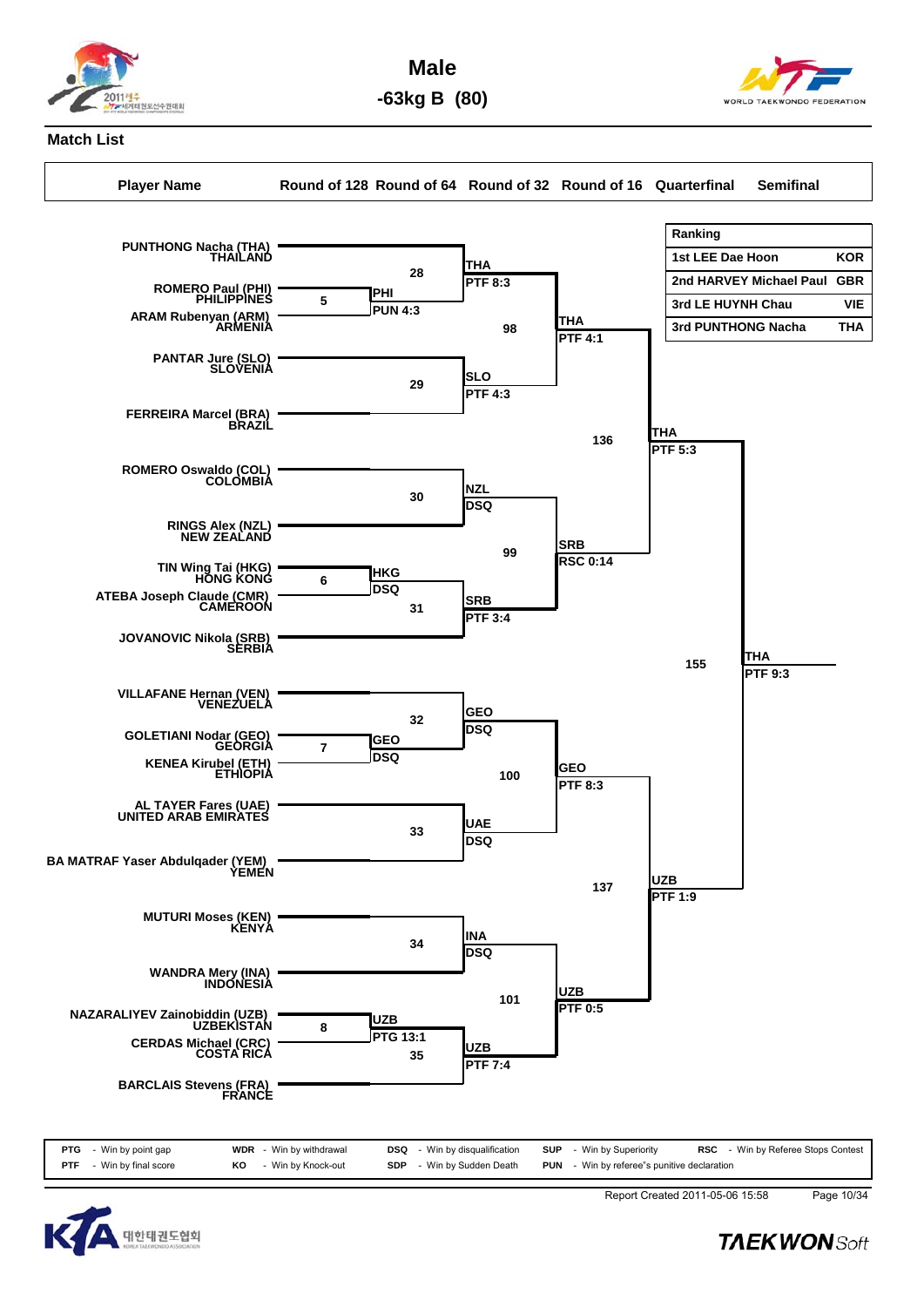# Male

## -63kg B (80)

### Match List

| Ranking | | |
|---|---|---|
| 1st | LEE Dae Hoon | KOR |
| 2nd | HARVEY Michael Paul | GBR |
| 3rd | LE HUYNH Chau | VIE |
| 3rd | PUNTHONG Nacha | THA |

| Player Name | Round of 128 | Round of 64 | Round of 32 | Round of 16 | Quarterfinal | Semifinal |
|---|---|---|---|---|---|---|
| PUNTHONG Nacha (THA) THAILAND | | | | | | |
| ROMERO Paul (PHI) PHILIPPINES | 5 | PHI PUN 4:3 | | | | |
| ARAM Rubenyan (ARM) ARMENIA | | | | | | |
| | | 28 | THA PTF 8:3 | | | |
| PANTAR Jure (SLO) SLOVENIA | | | | | | |
| FERREIRA Marcel (BRA) BRAZIL | | | | | | |
| | | 29 | SLO PTF 4:3 | | | |
| | | | 98 | THA PTF 4:1 | | |
| ROMERO Oswaldo (COL) COLOMBIA | | | | | | |
| RINGS Alex (NZL) NEW ZEALAND | | | | | | |
| | | 30 | NZL DSQ | | | |
| TIN Wing Tai (HKG) HONG KONG | 6 | HKG DSQ | | | | |
| ATEBA Joseph Claude (CMR) CAMEROON | | | | | | |
| JOVANOVIC Nikola (SRB) SERBIA | | | | | | |
| | | 31 | SRB PTF 3:4 | | | |
| | | | 99 | SRB RSC 0:14 | | |
| | | | | 136 | THA PTF 5:3 | |
| VILLAFANE Hernan (VEN) VENEZUELA | | | | | | |
| GOLETIANI Nodar (GEO) GEORGIA | 7 | GEO DSQ | | | | |
| KENEA Kirubel (ETH) ETHIOPIA | | | | | | |
| | | 32 | GEO DSQ | | | |
| AL TAYER Fares (UAE) UNITED ARAB EMIRATES | | | | | | |
| BA MATRAF Yaser Abdulqader (YEM) YEMEN | | | | | | |
| | | 33 | UAE DSQ | | | |
| | | | 100 | GEO PTF 8:3 | | |
| MUTURI Moses (KEN) KENYA | | | | | | |
| WANDRA Mery (INA) INDONESIA | | | | | | |
| | | 34 | INA DSQ | | | |
| NAZARALIYEV Zainobiddin (UZB) UZBEKISTAN | 8 | UZB PTG 13:1 | | | | |
| CERDAS Michael (CRC) COSTA RICA | | | | | | |
| BARCLAIS Stevens (FRA) FRANCE | | | | | | |
| | | 35 | UZB PTF 7:4 | | | |
| | | | 101 | UZB PTF 0:5 | | |
| | | | | 137 | UZB PTF 1:9 | |
| | | | | | 155 | THA PTF 9:3 |

PTG - Win by point gap; WDR - Win by withdrawal; DSQ - Win by disqualification; SUP - Win by Superiority; RSC - Win by Referee Stops Contest
PTF - Win by final score; KO - Win by Knock-out; SDP - Win by Sudden Death; PUN - Win by referee"s punitive declaration

Report Created 2011-05-06 15:58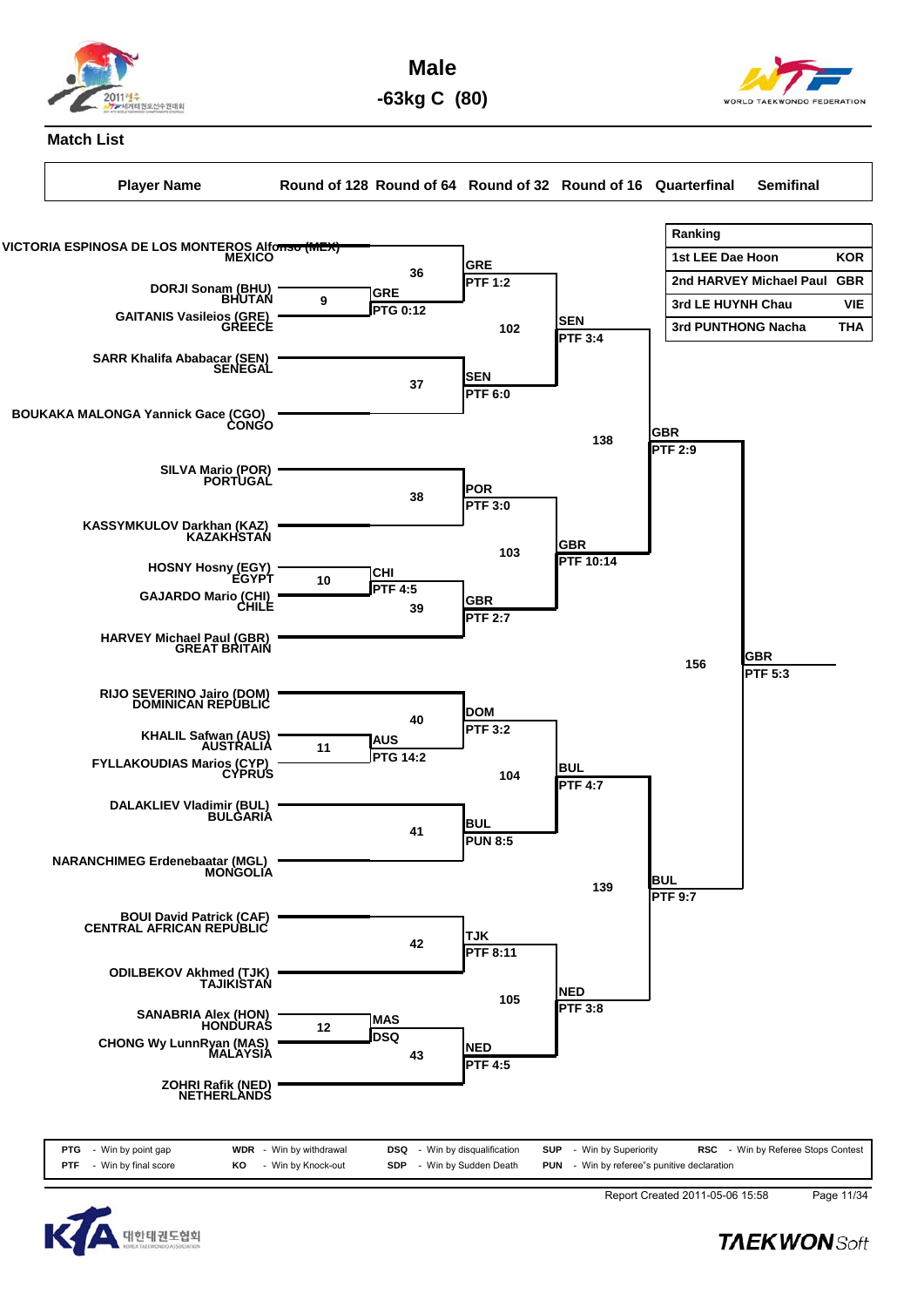# Male

## -63kg C (80)

### Match List

| Ranking | | |
|---|---|---|
| 1st | LEE Dae Hoon | KOR |
| 2nd | HARVEY Michael Paul | GBR |
| 3rd | LE HUYNH Chau | VIE |
| 3rd | PUNTHONG Nacha | THA |

| Player Name | Country | Round of 128 | Round of 64 | Round of 32 | Round of 16 | Quarterfinal | Semifinal |
|---|---|---|---|---|---|---|---|
| VICTORIA ESPINOSA DE LOS MONTEROS Alfonso (MEX) | MEXICO | | 36 | GRE PTF 1:2 | 102 SEN PTF 3:4 | 138 GBR PTF 2:9 | 156 GBR PTF 5:3 |
| DORJI Sonam (BHU) | BHUTAN | 9 GRE PTG 0:12 | | | | | |
| GAITANIS Vasileios (GRE) | GREECE | | | | | | |
| SARR Khalifa Ababacar (SEN) | SENEGAL | | 37 | SEN PTF 6:0 | | | |
| BOUKAKA MALONGA Yannick Gace (CGO) | CONGO | | | | | | |
| SILVA Mario (POR) | PORTUGAL | | 38 | POR PTF 3:0 | 103 GBR PTF 10:14 | | |
| KASSYMKULOV Darkhan (KAZ) | KAZAKHSTAN | | | | | | |
| HOSNY Hosny (EGY) | EGYPT | 10 CHI PTF 4:5 | | | | | |
| GAJARDO Mario (CHI) | CHILE | | 39 | GBR PTF 2:7 | | | |
| HARVEY Michael Paul (GBR) | GREAT BRITAIN | | | | | | |
| RIJO SEVERINO Jairo (DOM) | DOMINICAN REPUBLIC | | 40 | DOM PTF 3:2 | 104 BUL PTF 4:7 | 139 BUL PTF 9:7 | |
| KHALIL Safwan (AUS) | AUSTRALIA | 11 AUS PTG 14:2 | | | | | |
| FYLLAKOUDIAS Marios (CYP) | CYPRUS | | | | | | |
| DALAKLIEV Vladimir (BUL) | BULGARIA | | 41 | BUL PUN 8:5 | | | |
| NARANCHIMEG Erdenebaatar (MGL) | MONGOLIA | | | | | | |
| BOUI David Patrick (CAF) | CENTRAL AFRICAN REPUBLIC | | 42 | TJK PTF 8:11 | 105 NED PTF 3:8 | | |
| ODILBEKOV Akhmed (TJK) | TAJIKISTAN | | | | | | |
| SANABRIA Alex (HON) | HONDURAS | 12 MAS DSQ | | | | | |
| CHONG Wy LunnRyan (MAS) | MALAYSIA | | 43 | NED PTF 4:5 | | | |
| ZOHRI Rafik (NED) | NETHERLANDS | | | | | | |

| | | | | | | | | | |
|---|---|---|---|---|---|---|---|---|---|
| PTG | - Win by point gap | WDR | - Win by withdrawal | DSQ | - Win by disqualification | SUP | - Win by Superiority | RSC | - Win by Referee Stops Contest |
| PTF | - Win by final score | KO | - Win by Knock-out | SDP | - Win by Sudden Death | PUN | - Win by referee"s punitive declaration | | |

Report Created 2011-05-06 15:58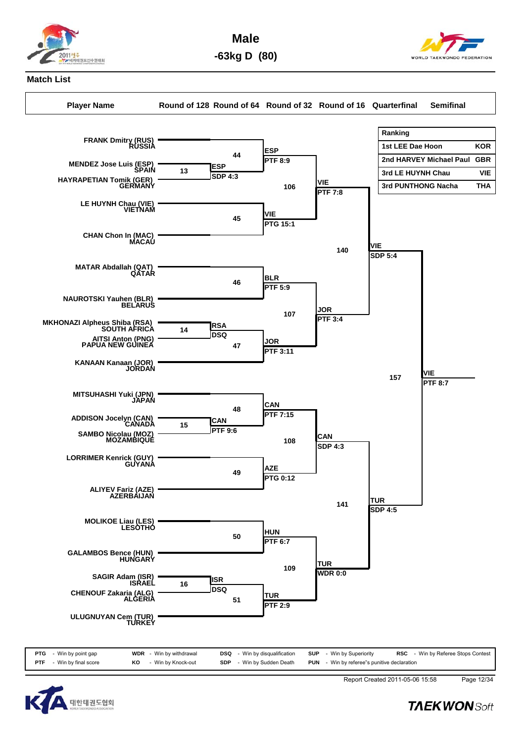# Male

## -63kg D (80)

### Match List

| Player Name | Round of 128 | Round of 64 | Round of 32 | Round of 16 | Quarterfinal | Semifinal |
|---|---|---|---|---|---|---|

**Ranking**

| Rank | Name | Country |
|---|---|---|
| 1st | LEE Dae Hoon | KOR |
| 2nd | HARVEY Michael Paul | GBR |
| 3rd | LE HUYNH Chau | VIE |
| 3rd | PUNTHONG Nacha | THA |

**Bracket results**

- FRANK Dmitry (RUS) RUSSIA
- MENDEZ Jose Luis (ESP) SPAIN
- HAYRAPETIAN Tomik (GER) GERMANY
- LE HUYNH Chau (VIE) VIETNAM
- CHAN Chon In (MAC) MACAU
- MATAR Abdallah (QAT) QATAR
- NAUROTSKI Yauhen (BLR) BELARUS
- MKHONAZI Alpheus Shiba (RSA) SOUTH AFRICA
- AITSI Anton (PNG) PAPUA NEW GUINEA
- KANAAN Kanaan (JOR) JORDAN
- MITSUHASHI Yuki (JPN) JAPAN
- ADDISON Jocelyn (CAN) CANADA
- SAMBO Nicolau (MOZ) MOZAMBIQUE
- LORRIMER Kenrick (GUY) GUYANA
- ALIYEV Fariz (AZE) AZERBAIJAN
- MOLIKOE Liau (LES) LESOTHO
- GALAMBOS Bence (HUN) HUNGARY
- SAGIR Adam (ISR) ISRAEL
- CHENOUF Zakaria (ALG) ALGERIA
- ULUGNUYAN Cem (TUR) TURKEY

| Match | Winner | Result |
|---|---|---|
| 13 | ESP | SDP 4:3 |
| 14 | RSA | DSQ |
| 15 | CAN | PTF 9:6 |
| 16 | ISR | DSQ |
| 44 | ESP | PTF 8:9 |
| 45 | VIE | PTG 15:1 |
| 46 | BLR | PTF 5:9 |
| 47 | JOR | PTF 3:11 |
| 48 | CAN | PTF 7:15 |
| 49 | AZE | PTG 0:12 |
| 50 | HUN | PTF 6:7 |
| 51 | TUR | PTF 2:9 |
| 106 | VIE | PTF 7:8 |
| 107 | JOR | PTF 3:4 |
| 108 | CAN | SDP 4:3 |
| 109 | TUR | WDR 0:0 |
| 140 | VIE | SDP 5:4 |
| 141 | TUR | SDP 4:5 |
| 157 | VIE | PTF 8:7 |

**Legend**

| Code | Meaning | Code | Meaning | Code | Meaning | Code | Meaning | Code | Meaning |
|---|---|---|---|---|---|---|---|---|---|
| PTG | Win by point gap | WDR | Win by withdrawal | DSQ | Win by disqualification | SUP | Win by Superiority | RSC | Win by Referee Stops Contest |
| PTF | Win by final score | KO | Win by Knock-out | SDP | Win by Sudden Death | PUN | Win by referee"s punitive declaration | | |

Report Created 2011-05-06 15:58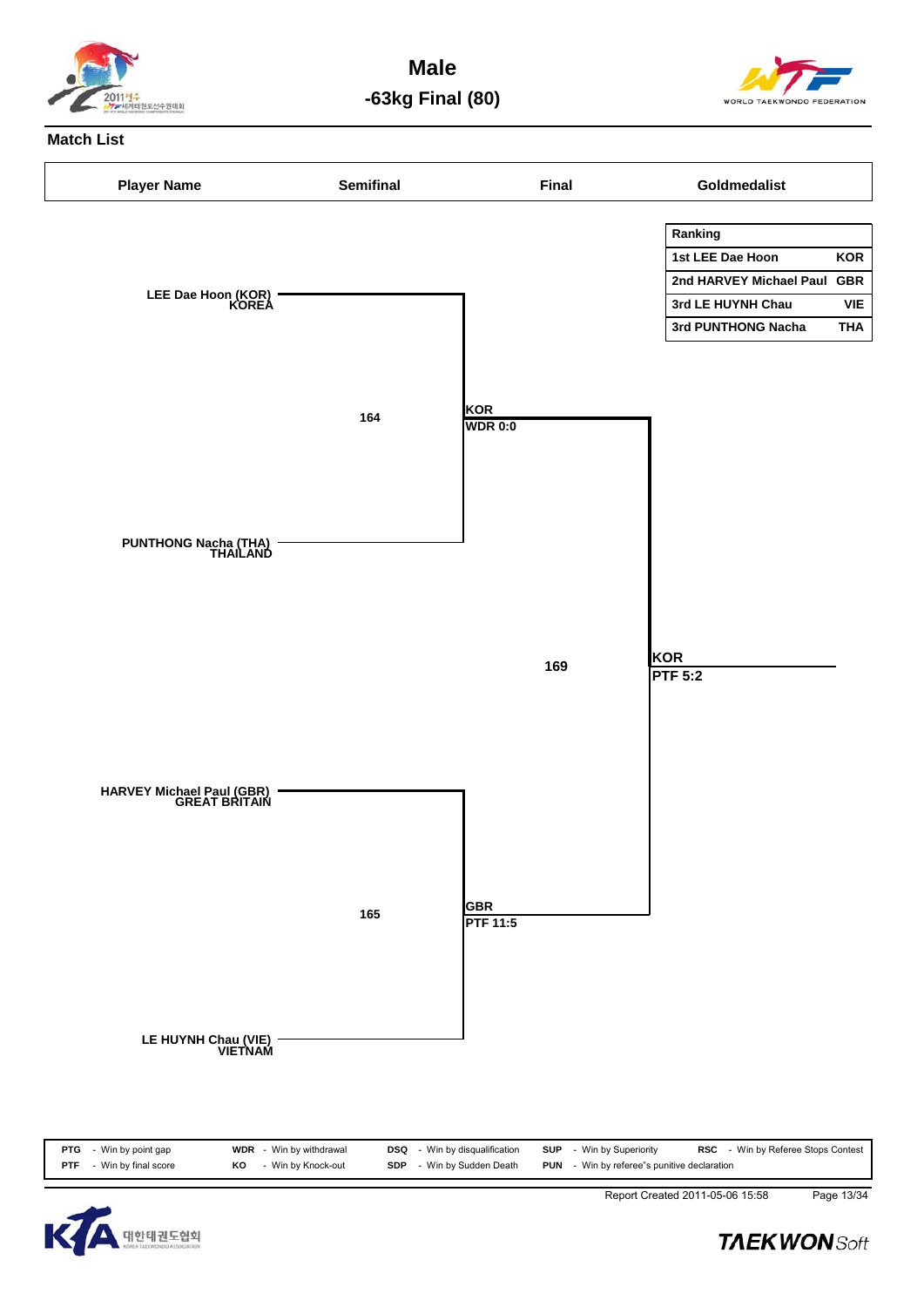# Male

## -63kg Final (80)

### Match List

| Player Name | Semifinal | Final | Goldmedalist |
|---|---|---|---|

| Ranking | |
|---|---|
| 1st LEE Dae Hoon | KOR |
| 2nd HARVEY Michael Paul | GBR |
| 3rd LE HUYNH Chau | VIE |
| 3rd PUNTHONG Nacha | THA |

LEE Dae Hoon (KOR) KOREA

164

KOR
WDR 0:0

PUNTHONG Nacha (THA) THAILAND

169

KOR
PTF 5:2

HARVEY Michael Paul (GBR) GREAT BRITAIN

165

GBR
PTF 11:5

LE HUYNH Chau (VIE) VIETNAM

| | | | | | | | | | |
|---|---|---|---|---|---|---|---|---|---|
| PTG | - Win by point gap | WDR | - Win by withdrawal | DSQ | - Win by disqualification | SUP | - Win by Superiority | RSC | - Win by Referee Stops Contest |
| PTF | - Win by final score | KO | - Win by Knock-out | SDP | - Win by Sudden Death | PUN | - Win by referee"s punitive declaration | | |

Report Created 2011-05-06 15:58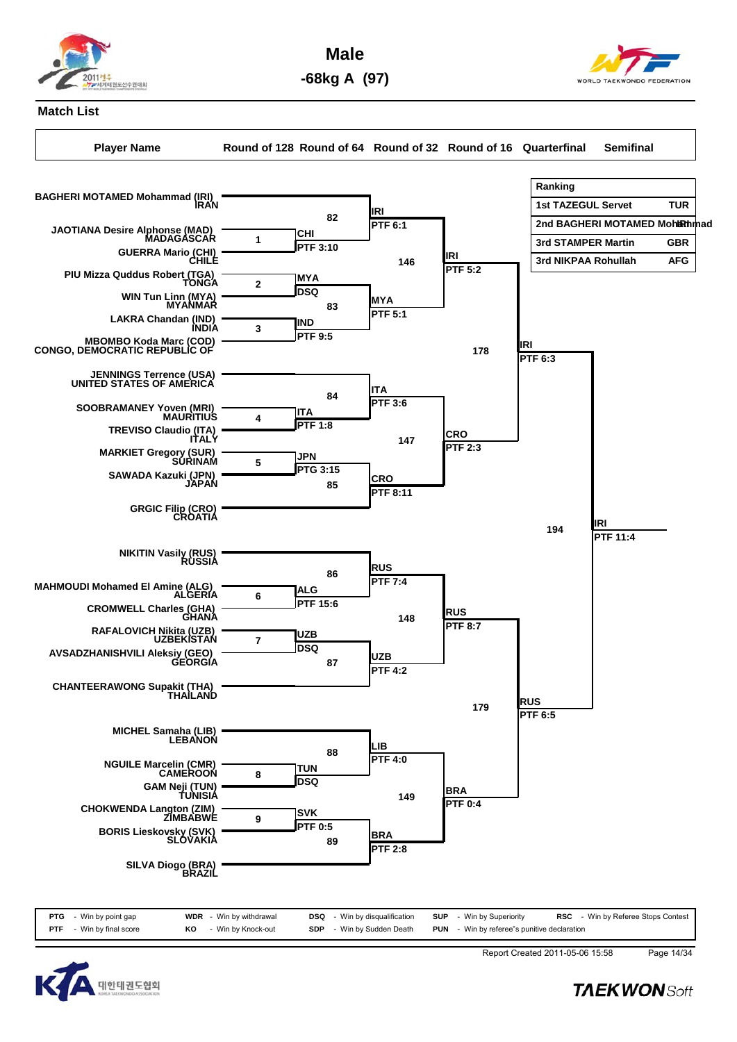# Male

## -68kg A (97)

### Match List

| Player Name | Round of 128 | Round of 64 | Round of 32 | Round of 16 | Quarterfinal | Semifinal |
|---|---|---|---|---|---|---|

| Ranking | |
|---|---|
| 1st TAZEGUL Servet | TUR |
| 2nd BAGHERI MOTAMED Mohammad | IRI |
| 3rd STAMPER Martin | GBR |
| 3rd NIKPAA Rohullah | AFG |

**Players (in bracket order):**

- BAGHERI MOTAMED Mohammad (IRI) — IRAN
- JAOTIANA Desire Alphonse (MAD) — MADAGASCAR
- GUERRA Mario (CHI) — CHILE
- PIU Mizza Quddus Robert (TGA) — TONGA
- WIN Tun Linn (MYA) — MYANMAR
- LAKRA Chandan (IND) — INDIA
- MBOMBO Koda Marc (COD) — CONGO, DEMOCRATIC REPUBLIC OF
- JENNINGS Terrence (USA) — UNITED STATES OF AMERICA
- SOOBRAMANEY Yoven (MRI) — MAURITIUS
- TREVISO Claudio (ITA) — ITALY
- MARKIET Gregory (SUR) — SURINAM
- SAWADA Kazuki (JPN) — JAPAN
- GRGIC Filip (CRO) — CROATIA
- NIKITIN Vasily (RUS) — RUSSIA
- MAHMOUDI Mohamed El Amine (ALG) — ALGERIA
- CROMWELL Charles (GHA) — GHANA
- RAFALOVICH Nikita (UZB) — UZBEKISTAN
- AVSADZHANISHVILI Aleksiy (GEO) — GEORGIA
- CHANTEERAWONG Supakit (THA) — THAILAND
- MICHEL Samaha (LIB) — LEBANON
- NGUILE Marcelin (CMR) — CAMEROON
- GAM Neji (TUN) — TUNISIA
- CHOKWENDA Langton (ZIM) — ZIMBABWE
- BORIS Lieskovsky (SVK) — SLOVAKIA
- SILVA Diogo (BRA) — BRAZIL

**Round of 64:**

| Match | Winner | Result |
|---|---|---|
| 1 | CHI | PTF 3:10 |
| 2 | MYA | DSQ |
| 3 | IND | PTF 9:5 |
| 4 | ITA | PTF 1:8 |
| 5 | JPN | PTG 3:15 |
| 6 | ALG | PTF 15:6 |
| 7 | UZB | DSQ |
| 8 | TUN | DSQ |
| 9 | SVK | PTF 0:5 |

**Round of 32:**

| Match | Winner | Result |
|---|---|---|
| 82 | IRI | PTF 6:1 |
| 83 | MYA | PTF 5:1 |
| 84 | ITA | PTF 3:6 |
| 85 | CRO | PTF 8:11 |
| 86 | RUS | PTF 7:4 |
| 87 | UZB | PTF 4:2 |
| 88 | LIB | PTF 4:0 |
| 89 | BRA | PTF 2:8 |

**Round of 16:**

| Match | Winner | Result |
|---|---|---|
| 146 | IRI | PTF 5:2 |
| 147 | CRO | PTF 2:3 |
| 148 | RUS | PTF 8:7 |
| 149 | BRA | PTF 0:4 |

**Quarterfinal:**

| Match | Winner | Result |
|---|---|---|
| 178 | IRI | PTF 6:3 |
| 179 | RUS | PTF 6:5 |

**Semifinal:**

| Match | Winner | Result |
|---|---|---|
| 194 | IRI | PTF 11:4 |

| | | | | | | | | | |
|---|---|---|---|---|---|---|---|---|---|
| PTG | - Win by point gap | WDR | - Win by withdrawal | DSQ | - Win by disqualification | SUP | - Win by Superiority | RSC | - Win by Referee Stops Contest |
| PTF | - Win by final score | KO | - Win by Knock-out | SDP | - Win by Sudden Death | PUN | - Win by referee"s punitive declaration | | |

Report Created 2011-05-06 15:58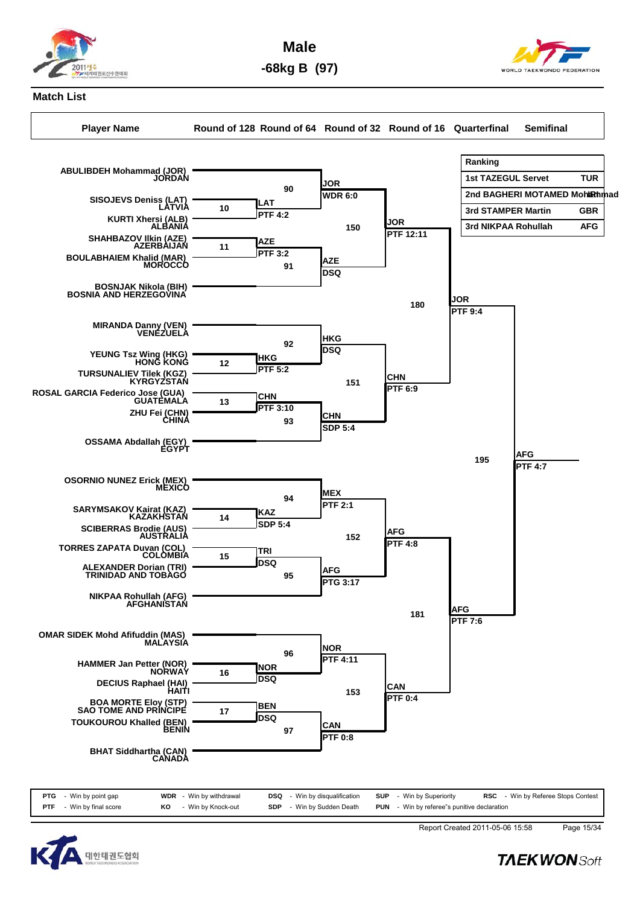# Male

## -68kg B (97)

### Match List

**Ranking**

| Ranking | | |
|---|---|---|
| 1st | TAZEGUL Servet | TUR |
| 2nd | BAGHERI MOTAMED Mohammad | IRI |
| 3rd | STAMPER Martin | GBR |
| 3rd | NIKPAA Rohullah | AFG |

**Players (Player Name / Country)**

| Player Name | Country |
|---|---|
| ABULIBDEH Mohammad (JOR) | JORDAN |
| SISOJEVS Deniss (LAT) | LATVIA |
| KURTI Xhersi (ALB) | ALBANIA |
| SHAHBAZOV Ilkin (AZE) | AZERBAIJAN |
| BOULABHAIEM Khalid (MAR) | MOROCCO |
| BOSNJAK Nikola (BIH) | BOSNIA AND HERZEGOVINA |
| MIRANDA Danny (VEN) | VENEZUELA |
| YEUNG Tsz Wing (HKG) | HONG KONG |
| TURSUNALIEV Tilek (KGZ) | KYRGYZSTAN |
| ROSAL GARCIA Federico Jose (GUA) | GUATEMALA |
| ZHU Fei (CHN) | CHINA |
| OSSAMA Abdallah (EGY) | EGYPT |
| OSORNIO NUNEZ Erick (MEX) | MEXICO |
| SARYMSAKOV Kairat (KAZ) | KAZAKHSTAN |
| SCIBERRAS Brodie (AUS) | AUSTRALIA |
| TORRES ZAPATA Duvan (COL) | COLOMBIA |
| ALEXANDER Dorian (TRI) | TRINIDAD AND TOBAGO |
| NIKPAA Rohullah (AFG) | AFGHANISTAN |
| OMAR SIDEK Mohd Afifuddin (MAS) | MALAYSIA |
| HAMMER Jan Petter (NOR) | NORWAY |
| DECIUS Raphael (HAI) | HAITI |
| BOA MORTE Eloy (STP) | SAO TOME AND PRINCIPE |
| TOUKOUROU Khalled (BEN) | BENIN |
| BHAT Siddhartha (CAN) | CANADA |

**Round of 64**

| Match | Contest | Winner | Result |
|---|---|---|---|
| 10 | LAT vs ALB | LAT | PTF 4:2 |
| 11 | AZE vs MAR | AZE | PTF 3:2 |
| 12 | HKG vs KGZ | HKG | PTF 5:2 |
| 13 | GUA vs CHN | CHN | PTF 3:10 |
| 14 | KAZ vs AUS | KAZ | SDP 5:4 |
| 15 | COL vs TRI | TRI | DSQ |
| 16 | NOR vs HAI | NOR | DSQ |
| 17 | STP vs BEN | BEN | DSQ |

**Round of 32**

| Match | Contest | Winner | Result |
|---|---|---|---|
| 90 | JOR vs LAT | JOR | WDR 6:0 |
| 91 | AZE vs BIH | AZE | DSQ |
| 92 | VEN vs HKG | HKG | DSQ |
| 93 | CHN vs EGY | CHN | SDP 5:4 |
| 94 | MEX vs KAZ | MEX | PTF 2:1 |
| 95 | TRI vs AFG | AFG | PTG 3:17 |
| 96 | MAS vs NOR | NOR | PTF 4:11 |
| 97 | BEN vs CAN | CAN | PTF 0:8 |

**Round of 16**

| Match | Contest | Winner | Result |
|---|---|---|---|
| 150 | JOR vs AZE | JOR | PTF 12:11 |
| 151 | HKG vs CHN | CHN | PTF 6:9 |
| 152 | MEX vs AFG | AFG | PTF 4:8 |
| 153 | NOR vs CAN | CAN | PTF 0:4 |

**Quarterfinal**

| Match | Contest | Winner | Result |
|---|---|---|---|
| 180 | JOR vs CHN | JOR | PTF 9:4 |
| 181 | AFG vs CAN | AFG | PTF 7:6 |

**Semifinal**

| Match | Contest | Winner | Result |
|---|---|---|---|
| 195 | JOR vs AFG | AFG | PTF 4:7 |

| | | | | | | | | | |
|---|---|---|---|---|---|---|---|---|---|
| PTG | - Win by point gap | WDR | - Win by withdrawal | DSQ | - Win by disqualification | SUP | - Win by Superiority | RSC | - Win by Referee Stops Contest |
| PTF | - Win by final score | KO | - Win by Knock-out | SDP | - Win by Sudden Death | PUN | - Win by referee"s punitive declaration | | |

Report Created 2011-05-06 15:58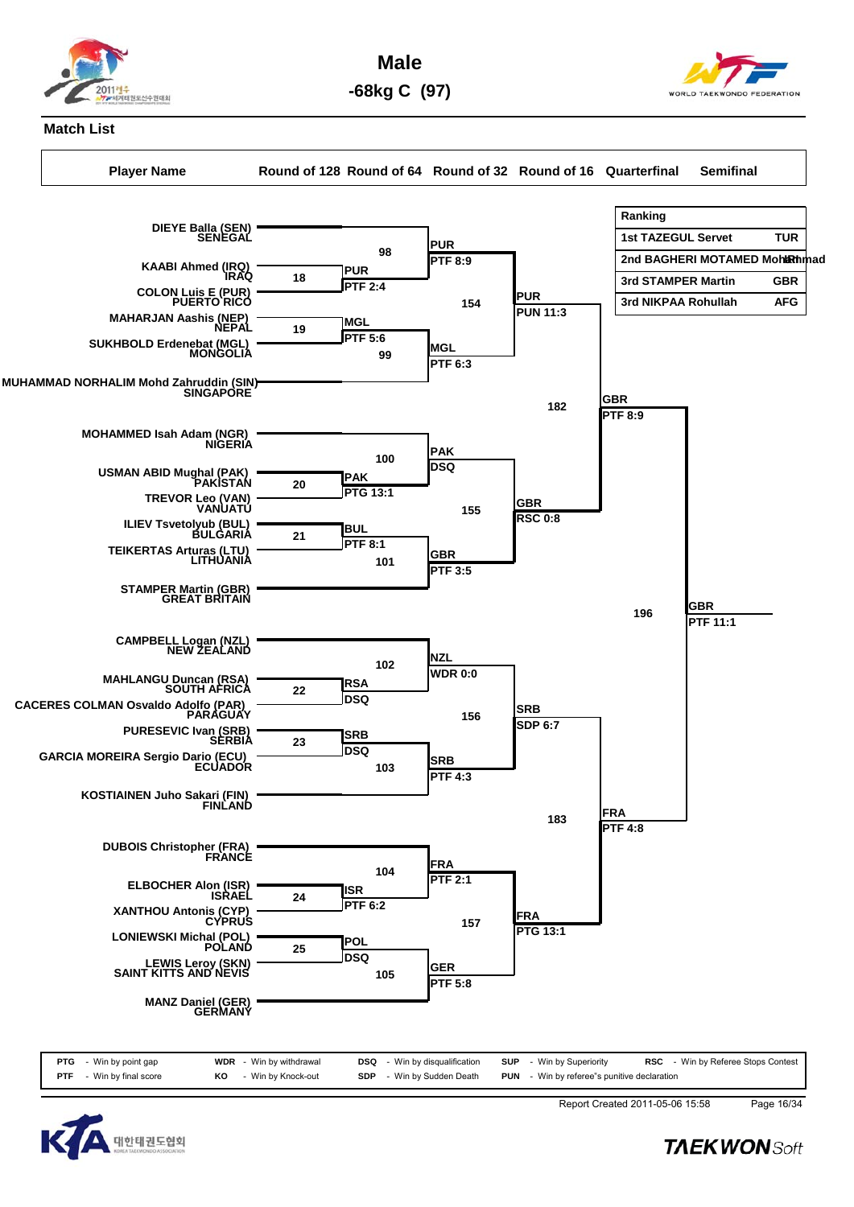# Male

## -68kg C (97)

**Match List**

| Player Name | Round of 128 | Round of 64 | Round of 32 | Round of 16 | Quarterfinal | Semifinal |
|---|---|---|---|---|---|---|

| Ranking | |
|---|---|
| 1st TAZEGUL Servet | TUR |
| 2nd BAGHERI MOTAMED Mohammad | IRI |
| 3rd STAMPER Martin | GBR |
| 3rd NIKPAA Rohullah | AFG |

**Players (bracket order):**

1. DIEYE Balla (SEN) SENEGAL
2. KAABI Ahmed (IRQ) IRAQ
3. COLON Luis E (PUR) PUERTO RICO
4. MAHARJAN Aashis (NEP) NEPAL
5. SUKHBOLD Erdenebat (MGL) MONGOLIA
6. MUHAMMAD NORHALIM Mohd Zahruddin (SIN) SINGAPORE
7. MOHAMMED Isah Adam (NGR) NIGERIA
8. USMAN ABID Mughal (PAK) PAKISTAN
9. TREVOR Leo (VAN) VANUATU
10. ILIEV Tsvetolyub (BUL) BULGARIA
11. TEIKERTAS Arturas (LTU) LITHUANIA
12. STAMPER Martin (GBR) GREAT BRITAIN
13. CAMPBELL Logan (NZL) NEW ZEALAND
14. MAHLANGU Duncan (RSA) SOUTH AFRICA
15. CACERES COLMAN Osvaldo Adolfo (PAR) PARAGUAY
16. PURESEVIC Ivan (SRB) SERBIA
17. GARCIA MOREIRA Sergio Dario (ECU) ECUADOR
18. KOSTIAINEN Juho Sakari (FIN) FINLAND
19. DUBOIS Christopher (FRA) FRANCE
20. ELBOCHER Alon (ISR) ISRAEL
21. XANTHOU Antonis (CYP) CYPRUS
22. LONIEWSKI Michal (POL) POLAND
23. LEWIS Leroy (SKN) SAINT KITTS AND NEVIS
24. MANZ Daniel (GER) GERMANY

**Round of 64:**

- Match 18: KAABI Ahmed (IRQ) vs COLON Luis E (PUR) — PUR, PTF 2:4
- Match 19: MAHARJAN Aashis (NEP) vs SUKHBOLD Erdenebat (MGL) — MGL, PTF 5:6
- Match 20: USMAN ABID Mughal (PAK) vs TREVOR Leo (VAN) — PAK, PTG 13:1
- Match 21: ILIEV Tsvetolyub (BUL) vs TEIKERTAS Arturas (LTU) — BUL, PTF 8:1
- Match 22: MAHLANGU Duncan (RSA) vs CACERES COLMAN Osvaldo Adolfo (PAR) — RSA, DSQ
- Match 23: PURESEVIC Ivan (SRB) vs GARCIA MOREIRA Sergio Dario (ECU) — SRB, DSQ
- Match 24: ELBOCHER Alon (ISR) vs XANTHOU Antonis (CYP) — ISR, PTF 6:2
- Match 25: LONIEWSKI Michal (POL) vs LEWIS Leroy (SKN) — POL, DSQ

**Round of 32:**

- Match 98: DIEYE Balla (SEN) vs PUR — PUR, PTF 8:9
- Match 99: MGL vs MUHAMMAD NORHALIM Mohd Zahruddin (SIN) — MGL, PTF 6:3
- Match 100: MOHAMMED Isah Adam (NGR) vs PAK — PAK, DSQ
- Match 101: BUL vs STAMPER Martin (GBR) — GBR, PTF 3:5
- Match 102: CAMPBELL Logan (NZL) vs RSA — NZL, WDR 0:0
- Match 103: SRB vs KOSTIAINEN Juho Sakari (FIN) — SRB, PTF 4:3
- Match 104: DUBOIS Christopher (FRA) vs ISR — FRA, PTF 2:1
- Match 105: POL vs MANZ Daniel (GER) — GER, PTF 5:8

**Round of 16:**

- Match 154: PUR vs MGL — PUR, PUN 11:3
- Match 155: PAK vs GBR — GBR, RSC 0:8
- Match 156: NZL vs SRB — SRB, SDP 6:7
- Match 157: FRA vs GER — FRA, PTG 13:1

**Quarterfinal:**

- Match 182: PUR vs GBR — GBR, PTF 8:9
- Match 183: SRB vs FRA — FRA, PTF 4:8

**Semifinal:**

- Match 196: GBR vs FRA — GBR, PTF 11:1

| | | | | | | | | | |
|---|---|---|---|---|---|---|---|---|---|
| PTG | - Win by point gap | WDR | - Win by withdrawal | DSQ | - Win by disqualification | SUP | - Win by Superiority | RSC | - Win by Referee Stops Contest |
| PTF | - Win by final score | KO | - Win by Knock-out | SDP | - Win by Sudden Death | PUN | - Win by referee"s punitive declaration | | |

Report Created 2011-05-06 15:58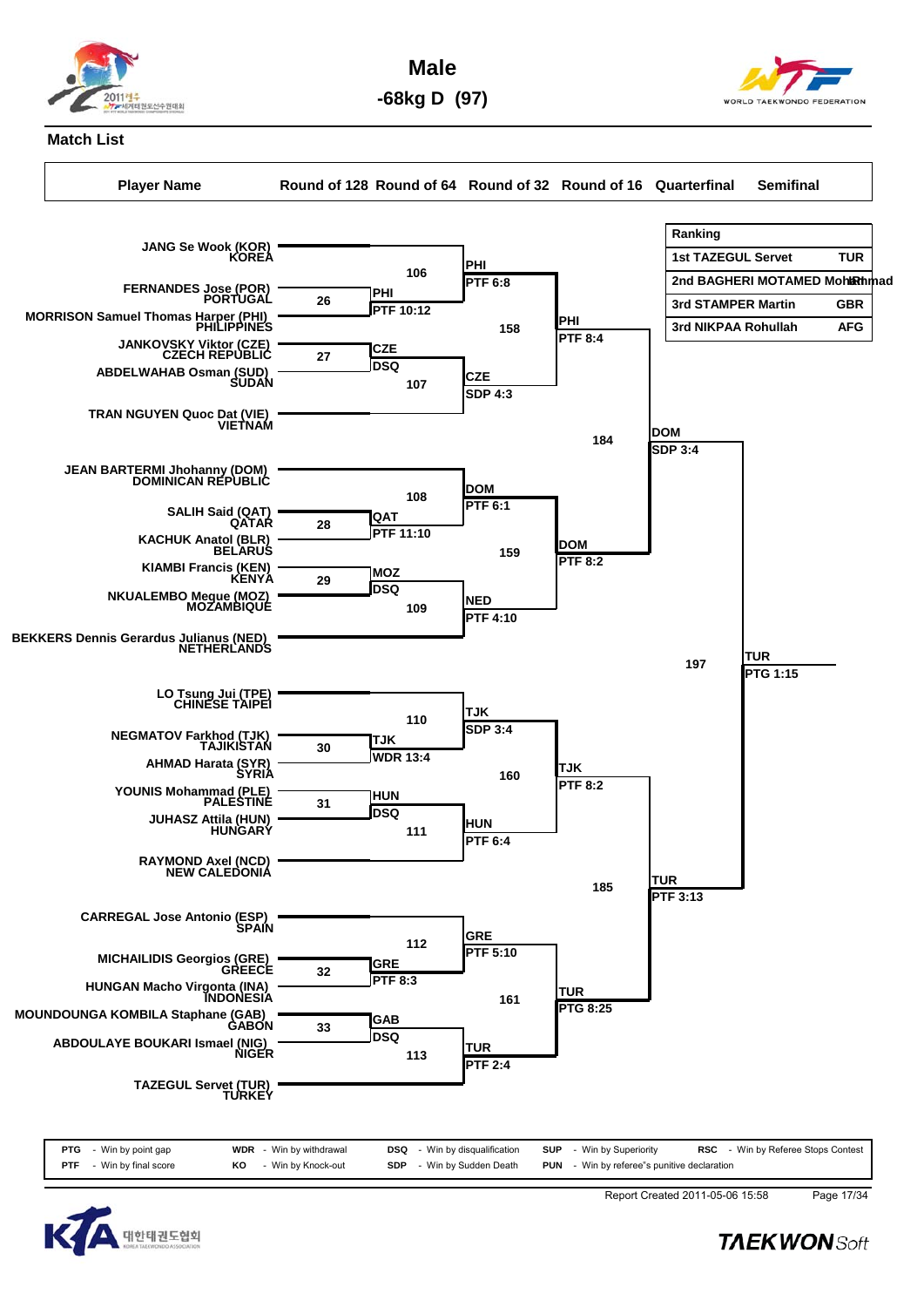# Male

## -68kg D (97)

### Match List

**Ranking**

| Ranking | | |
|---|---|---|
| 1st | TAZEGUL Servet | TUR |
| 2nd | BAGHERI MOTAMED Mohammad | IRI |
| 3rd | STAMPER Martin | GBR |
| 3rd | NIKPAA Rohullah | AFG |

**Players (bracket order)**

| Player Name | Country |
|---|---|
| JANG Se Wook (KOR) | KOREA |
| FERNANDES Jose (POR) | PORTUGAL |
| MORRISON Samuel Thomas Harper (PHI) | PHILIPPINES |
| JANKOVSKY Viktor (CZE) | CZECH REPUBLIC |
| ABDELWAHAB Osman (SUD) | SUDAN |
| TRAN NGUYEN Quoc Dat (VIE) | VIETNAM |
| JEAN BARTERMI Jhohanny (DOM) | DOMINICAN REPUBLIC |
| SALIH Said (QAT) | QATAR |
| KACHUK Anatol (BLR) | BELARUS |
| KIAMBI Francis (KEN) | KENYA |
| NKUALEMBO Megue (MOZ) | MOZAMBIQUE |
| BEKKERS Dennis Gerardus Julianus (NED) | NETHERLANDS |
| LO Tsung Jui (TPE) | CHINESE TAIPEI |
| NEGMATOV Farkhod (TJK) | TAJIKISTAN |
| AHMAD Harata (SYR) | SYRIA |
| YOUNIS Mohammad (PLE) | PALESTINE |
| JUHASZ Attila (HUN) | HUNGARY |
| RAYMOND Axel (NCD) | NEW CALEDONIA |
| CARREGAL Jose Antonio (ESP) | SPAIN |
| MICHAILIDIS Georgios (GRE) | GREECE |
| HUNGAN Macho Virgonta (INA) | INDONESIA |
| MOUNDOUNGA KOMBILA Staphane (GAB) | GABON |
| ABDOULAYE BOUKARI Ismael (NIG) | NIGER |
| TAZEGUL Servet (TUR) | TURKEY |

**Results**

| Round | Match | Winner | Result |
|---|---|---|---|
| Round of 64 | 26 | PHI | PTF 10:12 |
| Round of 64 | 27 | CZE | DSQ |
| Round of 64 | 28 | QAT | PTF 11:10 |
| Round of 64 | 29 | MOZ | DSQ |
| Round of 64 | 30 | TJK | WDR 13:4 |
| Round of 64 | 31 | HUN | DSQ |
| Round of 64 | 32 | GRE | PTF 8:3 |
| Round of 64 | 33 | GAB | DSQ |
| Round of 32 | 106 | PHI | PTF 6:8 |
| Round of 32 | 107 | CZE | SDP 4:3 |
| Round of 32 | 108 | DOM | PTF 6:1 |
| Round of 32 | 109 | NED | PTF 4:10 |
| Round of 32 | 110 | TJK | SDP 3:4 |
| Round of 32 | 111 | HUN | PTF 6:4 |
| Round of 32 | 112 | GRE | PTF 5:10 |
| Round of 32 | 113 | TUR | PTF 2:4 |
| Round of 16 | 158 | PHI | PTF 8:4 |
| Round of 16 | 159 | DOM | PTF 8:2 |
| Round of 16 | 160 | TJK | PTF 8:2 |
| Round of 16 | 161 | TUR | PTG 8:25 |
| Quarterfinal | 184 | DOM | SDP 3:4 |
| Quarterfinal | 185 | TUR | PTF 3:13 |
| Semifinal | 197 | TUR | PTG 1:15 |

| | | | | | | | | | |
|---|---|---|---|---|---|---|---|---|---|
| PTG | - Win by point gap | WDR | - Win by withdrawal | DSQ | - Win by disqualification | SUP | - Win by Superiority | RSC | - Win by Referee Stops Contest |
| PTF | - Win by final score | KO | - Win by Knock-out | SDP | - Win by Sudden Death | PUN | - Win by referee"s punitive declaration | | |

Report Created 2011-05-06 15:58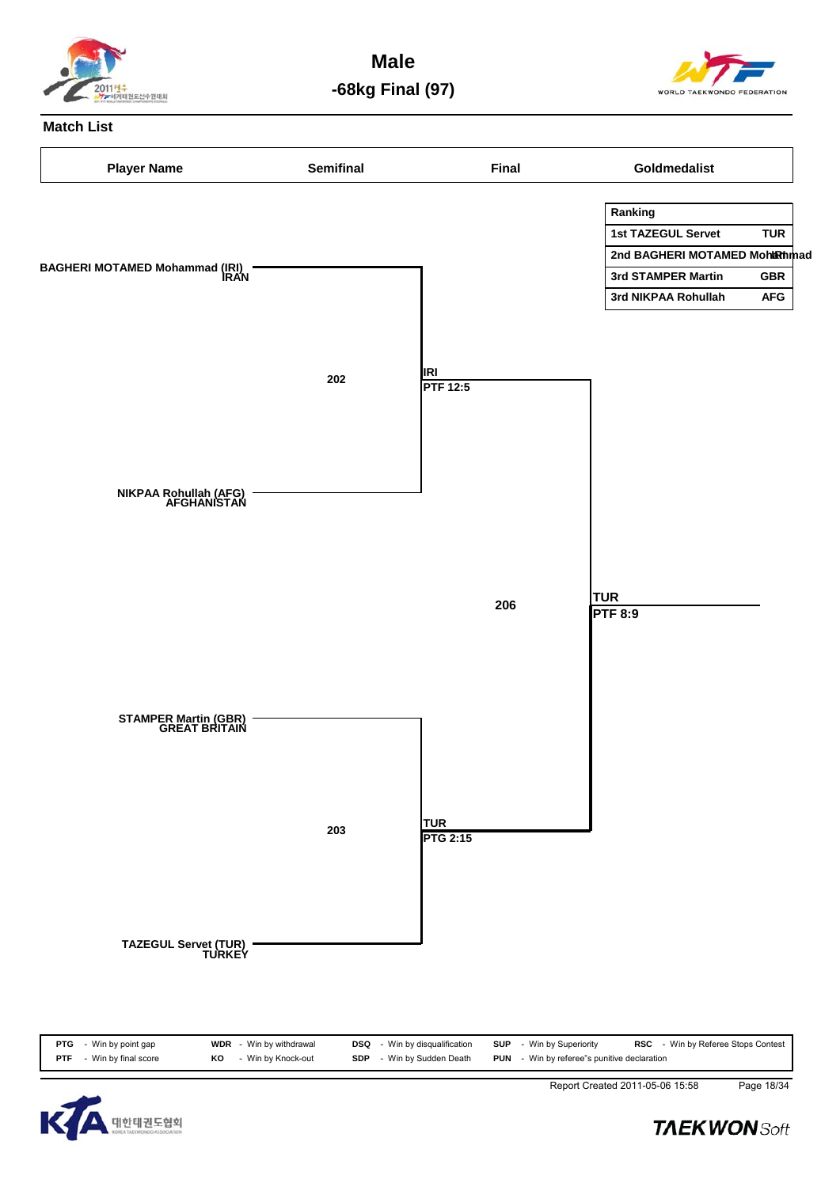# Male

## -68kg Final (97)

**Match List**

| Player Name | Semifinal | Final | Goldmedalist |
|---|---|---|---|

| Ranking | |
|---|---|
| 1st TAZEGUL Servet | TUR |
| 2nd BAGHERI MOTAMED Mohammad | IRI |
| 3rd STAMPER Martin | GBR |
| 3rd NIKPAA Rohullah | AFG |

**BAGHERI MOTAMED Mohammad (IRI)**
IRAN

202 — IRI PTF 12:5

**NIKPAA Rohullah (AFG)**
AFGHANISTAN

206 — TUR PTF 8:9

**STAMPER Martin (GBR)**
GREAT BRITAIN

203 — TUR PTG 2:15

**TAZEGUL Servet (TUR)**
TURKEY

| | | | | | | | | | |
|---|---|---|---|---|---|---|---|---|---|
| PTG | - Win by point gap | WDR | - Win by withdrawal | DSQ | - Win by disqualification | SUP | - Win by Superiority | RSC | - Win by Referee Stops Contest |
| PTF | - Win by final score | KO | - Win by Knock-out | SDP | - Win by Sudden Death | PUN | - Win by referee"s punitive declaration | | |

Report Created 2011-05-06 15:58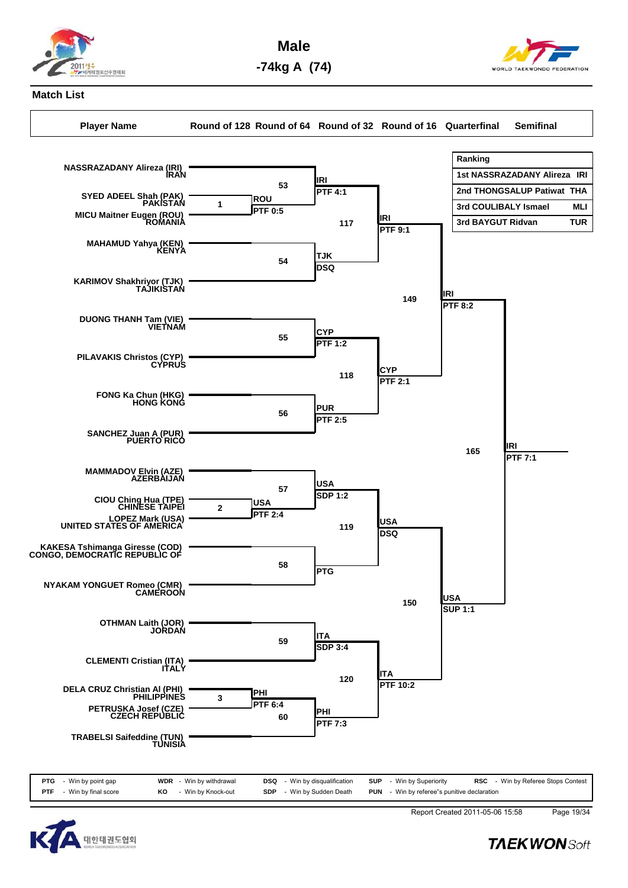# Male

## -74kg A (74)

### Match List

| Player Name | Round of 128 | Round of 64 | Round of 32 | Round of 16 | Quarterfinal | Semifinal |
|---|---|---|---|---|---|---|

| Ranking | |
|---|---|
| 1st NASSRAZADANY Alireza | IRI |
| 2nd THONGSALUP Patiwat | THA |
| 3rd COULIBALY Ismael | MLI |
| 3rd BAYGUT Ridvan | TUR |

**Players (in bracket order):**

- NASSRAZADANY Alireza (IRI) IRAN
- SYED ADEEL Shah (PAK) PAKISTAN
- MICU Maitner Eugen (ROU) ROMANIA
- MAHAMUD Yahya (KEN) KENYA
- KARIMOV Shakhriyor (TJK) TAJIKISTAN
- DUONG THANH Tam (VIE) VIETNAM
- PILAVAKIS Christos (CYP) CYPRUS
- FONG Ka Chun (HKG) HONG KONG
- SANCHEZ Juan A (PUR) PUERTO RICO
- MAMMADOV Elvin (AZE) AZERBAIJAN
- CIOU Ching Hua (TPE) CHINESE TAIPEI
- LOPEZ Mark (USA) UNITED STATES OF AMERICA
- KAKESA Tshimanga Giresse (COD) CONGO, DEMOCRATIC REPUBLIC OF
- NYAKAM YONGUET Romeo (CMR) CAMEROON
- OTHMAN Laith (JOR) JORDAN
- CLEMENTI Cristian (ITA) ITALY
- DELA CRUZ Christian Al (PHI) PHILIPPINES
- PETRUSKA Josef (CZE) CZECH REPUBLIC
- TRABELSI Saifeddine (TUN) TUNISIA

**Match results:**

| Match | Winner | Result |
|---|---|---|
| 1 | ROU | PTF 0:5 |
| 2 | USA | PTF 2:4 |
| 3 | PHI | PTF 6:4 |
| 53 | IRI | PTF 4:1 |
| 54 | TJK | DSQ |
| 55 | CYP | PTF 1:2 |
| 56 | PUR | PTF 2:5 |
| 57 | USA | SDP 1:2 |
| 58 | PTG | PTG |
| 59 | ITA | SDP 3:4 |
| 60 | PHI | PTF 7:3 |
| 117 | IRI | PTF 9:1 |
| 118 | CYP | PTF 2:1 |
| 119 | USA | DSQ |
| 120 | ITA | PTF 10:2 |
| 149 | IRI | PTF 8:2 |
| 150 | USA | SUP 1:1 |
| 165 | IRI | PTF 7:1 |

| | | | | | | | | | |
|---|---|---|---|---|---|---|---|---|---|
| PTG | - Win by point gap | WDR | - Win by withdrawal | DSQ | - Win by disqualification | SUP | - Win by Superiority | RSC | - Win by Referee Stops Contest |
| PTF | - Win by final score | KO | - Win by Knock-out | SDP | - Win by Sudden Death | PUN | - Win by referee"s punitive declaration | | |

Report Created 2011-05-06 15:58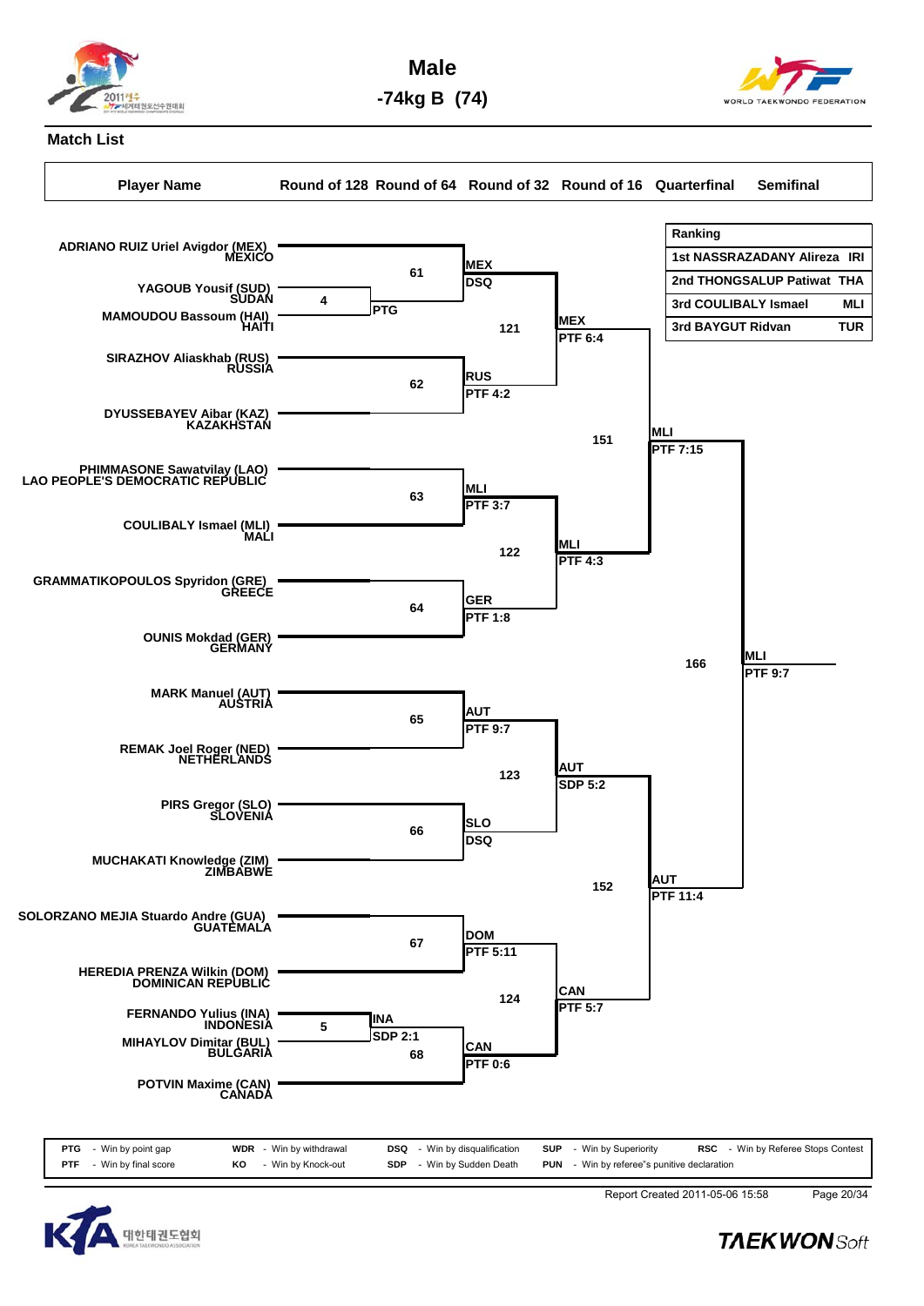# Male

## -74kg B (74)

### Match List

| Player Name | Round of 128 | Round of 64 | Round of 32 | Round of 16 | Quarterfinal | Semifinal |
|---|---|---|---|---|---|---|

**Ranking**

| Ranking | | |
|---|---|---|
| 1st | NASSRAZADANY Alireza | IRI |
| 2nd | THONGSALUP Patiwat | THA |
| 3rd | COULIBALY Ismael | MLI |
| 3rd | BAYGUT Ridvan | TUR |

**Players (in bracket order):**

- ADRIANO RUIZ Uriel Avigdor (MEX) MEXICO
- YAGOUB Yousif (SUD) SUDAN
- MAMOUDOU Bassoum (HAI) HAITI
- SIRAZHOV Aliaskhab (RUS) RUSSIA
- DYUSSEBAYEV Aibar (KAZ) KAZAKHSTAN
- PHIMMASONE Sawatvilay (LAO) LAO PEOPLE'S DEMOCRATIC REPUBLIC
- COULIBALY Ismael (MLI) MALI
- GRAMMATIKOPOULOS Spyridon (GRE) GREECE
- OUNIS Mokdad (GER) GERMANY
- MARK Manuel (AUT) AUSTRIA
- REMAK Joel Roger (NED) NETHERLANDS
- PIRS Gregor (SLO) SLOVENIA
- MUCHAKATI Knowledge (ZIM) ZIMBABWE
- SOLORZANO MEJIA Stuardo Andre (GUA) GUATEMALA
- HEREDIA PRENZA Wilkin (DOM) DOMINICAN REPUBLIC
- FERNANDO Yulius (INA) INDONESIA
- MIHAYLOV Dimitar (BUL) BULGARIA
- POTVIN Maxime (CAN) CANADA

**Results:**

| Match | Winner | Result |
|---|---|---|
| 4 | HAI | PTG |
| 5 | INA | SDP 2:1 |
| 61 | MEX | DSQ |
| 62 | RUS | PTF 4:2 |
| 63 | MLI | PTF 3:7 |
| 64 | GER | PTF 1:8 |
| 65 | AUT | PTF 9:7 |
| 66 | SLO | DSQ |
| 67 | DOM | PTF 5:11 |
| 68 | CAN | PTF 0:6 |
| 121 | MEX | PTF 6:4 |
| 122 | MLI | PTF 4:3 |
| 123 | AUT | SDP 5:2 |
| 124 | CAN | PTF 5:7 |
| 151 | MLI | PTF 7:15 |
| 152 | AUT | PTF 11:4 |
| 166 | MLI | PTF 9:7 |

| Code | Meaning | Code | Meaning | Code | Meaning | Code | Meaning | Code | Meaning |
|---|---|---|---|---|---|---|---|---|---|
| PTG | Win by point gap | WDR | Win by withdrawal | DSQ | Win by disqualification | SUP | Win by Superiority | RSC | Win by Referee Stops Contest |
| PTF | Win by final score | KO | Win by Knock-out | SDP | Win by Sudden Death | PUN | Win by referee"s punitive declaration | | |

Report Created 2011-05-06 15:58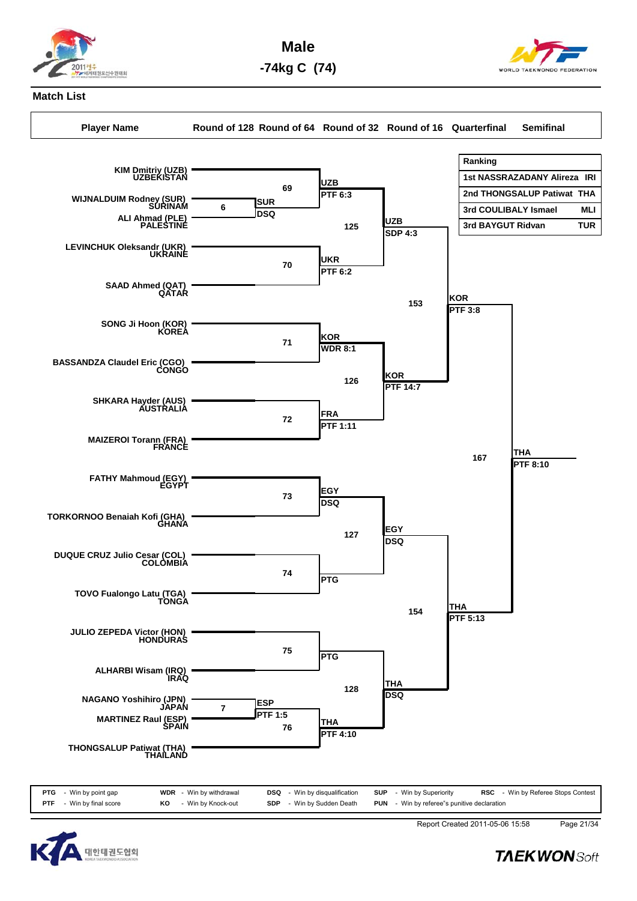# Male

## -74kg C (74)

### Match List

| Player Name | Round of 128 | Round of 64 | Round of 32 | Round of 16 | Quarterfinal | Semifinal |
|---|---|---|---|---|---|---|
| KIM Dmitriy (UZB) UZBEKISTAN | | 69: UZB PTF 6:3 | 125: UZB SDP 4:3 | 153: KOR PTF 3:8 | 167: THA PTF 8:10 | |
| WIJNALDUIM Rodney (SUR) SURINAM | 6: SUR DSQ | | | | | |
| ALI Ahmad (PLE) PALESTINE | | | | | | |
| LEVINCHUK Oleksandr (UKR) UKRAINE | | 70: UKR PTF 6:2 | | | | |
| SAAD Ahmed (QAT) QATAR | | | | | | |
| SONG Ji Hoon (KOR) KOREA | | 71: KOR WDR 8:1 | 126: KOR PTF 14:7 | | | |
| BASSANDZA Claudel Eric (CGO) CONGO | | | | | | |
| SHKARA Hayder (AUS) AUSTRALIA | | 72: FRA PTF 1:11 | | | | |
| MAIZEROI Torann (FRA) FRANCE | | | | | | |
| FATHY Mahmoud (EGY) EGYPT | | 73: EGY DSQ | 127: EGY DSQ | 154: THA PTF 5:13 | | |
| TORKORNOO Benaiah Kofi (GHA) GHANA | | | | | | |
| DUQUE CRUZ Julio Cesar (COL) COLOMBIA | | 74: PTG | | | | |
| TOVO Fualongo Latu (TGA) TONGA | | | | | | |
| JULIO ZEPEDA Victor (HON) HONDURAS | | 75: PTG | 128: THA DSQ | | | |
| ALHARBI Wisam (IRQ) IRAQ | | | | | | |
| NAGANO Yoshihiro (JPN) JAPAN | 7: ESP PTF 1:5 | 76: THA PTF 4:10 | | | | |
| MARTINEZ Raul (ESP) SPAIN | | | | | | |
| THONGSALUP Patiwat (THA) THAILAND | | | | | | |

| Ranking | | |
|---|---|---|
| 1st | NASSRAZADANY Alireza | IRI |
| 2nd | THONGSALUP Patiwat | THA |
| 3rd | COULIBALY Ismael | MLI |
| 3rd | BAYGUT Ridvan | TUR |

| | | | | | | | | | |
|---|---|---|---|---|---|---|---|---|---|
| PTG | - Win by point gap | WDR | - Win by withdrawal | DSQ | - Win by disqualification | SUP | - Win by Superiority | RSC | - Win by Referee Stops Contest |
| PTF | - Win by final score | KO | - Win by Knock-out | SDP | - Win by Sudden Death | PUN | - Win by referee"s punitive declaration | | |

Report Created 2011-05-06 15:58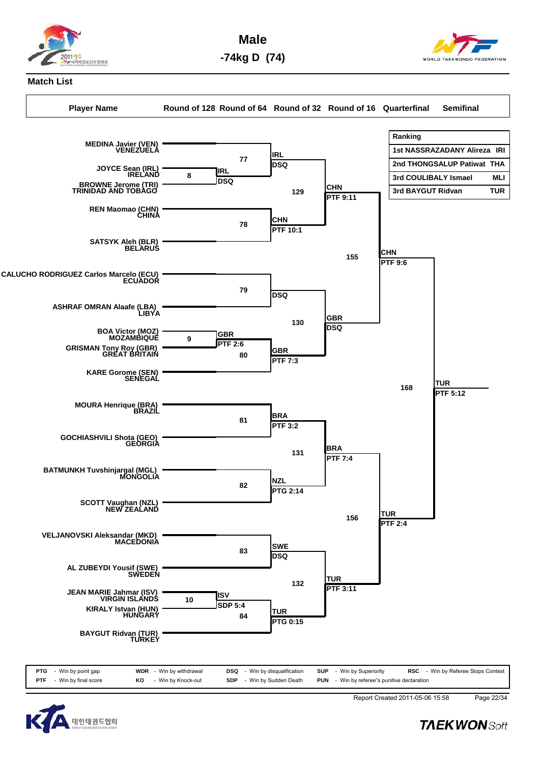# Male

## -74kg D (74)

### Match List

| Player Name | Round of 128 | Round of 64 | Round of 32 | Round of 16 | Quarterfinal | Semifinal |
|---|---|---|---|---|---|---|

| Ranking | |
|---|---|
| 1st NASSRAZADANY Alireza | IRI |
| 2nd THONGSALUP Patiwat | THA |
| 3rd COULIBALY Ismael | MLI |
| 3rd BAYGUT Ridvan | TUR |

**Players (bracket order):**

- MEDINA Javier (VEN) VENEZUELA
- JOYCE Sean (IRL) IRELAND
- BROWNE Jerome (TRI) TRINIDAD AND TOBAGO
- REN Maomao (CHN) CHINA
- SATSYK Aleh (BLR) BELARUS
- CALUCHO RODRIGUEZ Carlos Marcelo (ECU) ECUADOR
- ASHRAF OMRAN Alaafe (LBA) LIBYA
- BOA Victor (MOZ) MOZAMBIQUE
- GRISMAN Tony Roy (GBR) GREAT BRITAIN
- KARE Gorome (SEN) SENEGAL
- MOURA Henrique (BRA) BRAZIL
- GOCHIASHVILI Shota (GEO) GEORGIA
- BATMUNKH Tvshinjargal (MGL) MONGOLIA
- SCOTT Vaughan (NZL) NEW ZEALAND
- VELJANOVSKI Aleksandar (MKD) MACEDONIA
- AL ZUBEYDI Yousif (SWE) SWEDEN
- JEAN MARIE Jahmar (ISV) VIRGIN ISLANDS
- KIRALY Istvan (HUN) HUNGARY
- BAYGUT Ridvan (TUR) TURKEY

**Results:**

| Match | Winner | Result |
|---|---|---|
| 8 | IRL | DSQ |
| 77 | IRL | DSQ |
| 78 | CHN | PTF 10:1 |
| 129 | CHN | PTF 9:11 |
| 79 | DSQ | |
| 9 | GBR | PTF 2:6 |
| 80 | GBR | PTF 7:3 |
| 130 | GBR | DSQ |
| 155 | CHN | PTF 9:6 |
| 81 | BRA | PTF 3:2 |
| 82 | NZL | PTG 2:14 |
| 131 | BRA | PTF 7:4 |
| 83 | SWE | DSQ |
| 10 | ISV | SDP 5:4 |
| 84 | TUR | PTG 0:15 |
| 132 | TUR | PTF 3:11 |
| 156 | TUR | PTF 2:4 |
| 168 | TUR | PTF 5:12 |

| | | | | | | | | | |
|---|---|---|---|---|---|---|---|---|---|
| PTG | - Win by point gap | WDR | - Win by withdrawal | DSQ | - Win by disqualification | SUP | - Win by Superiority | RSC | - Win by Referee Stops Contest |
| PTF | - Win by final score | KO | - Win by Knock-out | SDP | - Win by Sudden Death | PUN | - Win by referee"s punitive declaration | | |

Report Created 2011-05-06 15:58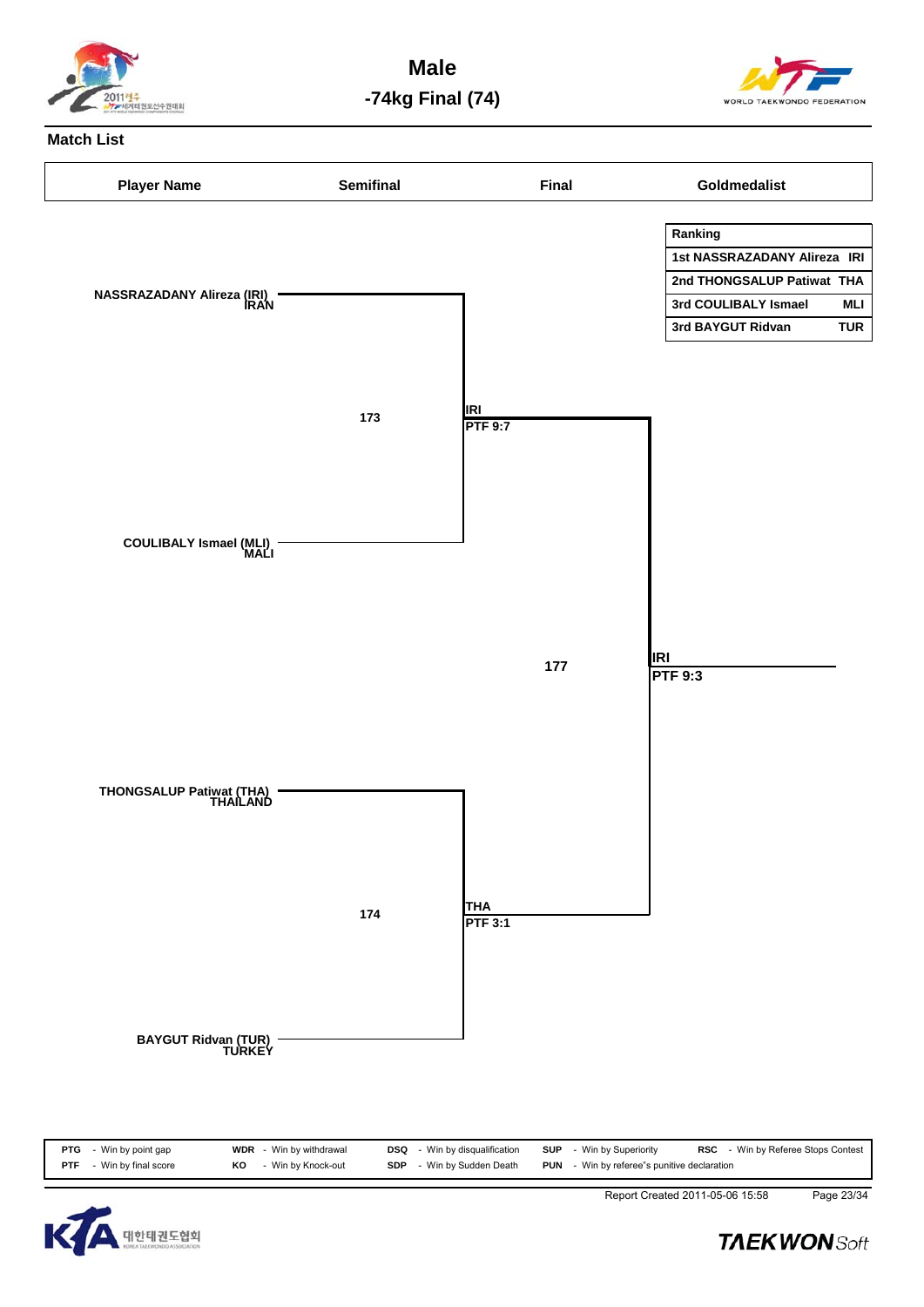# Male

## -74kg Final (74)

### Match List

| Player Name | Semifinal | Final | Goldmedalist |
|---|---|---|---|

| Ranking | |
|---|---|
| 1st NASSRAZADANY Alireza | IRI |
| 2nd THONGSALUP Patiwat | THA |
| 3rd COULIBALY Ismael | MLI |
| 3rd BAYGUT Ridvan | TUR |

**NASSRAZADANY Alireza (IRI)**
IRAN

173 — IRI PTF 9:7

**COULIBALY Ismael (MLI)**
MALI

177 — IRI PTF 9:3

**THONGSALUP Patiwat (THA)**
THAILAND

174 — THA PTF 3:1

**BAYGUT Ridvan (TUR)**
TURKEY

| | | | | | | | | | |
|---|---|---|---|---|---|---|---|---|---|
| PTG | - Win by point gap | WDR | - Win by withdrawal | DSQ | - Win by disqualification | SUP | - Win by Superiority | RSC | - Win by Referee Stops Contest |
| PTF | - Win by final score | KO | - Win by Knock-out | SDP | - Win by Sudden Death | PUN | - Win by referee"s punitive declaration | | |

Report Created 2011-05-06 15:58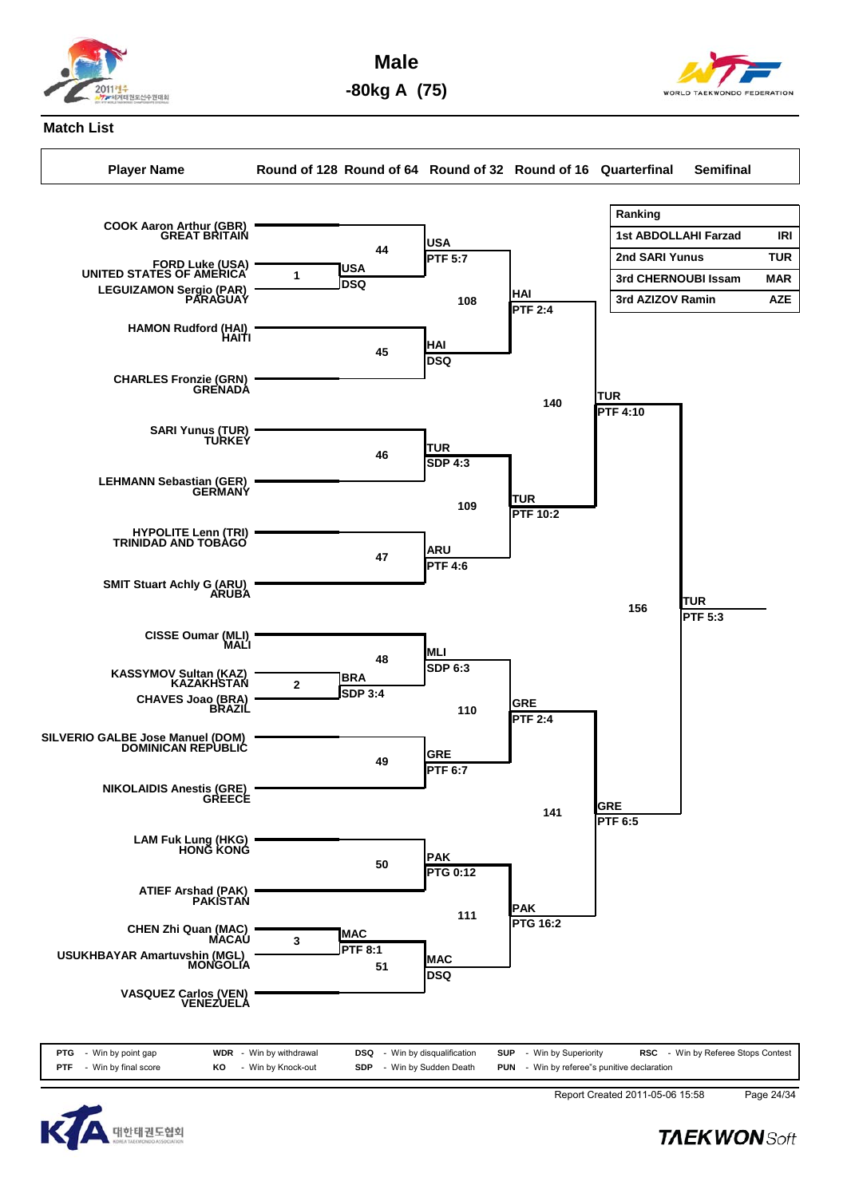# Male

## -80kg A (75)

### Match List

| Player Name | Round of 128 | Round of 64 | Round of 32 | Round of 16 | Quarterfinal | Semifinal |
|---|---|---|---|---|---|---|

**Ranking**

| Ranking | |
|---|---|
| 1st ABDOLLAHI Farzad | IRI |
| 2nd SARI Yunus | TUR |
| 3rd CHERNOUBI Issam | MAR |
| 3rd AZIZOV Ramin | AZE |

**Players:**

- COOK Aaron Arthur (GBR) – GREAT BRITAIN
- FORD Luke (USA) – UNITED STATES OF AMERICA
- LEGUIZAMON Sergio (PAR) – PARAGUAY
- HAMON Rudford (HAI) – HAITI
- CHARLES Fronzie (GRN) – GRENADA
- SARI Yunus (TUR) – TURKEY
- LEHMANN Sebastian (GER) – GERMANY
- HYPOLITE Lenn (TRI) – TRINIDAD AND TOBAGO
- SMIT Stuart Achly G (ARU) – ARUBA
- CISSE Oumar (MLI) – MALI
- KASSYMOV Sultan (KAZ) – KAZAKHSTAN
- CHAVES Joao (BRA) – BRAZIL
- SILVERIO GALBE Jose Manuel (DOM) – DOMINICAN REPUBLIC
- NIKOLAIDIS Anestis (GRE) – GREECE
- LAM Fuk Lung (HKG) – HONG KONG
- ATIEF Arshad (PAK) – PAKISTAN
- CHEN Zhi Quan (MAC) – MACAU
- USUKHBAYAR Amartuvshin (MGL) – MONGOLIA
- VASQUEZ Carlos (VEN) – VENEZUELA

**Results:**

- Match 1: USA DSQ
- Match 2: BRA SDP 3:4
- Match 3: MAC PTF 8:1
- Match 44: USA PTF 5:7
- Match 45: HAI DSQ
- Match 46: TUR SDP 4:3
- Match 47: ARU PTF 4:6
- Match 48: MLI SDP 6:3
- Match 49: GRE PTF 6:7
- Match 50: PAK PTG 0:12
- Match 51: MAC DSQ
- Match 108: HAI PTF 2:4
- Match 109: TUR PTF 10:2
- Match 110: GRE PTF 2:4
- Match 111: PAK PTG 16:2
- Match 140: TUR PTF 4:10
- Match 141: GRE PTF 6:5
- Match 156: TUR PTF 5:3

| Code | Meaning | Code | Meaning | Code | Meaning | Code | Meaning | Code | Meaning |
|---|---|---|---|---|---|---|---|---|---|
| PTG | Win by point gap | WDR | Win by withdrawal | DSQ | Win by disqualification | SUP | Win by Superiority | RSC | Win by Referee Stops Contest |
| PTF | Win by final score | KO | Win by Knock-out | SDP | Win by Sudden Death | PUN | Win by referee"s punitive declaration | | |

Report Created 2011-05-06 15:58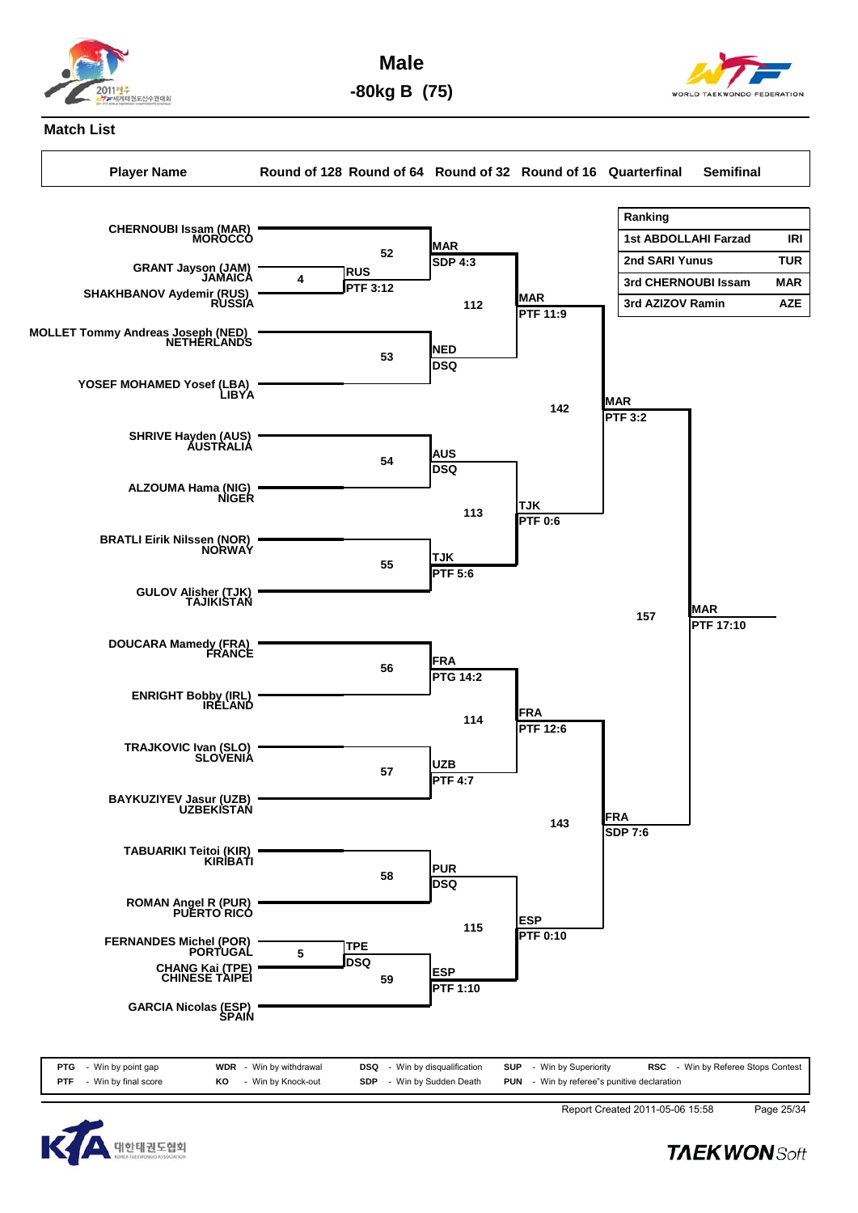# Male

## -80kg B (75)

### Match List

| Ranking | | |
|---|---|---|
| 1st | ABDOLLAHI Farzad | IRI |
| 2nd | SARI Yunus | TUR |
| 3rd | CHERNOUBI Issam | MAR |
| 3rd | AZIZOV Ramin | AZE |

| Player Name | Round of 128 | Round of 64 | Round of 32 | Round of 16 | Quarterfinal | Semifinal |
|---|---|---|---|---|---|---|
| CHERNOUBI Issam (MAR) MOROCCO | | 52 | MAR SDP 4:3 | 112 MAR PTF 11:9 | 142 MAR PTF 3:2 | 157 MAR PTF 17:10 |
| GRANT Jayson (JAM) JAMAICA | 4 RUS PTF 3:12 | | | | | |
| SHAKHBANOV Aydemir (RUS) RUSSIA | | | | | | |
| MOLLET Tommy Andreas Joseph (NED) NETHERLANDS | | 53 | NED DSQ | | | |
| YOSEF MOHAMED Yosef (LBA) LIBYA | | | | | | |
| SHRIVE Hayden (AUS) AUSTRALIA | | 54 | AUS DSQ | 113 TJK PTF 0:6 | | |
| ALZOUMA Hama (NIG) NIGER | | | | | | |
| BRATLI Eirik Nilssen (NOR) NORWAY | | 55 | TJK PTF 5:6 | | | |
| GULOV Alisher (TJK) TAJIKISTAN | | | | | | |
| DOUCARA Mamedy (FRA) FRANCE | | 56 | FRA PTG 14:2 | 114 FRA PTF 12:6 | 143 FRA SDP 7:6 | |
| ENRIGHT Bobby (IRL) IRELAND | | | | | | |
| TRAJKOVIC Ivan (SLO) SLOVENIA | | 57 | UZB PTF 4:7 | | | |
| BAYKUZIYEV Jasur (UZB) UZBEKISTAN | | | | | | |
| TABUARIKI Teitoi (KIR) KIRIBATI | | 58 | PUR DSQ | 115 ESP PTF 0:10 | | |
| ROMAN Angel R (PUR) PUERTO RICO | | | | | | |
| FERNANDES Michel (POR) PORTUGAL | 5 TPE DSQ | 59 | ESP PTF 1:10 | | | |
| CHANG Kai (TPE) CHINESE TAIPEI | | | | | | |
| GARCIA Nicolas (ESP) SPAIN | | | | | | |

| | | | | | | | | | |
|---|---|---|---|---|---|---|---|---|---|
| PTG | - Win by point gap | WDR | - Win by withdrawal | DSQ | - Win by disqualification | SUP | - Win by Superiority | RSC | - Win by Referee Stops Contest |
| PTF | - Win by final score | KO | - Win by Knock-out | SDP | - Win by Sudden Death | PUN | - Win by referee"s punitive declaration | | |

Report Created 2011-05-06 15:58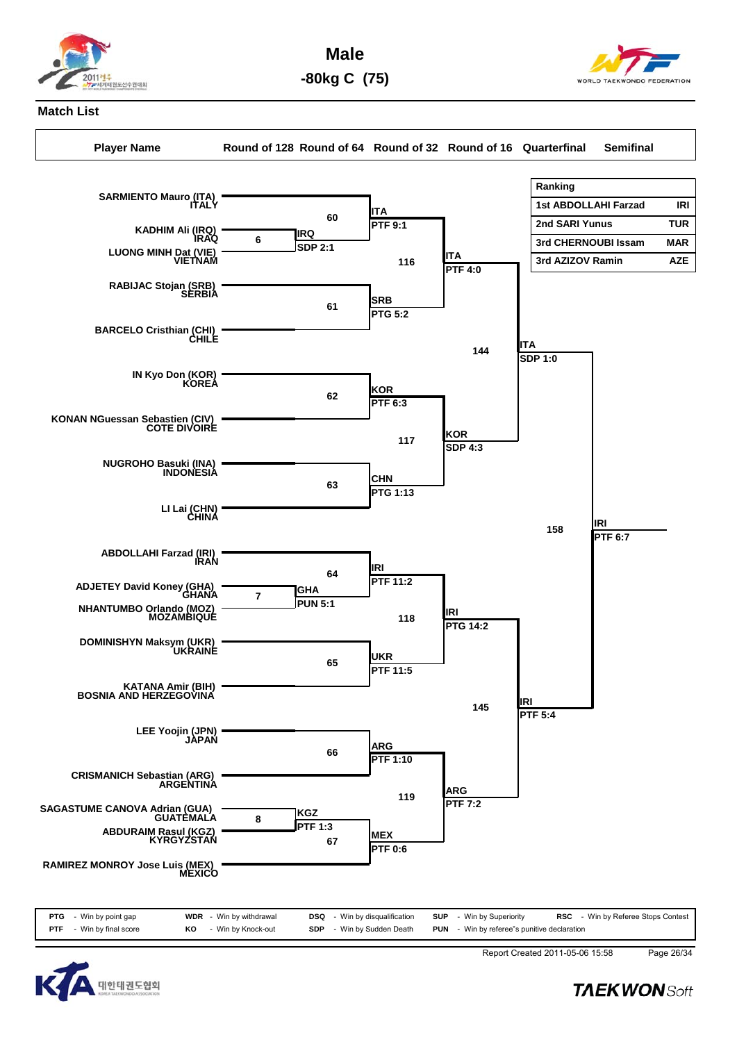# Male

## -80kg C (75)

### Match List

| Player Name | Round of 128 | Round of 64 | Round of 32 | Round of 16 | Quarterfinal | Semifinal |
|---|---|---|---|---|---|---|

| Ranking | |
|---|---|
| 1st ABDOLLAHI Farzad | IRI |
| 2nd SARI Yunus | TUR |
| 3rd CHERNOUBI Issam | MAR |
| 3rd AZIZOV Ramin | AZE |

**Players (in bracket order):**

- SARMIENTO Mauro (ITA) ITALY
- KADHIM Ali (IRQ) IRAQ
- LUONG MINH Dat (VIE) VIETNAM
- RABIJAC Stojan (SRB) SERBIA
- BARCELO Cristhian (CHI) CHILE
- IN Kyo Don (KOR) KOREA
- KONAN NGuessan Sebastien (CIV) COTE DIVOIRE
- NUGROHO Basuki (INA) INDONESIA
- LI Lai (CHN) CHINA
- ABDOLLAHI Farzad (IRI) IRAN
- ADJETEY David Koney (GHA) GHANA
- NHANTUMBO Orlando (MOZ) MOZAMBIQUE
- DOMINISHYN Maksym (UKR) UKRAINE
- KATANA Amir (BIH) BOSNIA AND HERZEGOVINA
- LEE Yoojin (JPN) JAPAN
- CRISMANICH Sebastian (ARG) ARGENTINA
- SAGASTUME CANOVA Adrian (GUA) GUATEMALA
- ABDURAIM Rasul (KGZ) KYRGYZSTAN
- RAMIREZ MONROY Jose Luis (MEX) MEXICO

**Matches:**

| Match | Winner | Result |
|---|---|---|
| 6 | IRQ | SDP 2:1 |
| 7 | GHA | PUN 5:1 |
| 8 | KGZ | PTF 1:3 |
| 60 | ITA | PTF 9:1 |
| 61 | SRB | PTG 5:2 |
| 62 | KOR | PTF 6:3 |
| 63 | CHN | PTG 1:13 |
| 64 | IRI | PTF 11:2 |
| 65 | UKR | PTF 11:5 |
| 66 | ARG | PTF 1:10 |
| 67 | MEX | PTF 0:6 |
| 116 | ITA | PTF 4:0 |
| 117 | KOR | SDP 4:3 |
| 118 | IRI | PTG 14:2 |
| 119 | ARG | PTF 7:2 |
| 144 | ITA | SDP 1:0 |
| 145 | IRI | PTF 5:4 |
| 158 | IRI | PTF 6:7 |

| | | | | | | | | | |
|---|---|---|---|---|---|---|---|---|---|
| PTG | - Win by point gap | WDR | - Win by withdrawal | DSQ | - Win by disqualification | SUP | - Win by Superiority | RSC | - Win by Referee Stops Contest |
| PTF | - Win by final score | KO | - Win by Knock-out | SDP | - Win by Sudden Death | PUN | - Win by referee"s punitive declaration | | |

Report Created 2011-05-06 15:58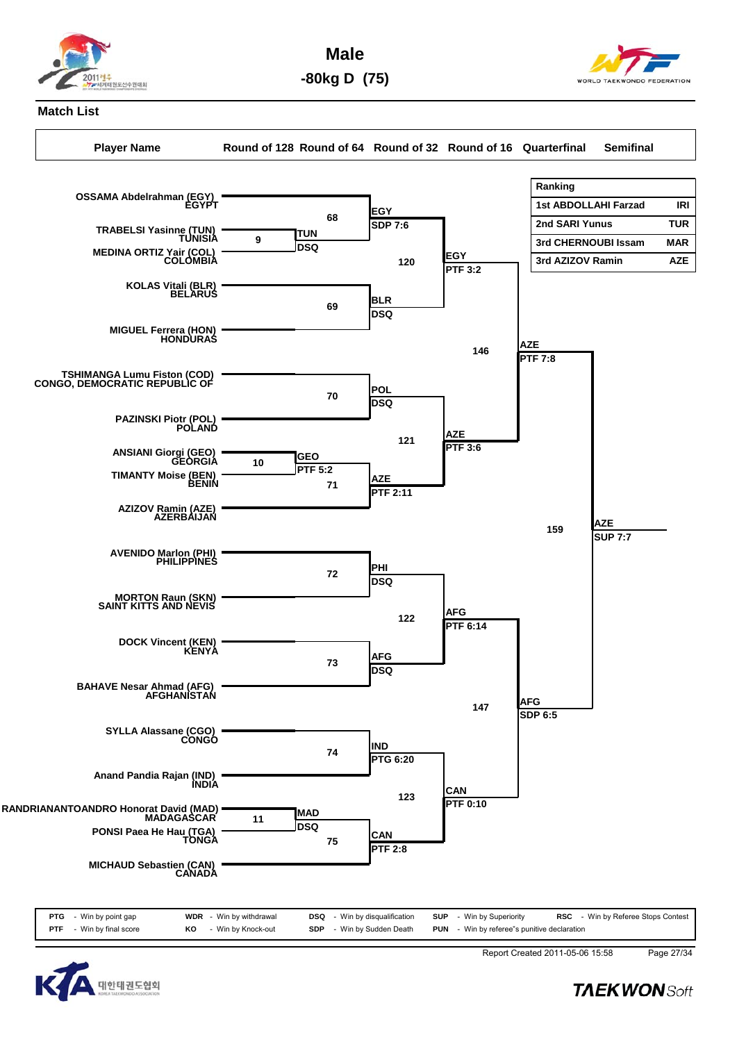# Male

## -80kg D (75)

### Match List

| Player Name | Round of 128 | Round of 64 | Round of 32 | Round of 16 | Quarterfinal | Semifinal |
|---|---|---|---|---|---|---|

| Ranking | |
|---|---|
| 1st ABDOLLAHI Farzad | IRI |
| 2nd SARI Yunus | TUR |
| 3rd CHERNOUBI Issam | MAR |
| 3rd AZIZOV Ramin | AZE |

**Players (bracket order):**

1. OSSAMA Abdelrahman (EGY) – EGYPT
2. TRABELSI Yasinne (TUN) – TUNISIA
3. MEDINA ORTIZ Yair (COL) – COLOMBIA
4. KOLAS Vitali (BLR) – BELARUS
5. MIGUEL Ferrera (HON) – HONDURAS
6. TSHIMANGA Lumu Fiston (COD) – CONGO, DEMOCRATIC REPUBLIC OF
7. PAZINSKI Piotr (POL) – POLAND
8. ANSIANI Giorgi (GEO) – GEORGIA
9. TIMANTY Moise (BEN) – BENIN
10. AZIZOV Ramin (AZE) – AZERBAIJAN
11. AVENIDO Marlon (PHI) – PHILIPPINES
12. MORTON Raun (SKN) – SAINT KITTS AND NEVIS
13. DOCK Vincent (KEN) – KENYA
14. BAHAVE Nesar Ahmad (AFG) – AFGHANISTAN
15. SYLLA Alassane (CGO) – CONGO
16. Anand Pandia Rajan (IND) – INDIA
17. RANDRIANANTOANDRO Honorat David (MAD) – MADAGASCAR
18. PONSI Paea He Hau (TGA) – TONGA
19. MICHAUD Sebastien (CAN) – CANADA

**Round of 64:**

- Match 9: TRABELSI Yasinne (TUN) vs MEDINA ORTIZ Yair (COL) – TUN, DSQ
- Match 10: ANSIANI Giorgi (GEO) vs TIMANTY Moise (BEN) – GEO, PTF 5:2
- Match 11: RANDRIANANTOANDRO Honorat David (MAD) vs PONSI Paea He Hau (TGA) – MAD, DSQ

**Round of 32:**

- Match 68: OSSAMA Abdelrahman (EGY) vs TUN – EGY, SDP 7:6
- Match 69: KOLAS Vitali (BLR) vs MIGUEL Ferrera (HON) – BLR, DSQ
- Match 70: TSHIMANGA Lumu Fiston (COD) vs PAZINSKI Piotr (POL) – POL, DSQ
- Match 71: GEO vs AZIZOV Ramin (AZE) – AZE, PTF 2:11
- Match 72: AVENIDO Marlon (PHI) vs MORTON Raun (SKN) – PHI, DSQ
- Match 73: DOCK Vincent (KEN) vs BAHAVE Nesar Ahmad (AFG) – AFG, DSQ
- Match 74: SYLLA Alassane (CGO) vs Anand Pandia Rajan (IND) – IND, PTG 6:20
- Match 75: MAD vs MICHAUD Sebastien (CAN) – CAN, PTF 2:8

**Round of 16:**

- Match 120: EGY vs BLR – EGY, PTF 3:2
- Match 121: POL vs AZE – AZE, PTF 3:6
- Match 122: PHI vs AFG – AFG, PTF 6:14
- Match 123: IND vs CAN – CAN, PTF 0:10

**Quarterfinal:**

- Match 146: EGY vs AZE – AZE, PTF 7:8
- Match 147: AFG vs CAN – AFG, SDP 6:5

**Semifinal:**

- Match 159: AZE vs AFG – AZE, SUP 7:7

| | | | | | | | | | |
|---|---|---|---|---|---|---|---|---|---|
| PTG | Win by point gap | WDR | Win by withdrawal | DSQ | Win by disqualification | SUP | Win by Superiority | RSC | Win by Referee Stops Contest |
| PTF | Win by final score | KO | Win by Knock-out | SDP | Win by Sudden Death | PUN | Win by referee"s punitive declaration | | |

Report Created 2011-05-06 15:58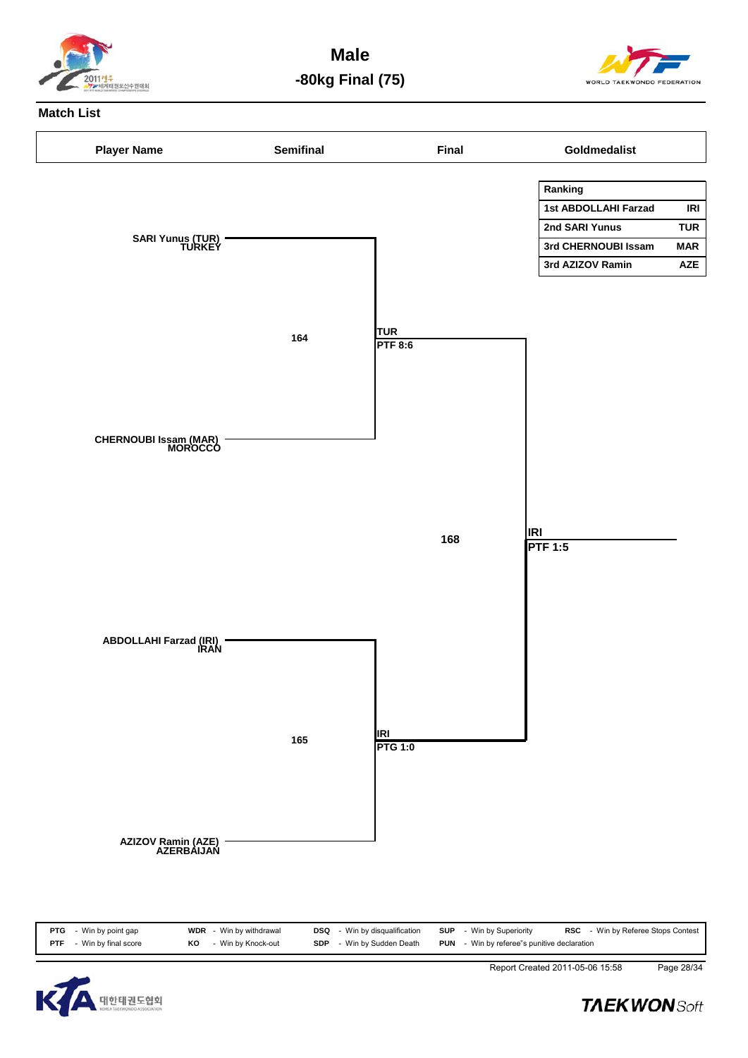# Male

## -80kg Final (75)

### Match List

| Player Name | Semifinal | Final | Goldmedalist |
|---|---|---|---|

| Ranking | |
|---|---|
| 1st ABDOLLAHI Farzad | IRI |
| 2nd SARI Yunus | TUR |
| 3rd CHERNOUBI Issam | MAR |
| 3rd AZIZOV Ramin | AZE |

SARI Yunus (TUR) TURKEY

164

TUR PTF 8:6

CHERNOUBI Issam (MAR) MOROCCO

168

IRI PTF 1:5

ABDOLLAHI Farzad (IRI) IRAN

165

IRI PTG 1:0

AZIZOV Ramin (AZE) AZERBAIJAN

| | | | | | | | | | |
|---|---|---|---|---|---|---|---|---|---|
| PTG | - Win by point gap | WDR | - Win by withdrawal | DSQ | - Win by disqualification | SUP | - Win by Superiority | RSC | - Win by Referee Stops Contest |
| PTF | - Win by final score | KO | - Win by Knock-out | SDP | - Win by Sudden Death | PUN | - Win by referee"s punitive declaration | | |

Report Created 2011-05-06 15:58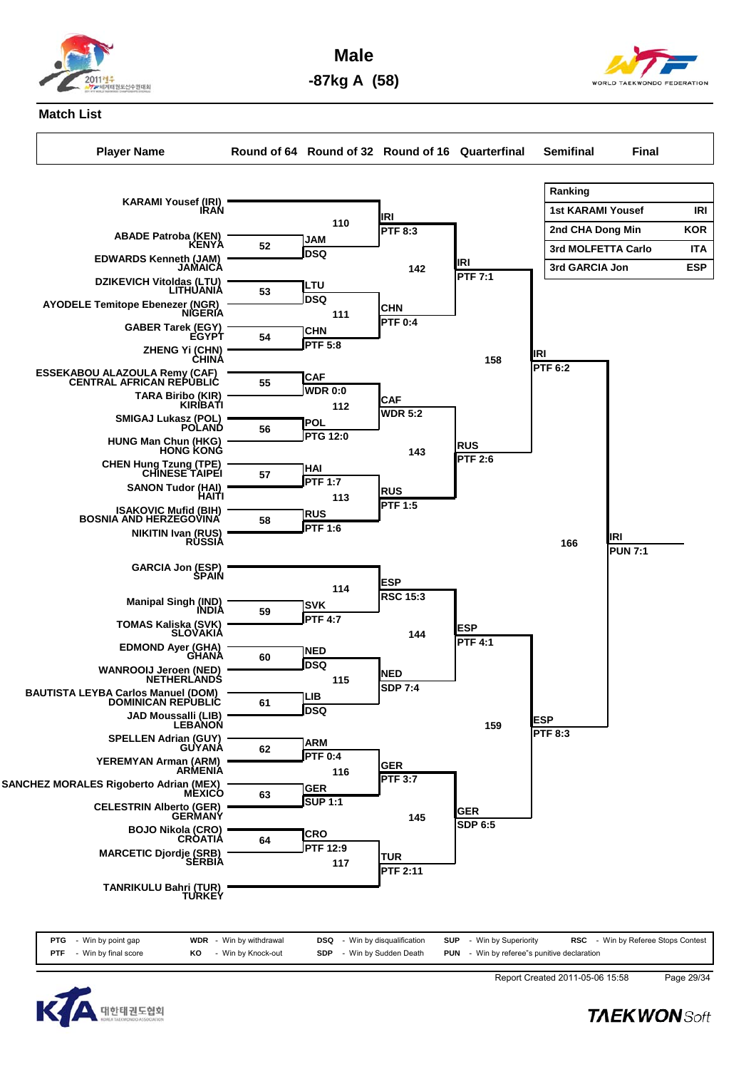# Male

## -87kg A (58)

### Match List

**Ranking**

| Ranking | | |
|---|---|---|
| 1st | KARAMI Yousef | IRI |
| 2nd | CHA Dong Min | KOR |
| 3rd | MOLFETTA Carlo | ITA |
| 3rd | GARCIA Jon | ESP |

**Player Name**

1. KARAMI Yousef (IRI) IRAN
2. ABADE Patroba (KEN) KENYA
3. EDWARDS Kenneth (JAM) JAMAICA
4. DZIKEVICH Vitoldas (LTU) LITHUANIA
5. AYODELE Temitope Ebenezer (NGR) NIGERIA
6. GABER Tarek (EGY) EGYPT
7. ZHENG Yi (CHN) CHINA
8. ESSEKABOU ALAZOULA Remy (CAF) CENTRAL AFRICAN REPUBLIC
9. TARA Biribo (KIR) KIRIBATI
10. SMIGAJ Lukasz (POL) POLAND
11. HUNG Man Chun (HKG) HONG KONG
12. CHEN Hung Tzung (TPE) CHINESE TAIPEI
13. SANON Tudor (HAI) HAITI
14. ISAKOVIC Mufid (BIH) BOSNIA AND HERZEGOVINA
15. NIKITIN Ivan (RUS) RUSSIA
16. GARCIA Jon (ESP) SPAIN
17. Manipal Singh (IND) INDIA
18. TOMAS Kaliska (SVK) SLOVAKIA
19. EDMOND Ayer (GHA) GHANA
20. WANROOIJ Jeroen (NED) NETHERLANDS
21. BAUTISTA LEYBA Carlos Manuel (DOM) DOMINICAN REPUBLIC
22. JAD Moussalli (LIB) LEBANON
23. SPELLEN Adrian (GUY) GUYANA
24. YEREMYAN Arman (ARM) ARMENIA
25. SANCHEZ MORALES Rigoberto Adrian (MEX) MEXICO
26. CELESTRIN Alberto (GER) GERMANY
27. BOJO Nikola (CRO) CROATIA
28. MARCETIC Djordje (SRB) SERBIA
29. TANRIKULU Bahri (TUR) TURKEY

**Round of 64**

| Match | Players | Winner | Result |
|---|---|---|---|
| 52 | ABADE Patroba (KEN) vs EDWARDS Kenneth (JAM) | JAM | DSQ |
| 53 | DZIKEVICH Vitoldas (LTU) vs AYODELE Temitope Ebenezer (NGR) | LTU | DSQ |
| 54 | GABER Tarek (EGY) vs ZHENG Yi (CHN) | CHN | PTF 5:8 |
| 55 | ESSEKABOU ALAZOULA Remy (CAF) vs TARA Biribo (KIR) | CAF | WDR 0:0 |
| 56 | SMIGAJ Lukasz (POL) vs HUNG Man Chun (HKG) | POL | PTG 12:0 |
| 57 | CHEN Hung Tzung (TPE) vs SANON Tudor (HAI) | HAI | PTF 1:7 |
| 58 | ISAKOVIC Mufid (BIH) vs NIKITIN Ivan (RUS) | RUS | PTF 1:6 |
| 59 | Manipal Singh (IND) vs TOMAS Kaliska (SVK) | SVK | PTF 4:7 |
| 60 | EDMOND Ayer (GHA) vs WANROOIJ Jeroen (NED) | NED | DSQ |
| 61 | BAUTISTA LEYBA Carlos Manuel (DOM) vs JAD Moussalli (LIB) | LIB | DSQ |
| 62 | SPELLEN Adrian (GUY) vs YEREMYAN Arman (ARM) | ARM | PTF 0:4 |
| 63 | SANCHEZ MORALES Rigoberto Adrian (MEX) vs CELESTRIN Alberto (GER) | GER | SUP 1:1 |
| 64 | BOJO Nikola (CRO) vs MARCETIC Djordje (SRB) | CRO | PTF 12:9 |

**Round of 32**

| Match | Players | Winner | Result |
|---|---|---|---|
| 110 | KARAMI Yousef (IRI) vs JAM | IRI | PTF 8:3 |
| 111 | LTU vs CHN | CHN | PTF 0:4 |
| 112 | CAF vs POL | CAF | WDR 5:2 |
| 113 | HAI vs RUS | RUS | PTF 1:5 |
| 114 | GARCIA Jon (ESP) vs SVK | ESP | RSC 15:3 |
| 115 | NED vs LIB | NED | SDP 7:4 |
| 116 | ARM vs GER | GER | PTF 3:7 |
| 117 | CRO vs TANRIKULU Bahri (TUR) | TUR | PTF 2:11 |

**Round of 16**

| Match | Players | Winner | Result |
|---|---|---|---|
| 142 | IRI vs CHN | IRI | PTF 7:1 |
| 143 | CAF vs RUS | RUS | PTF 2:6 |
| 144 | ESP vs NED | ESP | PTF 4:1 |
| 145 | GER vs TUR | GER | SDP 6:5 |

**Quarterfinal**

| Match | Players | Winner | Result |
|---|---|---|---|
| 158 | IRI vs RUS | IRI | PTF 6:2 |
| 159 | ESP vs GER | ESP | PTF 8:3 |

**Semifinal**

| Match | Players | Winner | Result |
|---|---|---|---|
| 166 | IRI vs ESP | IRI | PUN 7:1 |

| Code | Meaning | Code | Meaning | Code | Meaning | Code | Meaning | Code | Meaning |
|---|---|---|---|---|---|---|---|---|---|
| PTG | Win by point gap | WDR | Win by withdrawal | DSQ | Win by disqualification | SUP | Win by Superiority | RSC | Win by Referee Stops Contest |
| PTF | Win by final score | KO | Win by Knock-out | SDP | Win by Sudden Death | PUN | Win by referee"s punitive declaration | | |

Report Created 2011-05-06 15:58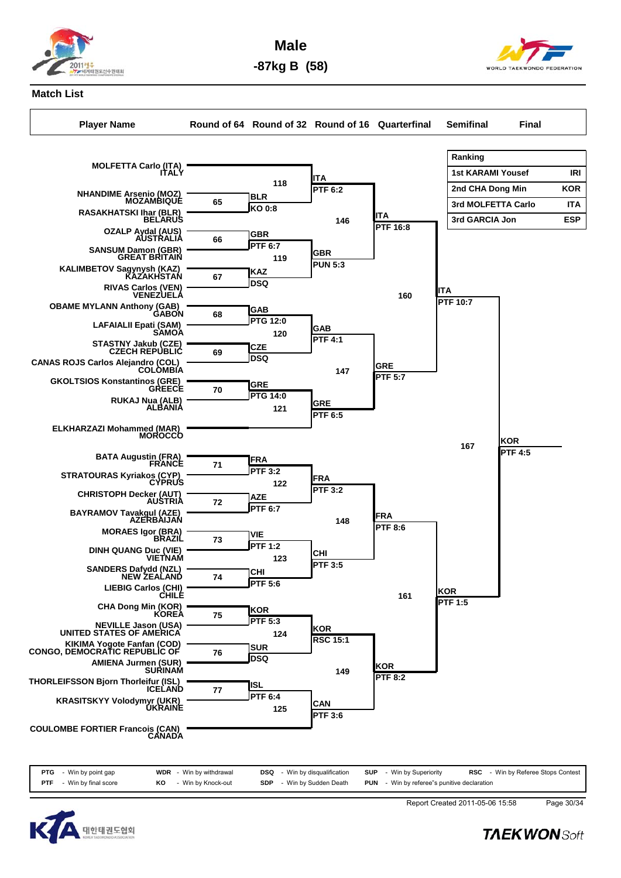# Male

## -87kg B (58)

### Match List

| Ranking | |
|---|---|
| 1st KARAMI Yousef | IRI |
| 2nd CHA Dong Min | KOR |
| 3rd MOLFETTA Carlo | ITA |
| 3rd GARCIA Jon | ESP |

**Round of 64**

| Match | Players | Winner | Result |
|---|---|---|---|
| 65 | NHANDIME Arsenio (MOZ) MOZAMBIQUE vs RASAKHATSKI Ihar (BLR) BELARUS | BLR | KO 0:8 |
| 66 | OZALP Aydal (AUS) AUSTRALIA vs SANSUM Damon (GBR) GREAT BRITAIN | GBR | PTF 6:7 |
| 67 | KALIMBETOV Sagynysh (KAZ) KAZAKHSTAN vs RIVAS Carlos (VEN) VENEZUELA | KAZ | DSQ |
| 68 | OBAME MYLANN Anthony (GAB) GABON vs LAFAIALII Epati (SAM) SAMOA | GAB | PTG 12:0 |
| 69 | STASTNY Jakub (CZE) CZECH REPUBLIC vs CANAS ROJS Carlos Alejandro (COL) COLOMBIA | CZE | DSQ |
| 70 | GKOLTSIOS Konstantinos (GRE) GREECE vs RUKAJ Nua (ALB) ALBANIA | GRE | PTG 14:0 |
| 71 | BATA Augustin (FRA) FRANCE vs STRATOURAS Kyriakos (CYP) CYPRUS | FRA | PTF 3:2 |
| 72 | CHRISTOPH Decker (AUT) AUSTRIA vs BAYRAMOV Tavakgul (AZE) AZERBAIJAN | AZE | PTF 6:7 |
| 73 | MORAES Igor (BRA) BRAZIL vs DINH QUANG Duc (VIE) VIETNAM | VIE | PTF 1:2 |
| 74 | SANDERS Dafydd (NZL) NEW ZEALAND vs LIEBIG Carlos (CHI) CHILE | CHI | PTF 5:6 |
| 75 | CHA Dong Min (KOR) KOREA vs NEVILLE Jason (USA) UNITED STATES OF AMERICA | KOR | PTF 5:3 |
| 76 | KIKIMA Yogote Fanfan (COD) CONGO, DEMOCRATIC REPUBLIC OF vs AMIENA Jurmen (SUR) SURINAM | SUR | DSQ |
| 77 | THORLEIFSSON Bjorn Thorleifur (ISL) ICELAND vs KRASITSKYY Volodymyr (UKR) UKRAINE | ISL | PTF 6:4 |

**Round of 32**

| Match | Players | Winner | Result |
|---|---|---|---|
| 118 | MOLFETTA Carlo (ITA) ITALY vs BLR | ITA | PTF 6:2 |
| 119 | GBR vs KAZ | GBR | PUN 5:3 |
| 120 | GAB vs CZE | GAB | PTF 4:1 |
| 121 | GRE vs ELKHARZAZI Mohammed (MAR) MOROCCO | GRE | PTF 6:5 |
| 122 | FRA vs AZE | FRA | PTF 3:2 |
| 123 | VIE vs CHI | CHI | PTF 3:5 |
| 124 | KOR vs SUR | KOR | RSC 15:1 |
| 125 | ISL vs COULOMBE FORTIER Francois (CAN) CANADA | CAN | PTF 3:6 |

**Round of 16**

| Match | Players | Winner | Result |
|---|---|---|---|
| 146 | ITA vs GBR | ITA | PTF 16:8 |
| 147 | GAB vs GRE | GRE | PTF 5:7 |
| 148 | FRA vs CHI | FRA | PTF 8:6 |
| 149 | KOR vs CAN | KOR | PTF 8:2 |

**Quarterfinal**

| Match | Players | Winner | Result |
|---|---|---|---|
| 160 | ITA vs GRE | ITA | PTF 10:7 |
| 161 | FRA vs KOR | KOR | PTF 1:5 |

**Semifinal**

| Match | Players | Winner | Result |
|---|---|---|---|
| 167 | ITA vs KOR | KOR | PTF 4:5 |

| | | | | | | | | | |
|---|---|---|---|---|---|---|---|---|---|
| PTG | - Win by point gap | WDR | - Win by withdrawal | DSQ | - Win by disqualification | SUP | - Win by Superiority | RSC | - Win by Referee Stops Contest |
| PTF | - Win by final score | KO | - Win by Knock-out | SDP | - Win by Sudden Death | PUN | - Win by referee"s punitive declaration | | |

Report Created 2011-05-06 15:58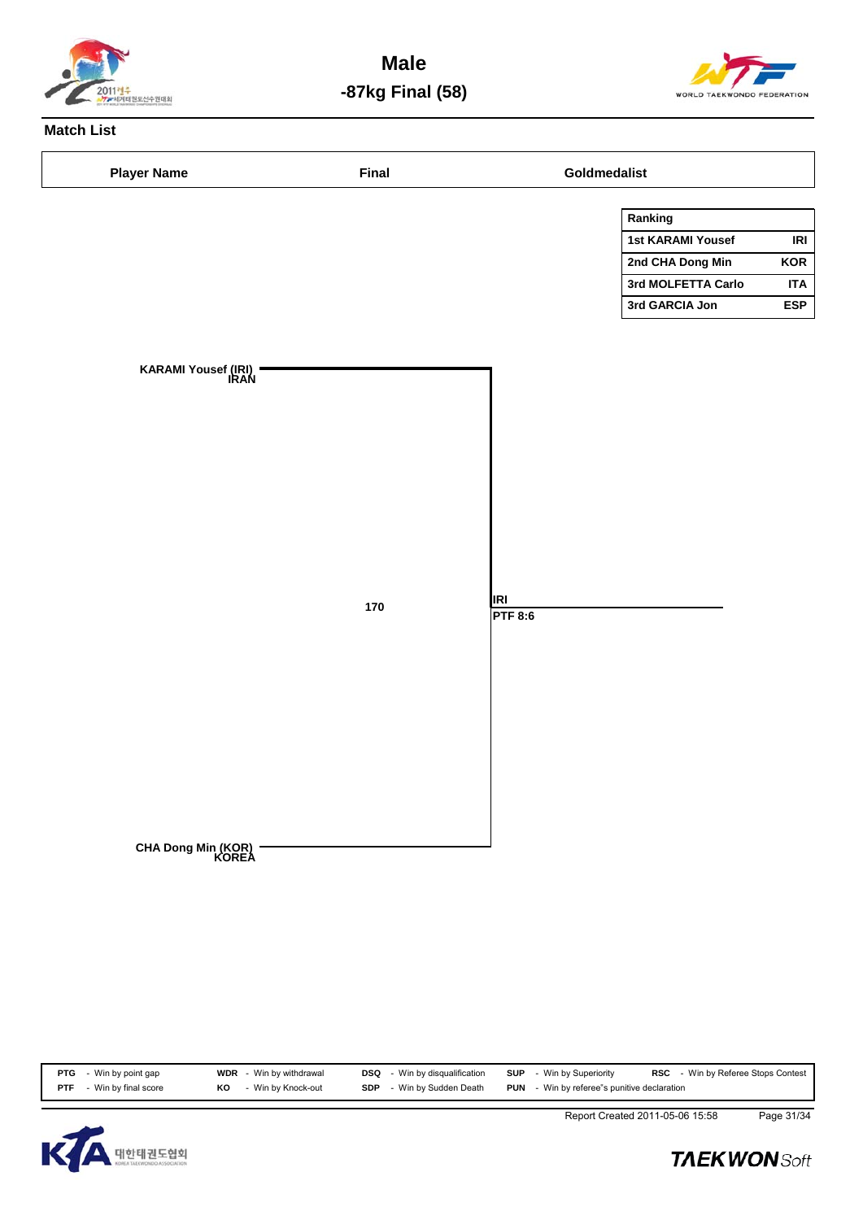# Male

## -87kg Final (58)

### Match List

| Player Name | Final | Goldmedalist |
|---|---|---|

| Ranking | |
|---|---|
| 1st KARAMI Yousef | IRI |
| 2nd CHA Dong Min | KOR |
| 3rd MOLFETTA Carlo | ITA |
| 3rd GARCIA Jon | ESP |

KARAMI Yousef (IRI)
IRAN

170

IRI
PTF 8:6

CHA Dong Min (KOR)
KOREA

| | | | | | | | | | |
|---|---|---|---|---|---|---|---|---|---|
| PTG | - Win by point gap | WDR | - Win by withdrawal | DSQ | - Win by disqualification | SUP | - Win by Superiority | RSC | - Win by Referee Stops Contest |
| PTF | - Win by final score | KO | - Win by Knock-out | SDP | - Win by Sudden Death | PUN | - Win by referee"s punitive declaration | | |

Report Created 2011-05-06 15:58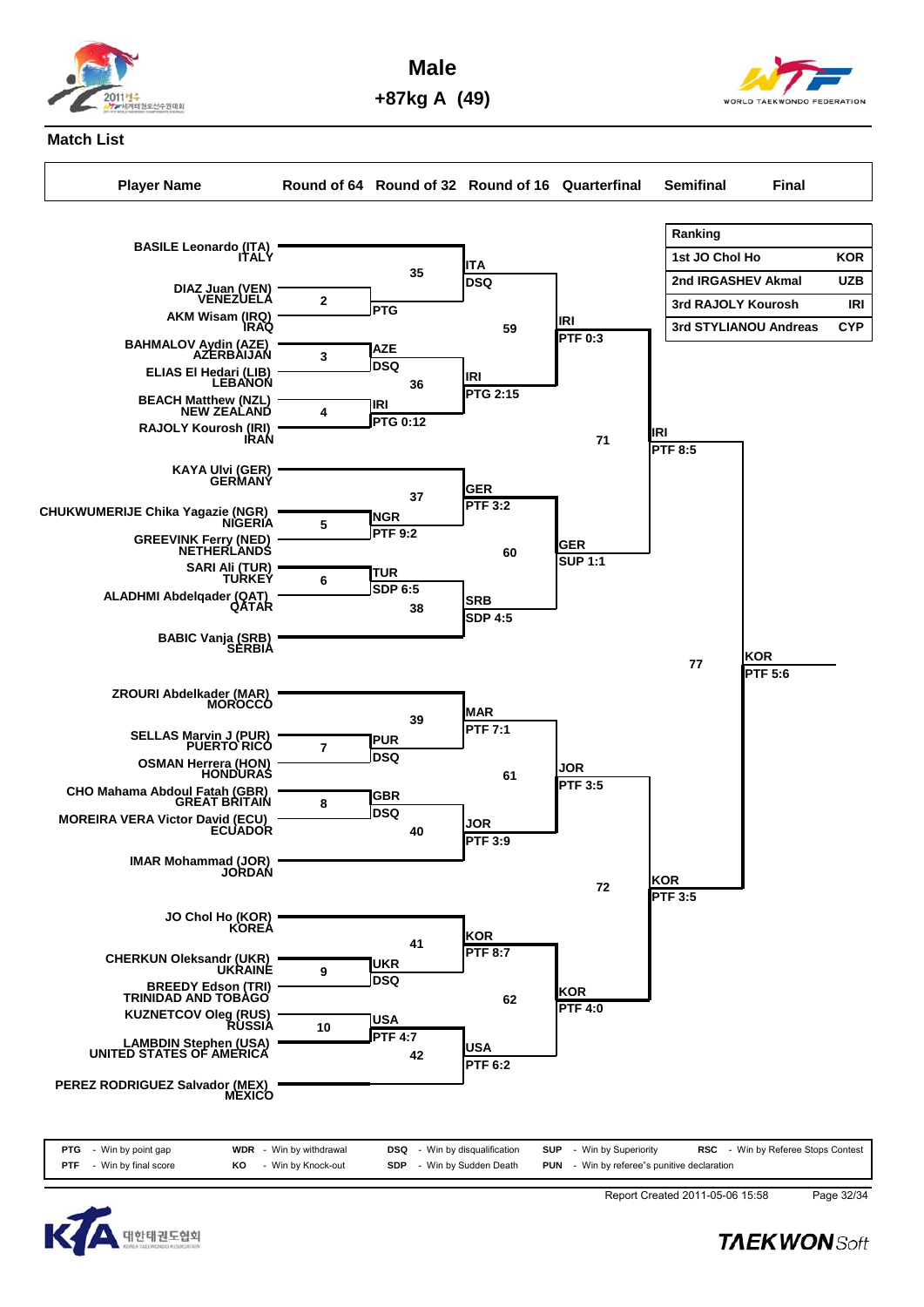# Male

## +87kg A (49)

### Match List

| Ranking | | |
|---|---|---|
| 1st | JO Chol Ho | KOR |
| 2nd | IRGASHEV Akmal | UZB |
| 3rd | RAJOLY Kourosh | IRI |
| 3rd | STYLIANOU Andreas | CYP |

| Player Name | Round of 64 | Round of 32 | Round of 16 | Quarterfinal | Semifinal | Final |
|---|---|---|---|---|---|---|
| BASILE Leonardo (ITA) ITALY | | | | | | |
| DIAZ Juan (VEN) VENEZUELA | 2 | | | | | |
| AKM Wisam (IRQ) IRAQ | | | | | | |
| BAHMALOV Aydin (AZE) AZERBAIJAN | 3 | | | | | |
| ELIAS El Hedari (LIB) LEBANON | | | | | | |
| BEACH Matthew (NZL) NEW ZEALAND | 4 | | | | | |
| RAJOLY Kourosh (IRI) IRAN | | | | | | |
| KAYA Ulvi (GER) GERMANY | | | | | | |
| CHUKWUMERIJE Chika Yagazie (NGR) NIGERIA | 5 | | | | | |
| GREEVINK Ferry (NED) NETHERLANDS | | | | | | |
| SARI Ali (TUR) TURKEY | 6 | | | | | |
| ALADHMI Abdelqader (QAT) QATAR | | | | | | |
| BABIC Vanja (SRB) SERBIA | | | | | | |
| ZROURI Abdelkader (MAR) MOROCCO | | | | | | |
| SELLAS Marvin J (PUR) PUERTO RICO | 7 | | | | | |
| OSMAN Herrera (HON) HONDURAS | | | | | | |
| CHO Mahama Abdoul Fatah (GBR) GREAT BRITAIN | 8 | | | | | |
| MOREIRA VERA Victor David (ECU) ECUADOR | | | | | | |
| IMAR Mohammad (JOR) JORDAN | | | | | | |
| JO Chol Ho (KOR) KOREA | | | | | | |
| CHERKUN Oleksandr (UKR) UKRAINE | 9 | | | | | |
| BREEDY Edson (TRI) TRINIDAD AND TOBAGO | | | | | | |
| KUZNETCOV Oleg (RUS) RUSSIA | 10 | | | | | |
| LAMBDIN Stephen (USA) UNITED STATES OF AMERICA | | | | | | |
| PEREZ RODRIGUEZ Salvador (MEX) MEXICO | | | | | | |

**Round of 64:**
- Match 2: PTG
- Match 3: AZE DSQ
- Match 4: IRI PTG 0:12
- Match 5: NGR PTF 9:2
- Match 6: TUR SDP 6:5
- Match 7: PUR DSQ
- Match 8: GBR DSQ
- Match 9: UKR DSQ
- Match 10: USA PTF 4:7

**Round of 32:**
- Match 35: ITA DSQ
- Match 36: IRI PTG 2:15
- Match 37: GER PTF 3:2
- Match 38: SRB SDP 4:5
- Match 39: MAR PTF 7:1
- Match 40: JOR PTF 3:9
- Match 41: KOR PTF 8:7
- Match 42: USA PTF 6:2

**Round of 16:**
- Match 59: IRI PTF 0:3
- Match 60: GER SUP 1:1
- Match 61: JOR PTF 3:5
- Match 62: KOR PTF 4:0

**Quarterfinal:**
- Match 71: IRI PTF 8:5
- Match 72: KOR PTF 3:5

**Semifinal:**
- Match 77: KOR PTF 5:6

| | | | | | | | | | |
|---|---|---|---|---|---|---|---|---|---|
| PTG | - Win by point gap | WDR | - Win by withdrawal | DSQ | - Win by disqualification | SUP | - Win by Superiority | RSC | - Win by Referee Stops Contest |
| PTF | - Win by final score | KO | - Win by Knock-out | SDP | - Win by Sudden Death | PUN | - Win by referee"s punitive declaration | | |

Report Created 2011-05-06 15:58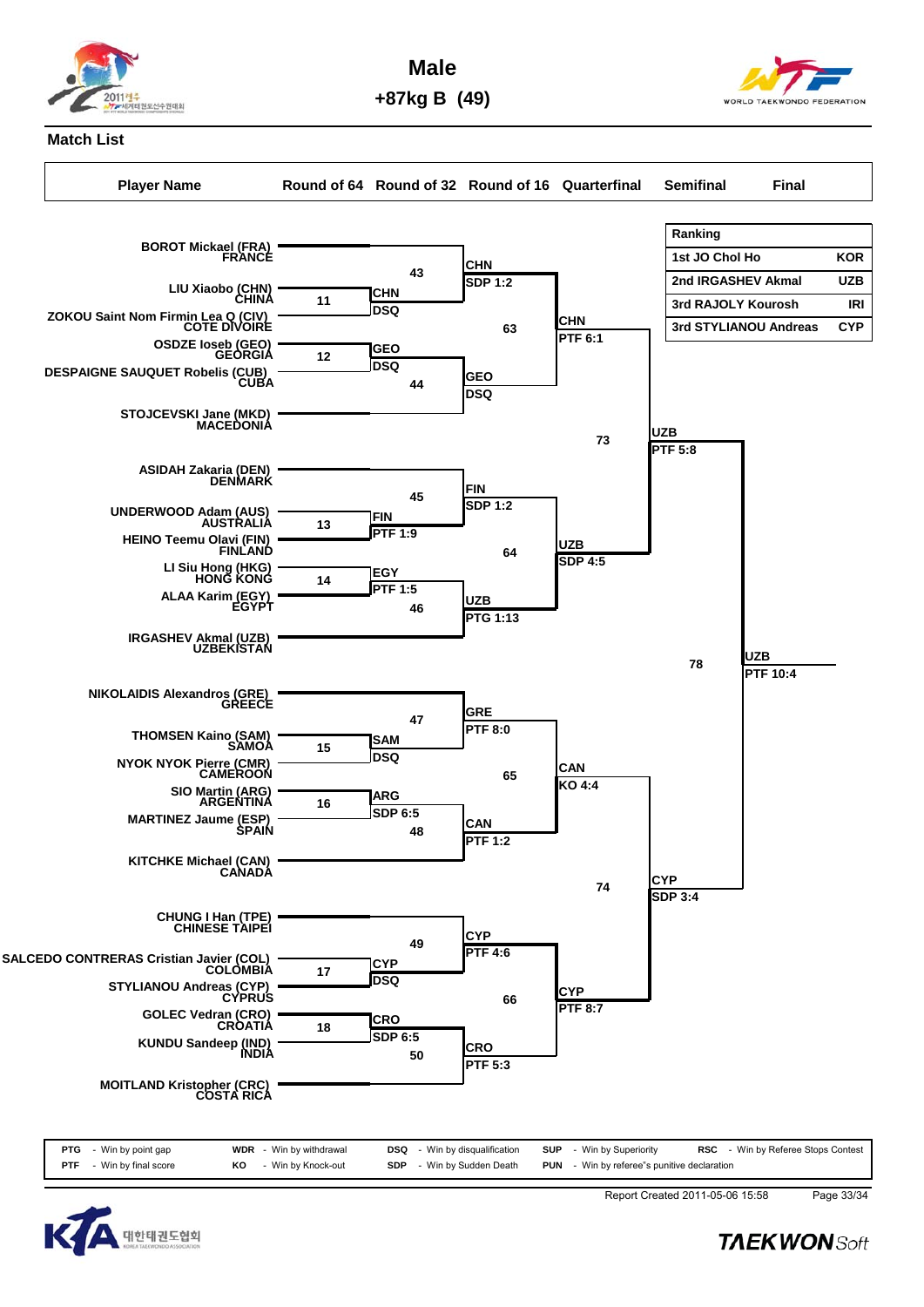# Male

## +87kg B (49)

### Match List

**Ranking**

| Ranking | |
|---|---|
| 1st JO Chol Ho | KOR |
| 2nd IRGASHEV Akmal | UZB |
| 3rd RAJOLY Kourosh | IRI |
| 3rd STYLIANOU Andreas | CYP |

| Player Name | Round of 64 | Round of 32 | Round of 16 | Quarterfinal | Semifinal | Final |
|---|---|---|---|---|---|---|
| BOROT Mickael (FRA) FRANCE | | | 43: CHN SDP 1:2 | 63: CHN PTF 6:1 | 73: UZB PTF 5:8 | 78: UZB PTF 10:4 |
| LIU Xiaobo (CHN) CHINA | | 11: CHN DSQ | | | | |
| ZOKOU Saint Nom Firmin Lea Q (CIV) COTE DIVOIRE | | | | | | |
| OSDZE Ioseb (GEO) GEORGIA | | 12: GEO DSQ | 44: GEO DSQ | | | |
| DESPAIGNE SAUQUET Robelis (CUB) CUBA | | | | | | |
| STOJCEVSKI Jane (MKD) MACEDONIA | | | | | | |
| ASIDAH Zakaria (DEN) DENMARK | | | 45: FIN SDP 1:2 | 64: UZB SDP 4:5 | | |
| UNDERWOOD Adam (AUS) AUSTRALIA | | 13: FIN PTF 1:9 | | | | |
| HEINO Teemu Olavi (FIN) FINLAND | | | | | | |
| LI Siu Hong (HKG) HONG KONG | | 14: EGY PTF 1:5 | 46: UZB PTG 1:13 | | | |
| ALAA Karim (EGY) EGYPT | | | | | | |
| IRGASHEV Akmal (UZB) UZBEKISTAN | | | | | | |
| NIKOLAIDIS Alexandros (GRE) GREECE | | | 47: GRE PTF 8:0 | 65: CAN KO 4:4 | 74: CYP SDP 3:4 | |
| THOMSEN Kaino (SAM) SAMOA | | 15: SAM DSQ | | | | |
| NYOK NYOK Pierre (CMR) CAMEROON | | | | | | |
| SIO Martin (ARG) ARGENTINA | | 16: ARG SDP 6:5 | 48: CAN PTF 1:2 | | | |
| MARTINEZ Jaume (ESP) SPAIN | | | | | | |
| KITCHKE Michael (CAN) CANADA | | | | | | |
| CHUNG I Han (TPE) CHINESE TAIPEI | | | 49: CYP PTF 4:6 | 66: CYP PTF 8:7 | | |
| SALCEDO CONTRERAS Cristian Javier (COL) COLOMBIA | | 17: CYP DSQ | | | | |
| STYLIANOU Andreas (CYP) CYPRUS | | | | | | |
| GOLEC Vedran (CRO) CROATIA | | 18: CRO SDP 6:5 | 50: CRO PTF 5:3 | | | |
| KUNDU Sandeep (IND) INDIA | | | | | | |
| MOITLAND Kristopher (CRC) COSTA RICA | | | | | | |

| | | | | | | | | | |
|---|---|---|---|---|---|---|---|---|---|
| PTG | - Win by point gap | WDR | - Win by withdrawal | DSQ | - Win by disqualification | SUP | - Win by Superiority | RSC | - Win by Referee Stops Contest |
| PTF | - Win by final score | KO | - Win by Knock-out | SDP | - Win by Sudden Death | PUN | - Win by referee"s punitive declaration | | |

Report Created 2011-05-06 15:58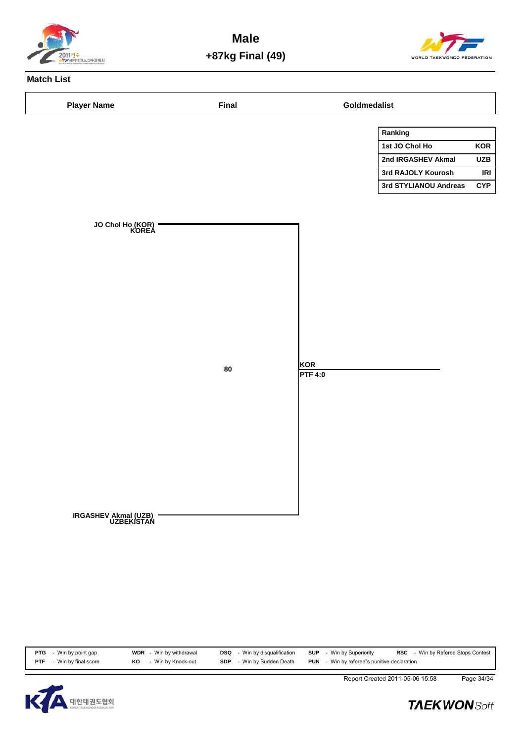# Male

## +87kg Final (49)

### Match List

| Player Name | Final | Goldmedalist |
|---|---|---|

| Ranking | |
|---|---|
| 1st JO Chol Ho | KOR |
| 2nd IRGASHEV Akmal | UZB |
| 3rd RAJOLY Kourosh | IRI |
| 3rd STYLIANOU Andreas | CYP |

JO Chol Ho (KOR)
KOREA

80

KOR
PTF 4:0

IRGASHEV Akmal (UZB)
UZBEKISTAN

| | | | | |
|---|---|---|---|---|
| **PTG** - Win by point gap | **WDR** - Win by withdrawal | **DSQ** - Win by disqualification | **SUP** - Win by Superiority | **RSC** - Win by Referee Stops Contest |
| **PTF** - Win by final score | **KO** - Win by Knock-out | **SDP** - Win by Sudden Death | **PUN** - Win by referee"s punitive declaration | |

Report Created 2011-05-06 15:58